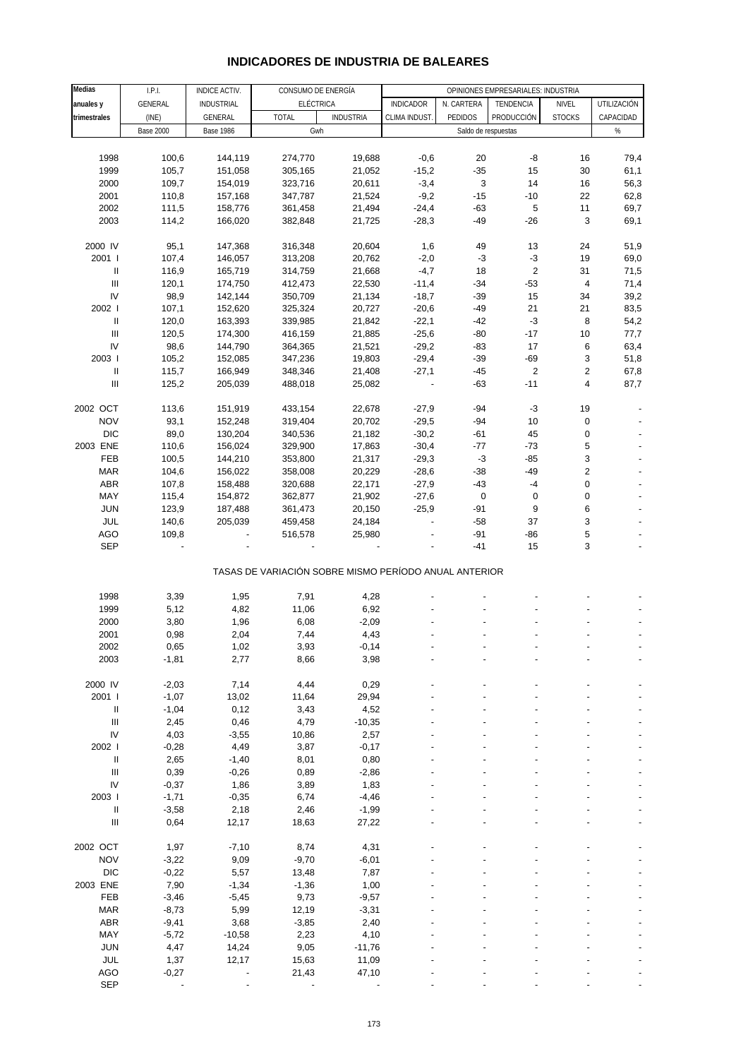# INDICADORES DE INDUSTRIA DE BALEARES

| Medias anuales y trimestrales | I.P.I. GENERAL (INE) | INDICE ACTIV. INDUSTRIAL GENERAL | CONSUMO DE ENERGÍA ELÉCTRICA | | OPINIONES EMPRESARIALES: INDUSTRIA | | | | |
|---|---|---|---|---|---|---|---|---|---|
| | | | TOTAL | INDUSTRIA | INDICADOR CLIMA INDUST. | N. CARTERA PEDIDOS | TENDENCIA PRODUCCIÓN | NIVEL STOCKS | UTILIZACIÓN CAPACIDAD |
| | Base 2000 | Base 1986 | Gwh | | Saldo de respuestas | | | | % |
| 1998 | 100,6 | 144,119 | 274,770 | 19,688 | -0,6 | 20 | -8 | 16 | 79,4 |
| 1999 | 105,7 | 151,058 | 305,165 | 21,052 | -15,2 | -35 | 15 | 30 | 61,1 |
| 2000 | 109,7 | 154,019 | 323,716 | 20,611 | -3,4 | 3 | 14 | 16 | 56,3 |
| 2001 | 110,8 | 157,168 | 347,787 | 21,524 | -9,2 | -15 | -10 | 22 | 62,8 |
| 2002 | 111,5 | 158,776 | 361,458 | 21,494 | -24,4 | -63 | 5 | 11 | 69,7 |
| 2003 | 114,2 | 166,020 | 382,848 | 21,725 | -28,3 | -49 | -26 | 3 | 69,1 |
| 2000 IV | 95,1 | 147,368 | 316,348 | 20,604 | 1,6 | 49 | 13 | 24 | 51,9 |
| 2001 I | 107,4 | 146,057 | 313,208 | 20,762 | -2,0 | -3 | -3 | 19 | 69,0 |
| II | 116,9 | 165,719 | 314,759 | 21,668 | -4,7 | 18 | 2 | 31 | 71,5 |
| III | 120,1 | 174,750 | 412,473 | 22,530 | -11,4 | -34 | -53 | 4 | 71,4 |
| IV | 98,9 | 142,144 | 350,709 | 21,134 | -18,7 | -39 | 15 | 34 | 39,2 |
| 2002 I | 107,1 | 152,620 | 325,324 | 20,727 | -20,6 | -49 | 21 | 21 | 83,5 |
| II | 120,0 | 163,393 | 339,985 | 21,842 | -22,1 | -42 | -3 | 8 | 54,2 |
| III | 120,5 | 174,300 | 416,159 | 21,885 | -25,6 | -80 | -17 | 10 | 77,7 |
| IV | 98,6 | 144,790 | 364,365 | 21,521 | -29,2 | -83 | 17 | 6 | 63,4 |
| 2003 I | 105,2 | 152,085 | 347,236 | 19,803 | -29,4 | -39 | -69 | 3 | 51,8 |
| II | 115,7 | 166,949 | 348,346 | 21,408 | -27,1 | -45 | 2 | 2 | 67,8 |
| III | 125,2 | 205,039 | 488,018 | 25,082 | - | -63 | -11 | 4 | 87,7 |
| 2002 OCT | 113,6 | 151,919 | 433,154 | 22,678 | -27,9 | -94 | -3 | 19 | - |
| NOV | 93,1 | 152,248 | 319,404 | 20,702 | -29,5 | -94 | 10 | 0 | - |
| DIC | 89,0 | 130,204 | 340,536 | 21,182 | -30,2 | -61 | 45 | 0 | - |
| 2003 ENE | 110,6 | 156,024 | 329,900 | 17,863 | -30,4 | -77 | -73 | 5 | - |
| FEB | 100,5 | 144,210 | 353,800 | 21,317 | -29,3 | -3 | -85 | 3 | - |
| MAR | 104,6 | 156,022 | 358,008 | 20,229 | -28,6 | -38 | -49 | 2 | - |
| ABR | 107,8 | 158,488 | 320,688 | 22,171 | -27,9 | -43 | -4 | 0 | - |
| MAY | 115,4 | 154,872 | 362,877 | 21,902 | -27,6 | 0 | 0 | 0 | - |
| JUN | 123,9 | 187,488 | 361,473 | 20,150 | -25,9 | -91 | 9 | 6 | - |
| JUL | 140,6 | 205,039 | 459,458 | 24,184 | - | -58 | 37 | 3 | - |
| AGO | 109,8 | - | 516,578 | 25,980 | - | -91 | -86 | 5 | - |
| SEP | - | - | - | - | - | -41 | 15 | 3 | - |
| **TASAS DE VARIACIÓN SOBRE MISMO PERÍODO ANUAL ANTERIOR** | | | | | | | | | |
| 1998 | 3,39 | 1,95 | 7,91 | 4,28 | - | - | - | - | - |
| 1999 | 5,12 | 4,82 | 11,06 | 6,92 | - | - | - | - | - |
| 2000 | 3,80 | 1,96 | 6,08 | -2,09 | - | - | - | - | - |
| 2001 | 0,98 | 2,04 | 7,44 | 4,43 | - | - | - | - | - |
| 2002 | 0,65 | 1,02 | 3,93 | -0,14 | - | - | - | - | - |
| 2003 | -1,81 | 2,77 | 8,66 | 3,98 | - | - | - | - | - |
| 2000 IV | -2,03 | 7,14 | 4,44 | 0,29 | - | - | - | - | - |
| 2001 I | -1,07 | 13,02 | 11,64 | 29,94 | - | - | - | - | - |
| II | -1,04 | 0,12 | 3,43 | 4,52 | - | - | - | - | - |
| III | 2,45 | 0,46 | 4,79 | -10,35 | - | - | - | - | - |
| IV | 4,03 | -3,55 | 10,86 | 2,57 | - | - | - | - | - |
| 2002 I | -0,28 | 4,49 | 3,87 | -0,17 | - | - | - | - | - |
| II | 2,65 | -1,40 | 8,01 | 0,80 | - | - | - | - | - |
| III | 0,39 | -0,26 | 0,89 | -2,86 | - | - | - | - | - |
| IV | -0,37 | 1,86 | 3,89 | 1,83 | - | - | - | - | - |
| 2003 I | -1,71 | -0,35 | 6,74 | -4,46 | - | - | - | - | - |
| II | -3,58 | 2,18 | 2,46 | -1,99 | - | - | - | - | - |
| III | 0,64 | 12,17 | 18,63 | 27,22 | - | - | - | - | - |
| 2002 OCT | 1,97 | -7,10 | 8,74 | 4,31 | - | - | - | - | - |
| NOV | -3,22 | 9,09 | -9,70 | -6,01 | - | - | - | - | - |
| DIC | -0,22 | 5,57 | 13,48 | 7,87 | - | - | - | - | - |
| 2003 ENE | 7,90 | -1,34 | -1,36 | 1,00 | - | - | - | - | - |
| FEB | -3,46 | -5,45 | 9,73 | -9,57 | - | - | - | - | - |
| MAR | -8,73 | 5,99 | 12,19 | -3,31 | - | - | - | - | - |
| ABR | -9,41 | 3,68 | -3,85 | 2,40 | - | - | - | - | - |
| MAY | -5,72 | -10,58 | 2,23 | 4,10 | - | - | - | - | - |
| JUN | 4,47 | 14,24 | 9,05 | -11,76 | - | - | - | - | - |
| JUL | 1,37 | 12,17 | 15,63 | 11,09 | - | - | - | - | - |
| AGO | -0,27 | - | 21,43 | 47,10 | - | - | - | - | - |
| SEP | - | - | - | - | - | - | - | - | - |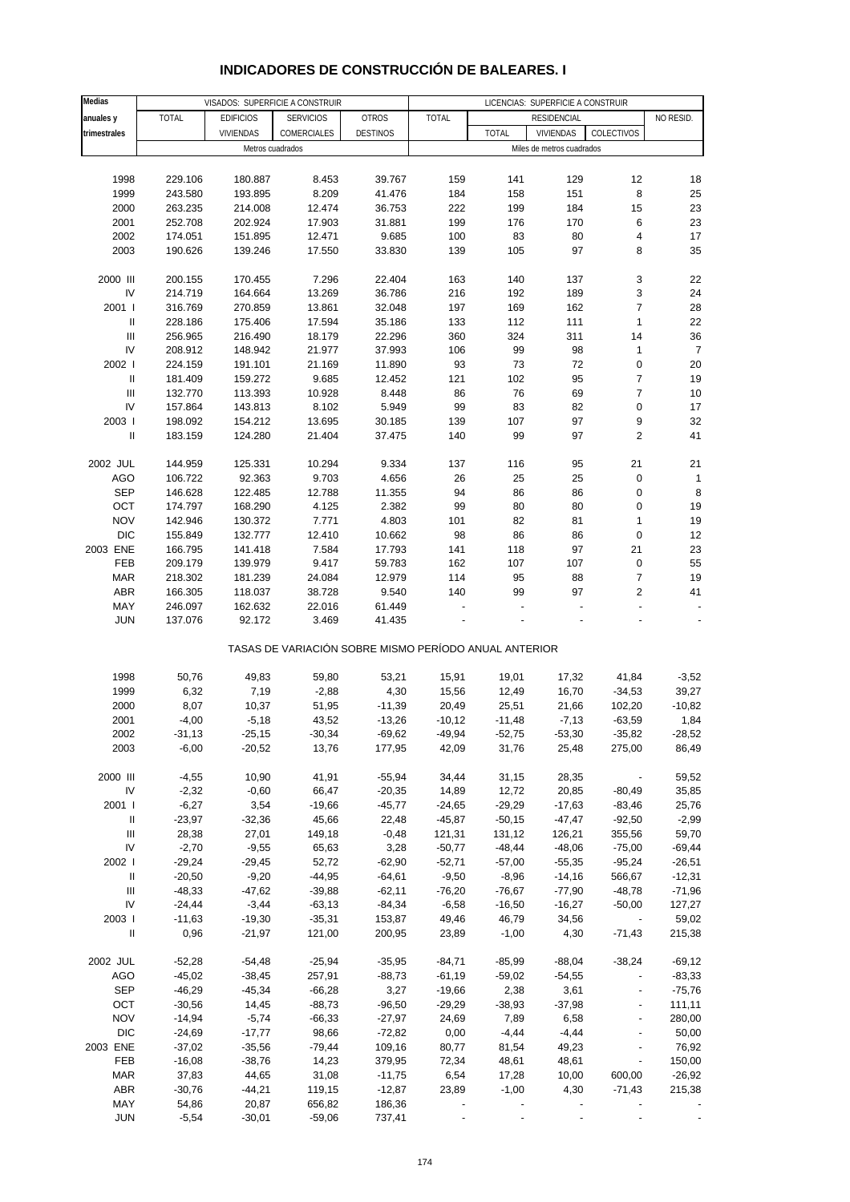# INDICADORES DE CONSTRUCCIÓN DE BALEARES. I

| Medias anuales y trimestrales | VISADOS: SUPERFICIE A CONSTRUIR | | | | LICENCIAS: SUPERFICIE A CONSTRUIR | | | | |
|---|---|---|---|---|---|---|---|---|---|
| | TOTAL | EDIFICIOS VIVIENDAS | SERVICIOS COMERCIALES | OTROS DESTINOS | TOTAL | RESIDENCIAL | | | NO RESID. |
| | | | | | | TOTAL | VIVIENDAS | COLECTIVOS | |
| | Metros cuadrados | | | | Miles de metros cuadrados | | | | |
| 1998 | 229.106 | 180.887 | 8.453 | 39.767 | 159 | 141 | 129 | 12 | 18 |
| 1999 | 243.580 | 193.895 | 8.209 | 41.476 | 184 | 158 | 151 | 8 | 25 |
| 2000 | 263.235 | 214.008 | 12.474 | 36.753 | 222 | 199 | 184 | 15 | 23 |
| 2001 | 252.708 | 202.924 | 17.903 | 31.881 | 199 | 176 | 170 | 6 | 23 |
| 2002 | 174.051 | 151.895 | 12.471 | 9.685 | 100 | 83 | 80 | 4 | 17 |
| 2003 | 190.626 | 139.246 | 17.550 | 33.830 | 139 | 105 | 97 | 8 | 35 |
| 2000 III | 200.155 | 170.455 | 7.296 | 22.404 | 163 | 140 | 137 | 3 | 22 |
| IV | 214.719 | 164.664 | 13.269 | 36.786 | 216 | 192 | 189 | 3 | 24 |
| 2001 I | 316.769 | 270.859 | 13.861 | 32.048 | 197 | 169 | 162 | 7 | 28 |
| II | 228.186 | 175.406 | 17.594 | 35.186 | 133 | 112 | 111 | 1 | 22 |
| III | 256.965 | 216.490 | 18.179 | 22.296 | 360 | 324 | 311 | 14 | 36 |
| IV | 208.912 | 148.942 | 21.977 | 37.993 | 106 | 99 | 98 | 1 | 7 |
| 2002 I | 224.159 | 191.101 | 21.169 | 11.890 | 93 | 73 | 72 | 0 | 20 |
| II | 181.409 | 159.272 | 9.685 | 12.452 | 121 | 102 | 95 | 7 | 19 |
| III | 132.770 | 113.393 | 10.928 | 8.448 | 86 | 76 | 69 | 7 | 10 |
| IV | 157.864 | 143.813 | 8.102 | 5.949 | 99 | 83 | 82 | 0 | 17 |
| 2003 I | 198.092 | 154.212 | 13.695 | 30.185 | 139 | 107 | 97 | 9 | 32 |
| II | 183.159 | 124.280 | 21.404 | 37.475 | 140 | 99 | 97 | 2 | 41 |
| 2002 JUL | 144.959 | 125.331 | 10.294 | 9.334 | 137 | 116 | 95 | 21 | 21 |
| AGO | 106.722 | 92.363 | 9.703 | 4.656 | 26 | 25 | 25 | 0 | 1 |
| SEP | 146.628 | 122.485 | 12.788 | 11.355 | 94 | 86 | 86 | 0 | 8 |
| OCT | 174.797 | 168.290 | 4.125 | 2.382 | 99 | 80 | 80 | 0 | 19 |
| NOV | 142.946 | 130.372 | 7.771 | 4.803 | 101 | 82 | 81 | 1 | 19 |
| DIC | 155.849 | 132.777 | 12.410 | 10.662 | 98 | 86 | 86 | 0 | 12 |
| 2003 ENE | 166.795 | 141.418 | 7.584 | 17.793 | 141 | 118 | 97 | 21 | 23 |
| FEB | 209.179 | 139.979 | 9.417 | 59.783 | 162 | 107 | 107 | 0 | 55 |
| MAR | 218.302 | 181.239 | 24.084 | 12.979 | 114 | 95 | 88 | 7 | 19 |
| ABR | 166.305 | 118.037 | 38.728 | 9.540 | 140 | 99 | 97 | 2 | 41 |
| MAY | 246.097 | 162.632 | 22.016 | 61.449 | - | - | - | - | - |
| JUN | 137.076 | 92.172 | 3.469 | 41.435 | - | - | - | - | - |

TASAS DE VARIACIÓN SOBRE MISMO PERÍODO ANUAL ANTERIOR

| | TOTAL | EDIFICIOS VIVIENDAS | SERVICIOS COMERCIALES | OTROS DESTINOS | TOTAL | RESIDENCIAL TOTAL | VIVIENDAS | COLECTIVOS | NO RESID. |
|---|---|---|---|---|---|---|---|---|---|
| 1998 | 50,76 | 49,83 | 59,80 | 53,21 | 15,91 | 19,01 | 17,32 | 41,84 | -3,52 |
| 1999 | 6,32 | 7,19 | -2,88 | 4,30 | 15,56 | 12,49 | 16,70 | -34,53 | 39,27 |
| 2000 | 8,07 | 10,37 | 51,95 | -11,39 | 20,49 | 25,51 | 21,66 | 102,20 | -10,82 |
| 2001 | -4,00 | -5,18 | 43,52 | -13,26 | -10,12 | -11,48 | -7,13 | -63,59 | 1,84 |
| 2002 | -31,13 | -25,15 | -30,34 | -69,62 | -49,94 | -52,75 | -53,30 | -35,82 | -28,52 |
| 2003 | -6,00 | -20,52 | 13,76 | 177,95 | 42,09 | 31,76 | 25,48 | 275,00 | 86,49 |
| 2000 III | -4,55 | 10,90 | 41,91 | -55,94 | 34,44 | 31,15 | 28,35 | - | 59,52 |
| IV | -2,32 | -0,60 | 66,47 | -20,35 | 14,89 | 12,72 | 20,85 | -80,49 | 35,85 |
| 2001 I | -6,27 | 3,54 | -19,66 | -45,77 | -24,65 | -29,29 | -17,63 | -83,46 | 25,76 |
| II | -23,97 | -32,36 | 45,66 | 22,48 | -45,87 | -50,15 | -47,47 | -92,50 | -2,99 |
| III | 28,38 | 27,01 | 149,18 | -0,48 | 121,31 | 131,12 | 126,21 | 355,56 | 59,70 |
| IV | -2,70 | -9,55 | 65,63 | 3,28 | -50,77 | -48,44 | -48,06 | -75,00 | -69,44 |
| 2002 I | -29,24 | -29,45 | 52,72 | -62,90 | -52,71 | -57,00 | -55,35 | -95,24 | -26,51 |
| II | -20,50 | -9,20 | -44,95 | -64,61 | -9,50 | -8,96 | -14,16 | 566,67 | -12,31 |
| III | -48,33 | -47,62 | -39,88 | -62,11 | -76,20 | -76,67 | -77,90 | -48,78 | -71,96 |
| IV | -24,44 | -3,44 | -63,13 | -84,34 | -6,58 | -16,50 | -16,27 | -50,00 | 127,27 |
| 2003 I | -11,63 | -19,30 | -35,31 | 153,87 | 49,46 | 46,79 | 34,56 | - | 59,02 |
| II | 0,96 | -21,97 | 121,00 | 200,95 | 23,89 | -1,00 | 4,30 | -71,43 | 215,38 |
| 2002 JUL | -52,28 | -54,48 | -25,94 | -35,95 | -84,71 | -85,99 | -88,04 | -38,24 | -69,12 |
| AGO | -45,02 | -38,45 | 257,91 | -88,73 | -61,19 | -59,02 | -54,55 | - | -83,33 |
| SEP | -46,29 | -45,34 | -66,28 | 3,27 | -19,66 | 2,38 | 3,61 | - | -75,76 |
| OCT | -30,56 | 14,45 | -88,73 | -96,50 | -29,29 | -38,93 | -37,98 | - | 111,11 |
| NOV | -14,94 | -5,74 | -66,33 | -27,97 | 24,69 | 7,89 | 6,58 | - | 280,00 |
| DIC | -24,69 | -17,77 | 98,66 | -72,82 | 0,00 | -4,44 | -4,44 | - | 50,00 |
| 2003 ENE | -37,02 | -35,56 | -79,44 | 109,16 | 80,77 | 81,54 | 49,23 | - | 76,92 |
| FEB | -16,08 | -38,76 | 14,23 | 379,95 | 72,34 | 48,61 | 48,61 | - | 150,00 |
| MAR | 37,83 | 44,65 | 31,08 | -11,75 | 6,54 | 17,28 | 10,00 | 600,00 | -26,92 |
| ABR | -30,76 | -44,21 | 119,15 | -12,87 | 23,89 | -1,00 | 4,30 | -71,43 | 215,38 |
| MAY | 54,86 | 20,87 | 656,82 | 186,36 | - | - | - | - | - |
| JUN | -5,54 | -30,01 | -59,06 | 737,41 | - | - | - | - | - |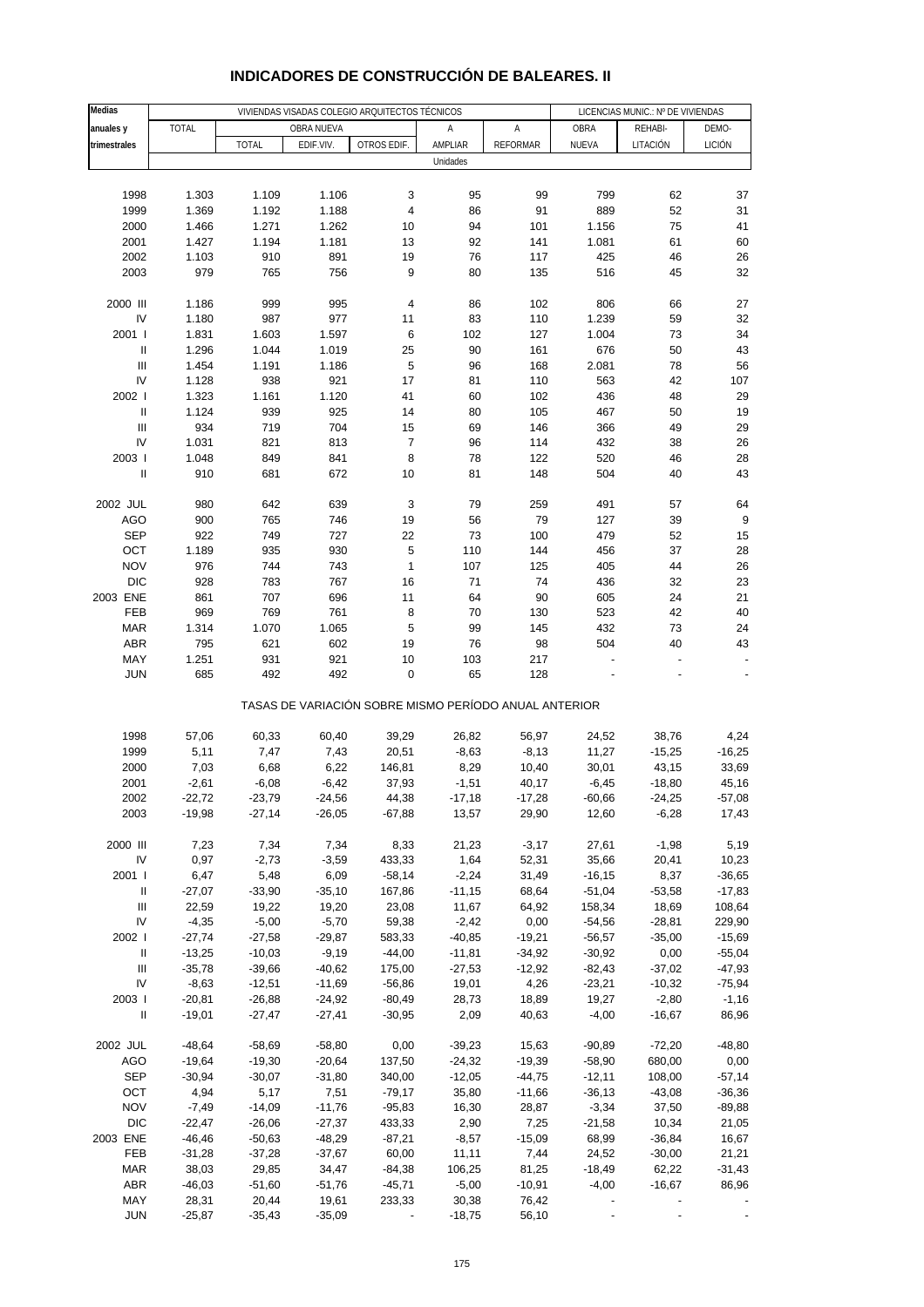# INDICADORES DE CONSTRUCCIÓN DE BALEARES. II

| Medias anuales y trimestrales | VIVIENDAS VISADAS COLEGIO ARQUITECTOS TÉCNICOS | | | | | | LICENCIAS MUNIC.: Nº DE VIVIENDAS | | |
|---|---|---|---|---|---|---|---|---|---|
| | TOTAL | OBRA NUEVA | | | A AMPLIAR | A REFORMAR | OBRA NUEVA | REHABI-LITACIÓN | DEMO-LICIÓN |
| | | TOTAL | EDIF.VIV. | OTROS EDIF. | | | | | |
| | Unidades | | | | | | | | |
| 1998 | 1.303 | 1.109 | 1.106 | 3 | 95 | 99 | 799 | 62 | 37 |
| 1999 | 1.369 | 1.192 | 1.188 | 4 | 86 | 91 | 889 | 52 | 31 |
| 2000 | 1.466 | 1.271 | 1.262 | 10 | 94 | 101 | 1.156 | 75 | 41 |
| 2001 | 1.427 | 1.194 | 1.181 | 13 | 92 | 141 | 1.081 | 61 | 60 |
| 2002 | 1.103 | 910 | 891 | 19 | 76 | 117 | 425 | 46 | 26 |
| 2003 | 979 | 765 | 756 | 9 | 80 | 135 | 516 | 45 | 32 |
| 2000 III | 1.186 | 999 | 995 | 4 | 86 | 102 | 806 | 66 | 27 |
| IV | 1.180 | 987 | 977 | 11 | 83 | 110 | 1.239 | 59 | 32 |
| 2001 I | 1.831 | 1.603 | 1.597 | 6 | 102 | 127 | 1.004 | 73 | 34 |
| II | 1.296 | 1.044 | 1.019 | 25 | 90 | 161 | 676 | 50 | 43 |
| III | 1.454 | 1.191 | 1.186 | 5 | 96 | 168 | 2.081 | 78 | 56 |
| IV | 1.128 | 938 | 921 | 17 | 81 | 110 | 563 | 42 | 107 |
| 2002 I | 1.323 | 1.161 | 1.120 | 41 | 60 | 102 | 436 | 48 | 29 |
| II | 1.124 | 939 | 925 | 14 | 80 | 105 | 467 | 50 | 19 |
| III | 934 | 719 | 704 | 15 | 69 | 146 | 366 | 49 | 29 |
| IV | 1.031 | 821 | 813 | 7 | 96 | 114 | 432 | 38 | 26 |
| 2003 I | 1.048 | 849 | 841 | 8 | 78 | 122 | 520 | 46 | 28 |
| II | 910 | 681 | 672 | 10 | 81 | 148 | 504 | 40 | 43 |
| 2002 JUL | 980 | 642 | 639 | 3 | 79 | 259 | 491 | 57 | 64 |
| AGO | 900 | 765 | 746 | 19 | 56 | 79 | 127 | 39 | 9 |
| SEP | 922 | 749 | 727 | 22 | 73 | 100 | 479 | 52 | 15 |
| OCT | 1.189 | 935 | 930 | 5 | 110 | 144 | 456 | 37 | 28 |
| NOV | 976 | 744 | 743 | 1 | 107 | 125 | 405 | 44 | 26 |
| DIC | 928 | 783 | 767 | 16 | 71 | 74 | 436 | 32 | 23 |
| 2003 ENE | 861 | 707 | 696 | 11 | 64 | 90 | 605 | 24 | 21 |
| FEB | 969 | 769 | 761 | 8 | 70 | 130 | 523 | 42 | 40 |
| MAR | 1.314 | 1.070 | 1.065 | 5 | 99 | 145 | 432 | 73 | 24 |
| ABR | 795 | 621 | 602 | 19 | 76 | 98 | 504 | 40 | 43 |
| MAY | 1.251 | 931 | 921 | 10 | 103 | 217 | - | - | - |
| JUN | 685 | 492 | 492 | 0 | 65 | 128 | - | - | - |
| | TASAS DE VARIACIÓN SOBRE MISMO PERÍODO ANUAL ANTERIOR | | | | | | | | |
| 1998 | 57,06 | 60,33 | 60,40 | 39,29 | 26,82 | 56,97 | 24,52 | 38,76 | 4,24 |
| 1999 | 5,11 | 7,47 | 7,43 | 20,51 | -8,63 | -8,13 | 11,27 | -15,25 | -16,25 |
| 2000 | 7,03 | 6,68 | 6,22 | 146,81 | 8,29 | 10,40 | 30,01 | 43,15 | 33,69 |
| 2001 | -2,61 | -6,08 | -6,42 | 37,93 | -1,51 | 40,17 | -6,45 | -18,80 | 45,16 |
| 2002 | -22,72 | -23,79 | -24,56 | 44,38 | -17,18 | -17,28 | -60,66 | -24,25 | -57,08 |
| 2003 | -19,98 | -27,14 | -26,05 | -67,88 | 13,57 | 29,90 | 12,60 | -6,28 | 17,43 |
| 2000 III | 7,23 | 7,34 | 7,34 | 8,33 | 21,23 | -3,17 | 27,61 | -1,98 | 5,19 |
| IV | 0,97 | -2,73 | -3,59 | 433,33 | 1,64 | 52,31 | 35,66 | 20,41 | 10,23 |
| 2001 I | 6,47 | 5,48 | 6,09 | -58,14 | -2,24 | 31,49 | -16,15 | 8,37 | -36,65 |
| II | -27,07 | -33,90 | -35,10 | 167,86 | -11,15 | 68,64 | -51,04 | -53,58 | -17,83 |
| III | 22,59 | 19,22 | 19,20 | 23,08 | 11,67 | 64,92 | 158,34 | 18,69 | 108,64 |
| IV | -4,35 | -5,00 | -5,70 | 59,38 | -2,42 | 0,00 | -54,56 | -28,81 | 229,90 |
| 2002 I | -27,74 | -27,58 | -29,87 | 583,33 | -40,85 | -19,21 | -56,57 | -35,00 | -15,69 |
| II | -13,25 | -10,03 | -9,19 | -44,00 | -11,81 | -34,92 | -30,92 | 0,00 | -55,04 |
| III | -35,78 | -39,66 | -40,62 | 175,00 | -27,53 | -12,92 | -82,43 | -37,02 | -47,93 |
| IV | -8,63 | -12,51 | -11,69 | -56,86 | 19,01 | 4,26 | -23,21 | -10,32 | -75,94 |
| 2003 I | -20,81 | -26,88 | -24,92 | -80,49 | 28,73 | 18,89 | 19,27 | -2,80 | -1,16 |
| II | -19,01 | -27,47 | -27,41 | -30,95 | 2,09 | 40,63 | -4,00 | -16,67 | 86,96 |
| 2002 JUL | -48,64 | -58,69 | -58,80 | 0,00 | -39,23 | 15,63 | -90,89 | -72,20 | -48,80 |
| AGO | -19,64 | -19,30 | -20,64 | 137,50 | -24,32 | -19,39 | -58,90 | 680,00 | 0,00 |
| SEP | -30,94 | -30,07 | -31,80 | 340,00 | -12,05 | -44,75 | -12,11 | 108,00 | -57,14 |
| OCT | 4,94 | 5,17 | 7,51 | -79,17 | 35,80 | -11,66 | -36,13 | -43,08 | -36,36 |
| NOV | -7,49 | -14,09 | -11,76 | -95,83 | 16,30 | 28,87 | -3,34 | 37,50 | -89,88 |
| DIC | -22,47 | -26,06 | -27,37 | 433,33 | 2,90 | 7,25 | -21,58 | 10,34 | 21,05 |
| 2003 ENE | -46,46 | -50,63 | -48,29 | -87,21 | -8,57 | -15,09 | 68,99 | -36,84 | 16,67 |
| FEB | -31,28 | -37,28 | -37,67 | 60,00 | 11,11 | 7,44 | 24,52 | -30,00 | 21,21 |
| MAR | 38,03 | 29,85 | 34,47 | -84,38 | 106,25 | 81,25 | -18,49 | 62,22 | -31,43 |
| ABR | -46,03 | -51,60 | -51,76 | -45,71 | -5,00 | -10,91 | -4,00 | -16,67 | 86,96 |
| MAY | 28,31 | 20,44 | 19,61 | 233,33 | 30,38 | 76,42 | - | - | - |
| JUN | -25,87 | -35,43 | -35,09 | - | -18,75 | 56,10 | - | - | - |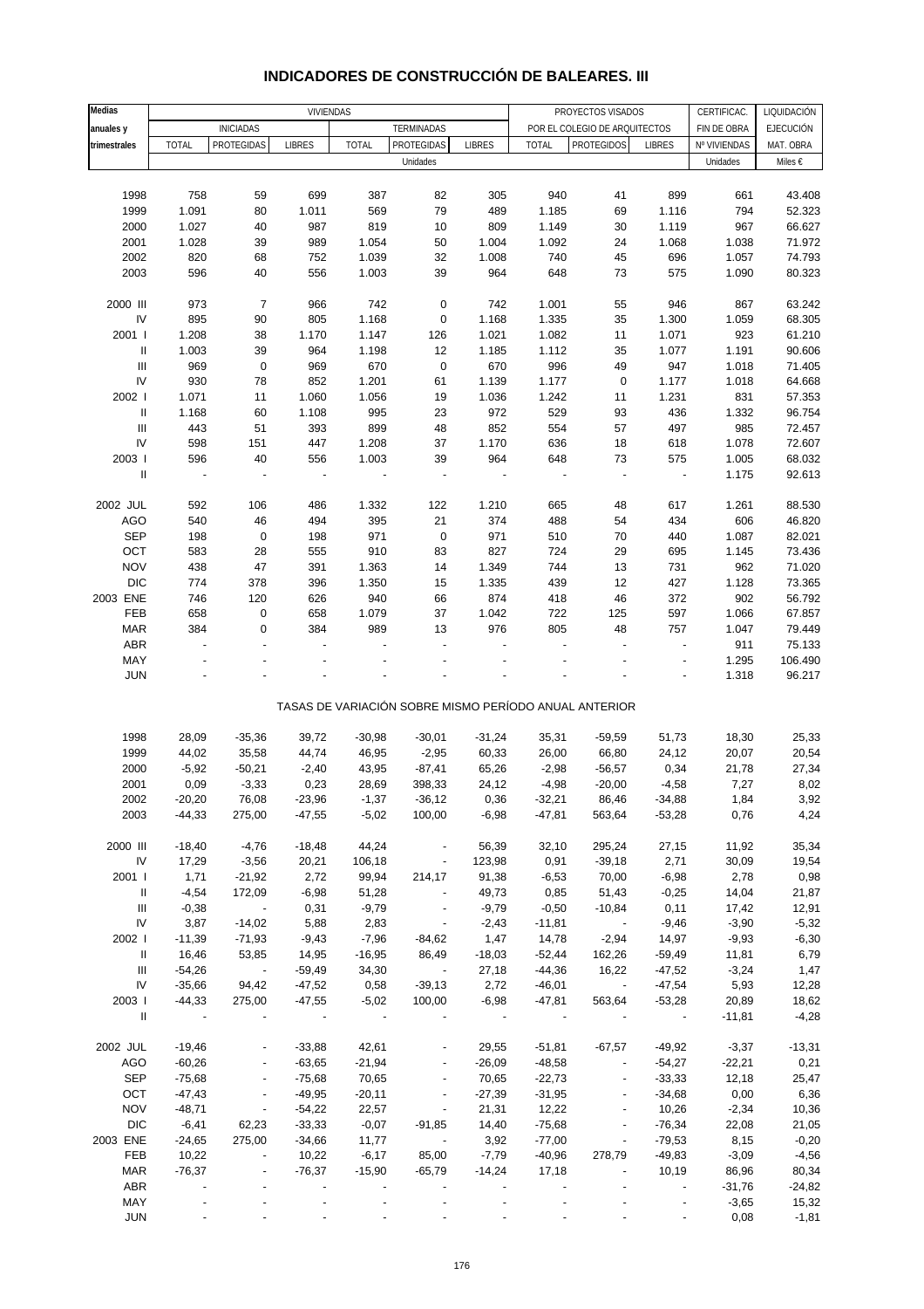# INDICADORES DE CONSTRUCCIÓN DE BALEARES. III

| Medias anuales y trimestrales | VIVIENDAS | | | | | | PROYECTOS VISADOS | | | CERTIFICAC. | LIQUIDACIÓN |
|---|---|---|---|---|---|---|---|---|---|---|---|
| | INICIADAS | | | TERMINADAS | | | POR EL COLEGIO DE ARQUITECTOS | | | FIN DE OBRA | EJECUCIÓN |
| | TOTAL | PROTEGIDAS | LIBRES | TOTAL | PROTEGIDAS | LIBRES | TOTAL | PROTEGIDOS | LIBRES | Nº VIVIENDAS | MAT. OBRA |
| | Unidades | | | | | | | | | Unidades | Miles € |
| 1998 | 758 | 59 | 699 | 387 | 82 | 305 | 940 | 41 | 899 | 661 | 43.408 |
| 1999 | 1.091 | 80 | 1.011 | 569 | 79 | 489 | 1.185 | 69 | 1.116 | 794 | 52.323 |
| 2000 | 1.027 | 40 | 987 | 819 | 10 | 809 | 1.149 | 30 | 1.119 | 967 | 66.627 |
| 2001 | 1.028 | 39 | 989 | 1.054 | 50 | 1.004 | 1.092 | 24 | 1.068 | 1.038 | 71.972 |
| 2002 | 820 | 68 | 752 | 1.039 | 32 | 1.008 | 740 | 45 | 696 | 1.057 | 74.793 |
| 2003 | 596 | 40 | 556 | 1.003 | 39 | 964 | 648 | 73 | 575 | 1.090 | 80.323 |
| 2000 III | 973 | 7 | 966 | 742 | 0 | 742 | 1.001 | 55 | 946 | 867 | 63.242 |
| IV | 895 | 90 | 805 | 1.168 | 0 | 1.168 | 1.335 | 35 | 1.300 | 1.059 | 68.305 |
| 2001 I | 1.208 | 38 | 1.170 | 1.147 | 126 | 1.021 | 1.082 | 11 | 1.071 | 923 | 61.210 |
| II | 1.003 | 39 | 964 | 1.198 | 12 | 1.185 | 1.112 | 35 | 1.077 | 1.191 | 90.606 |
| III | 969 | 0 | 969 | 670 | 0 | 670 | 996 | 49 | 947 | 1.018 | 71.405 |
| IV | 930 | 78 | 852 | 1.201 | 61 | 1.139 | 1.177 | 0 | 1.177 | 1.018 | 64.668 |
| 2002 I | 1.071 | 11 | 1.060 | 1.056 | 19 | 1.036 | 1.242 | 11 | 1.231 | 831 | 57.353 |
| II | 1.168 | 60 | 1.108 | 995 | 23 | 972 | 529 | 93 | 436 | 1.332 | 96.754 |
| III | 443 | 51 | 393 | 899 | 48 | 852 | 554 | 57 | 497 | 985 | 72.457 |
| IV | 598 | 151 | 447 | 1.208 | 37 | 1.170 | 636 | 18 | 618 | 1.078 | 72.607 |
| 2003 I | 596 | 40 | 556 | 1.003 | 39 | 964 | 648 | 73 | 575 | 1.005 | 68.032 |
| II | - | - | - | - | - | - | - | - | - | 1.175 | 92.613 |
| 2002 JUL | 592 | 106 | 486 | 1.332 | 122 | 1.210 | 665 | 48 | 617 | 1.261 | 88.530 |
| AGO | 540 | 46 | 494 | 395 | 21 | 374 | 488 | 54 | 434 | 606 | 46.820 |
| SEP | 198 | 0 | 198 | 971 | 0 | 971 | 510 | 70 | 440 | 1.087 | 82.021 |
| OCT | 583 | 28 | 555 | 910 | 83 | 827 | 724 | 29 | 695 | 1.145 | 73.436 |
| NOV | 438 | 47 | 391 | 1.363 | 14 | 1.349 | 744 | 13 | 731 | 962 | 71.020 |
| DIC | 774 | 378 | 396 | 1.350 | 15 | 1.335 | 439 | 12 | 427 | 1.128 | 73.365 |
| 2003 ENE | 746 | 120 | 626 | 940 | 66 | 874 | 418 | 46 | 372 | 902 | 56.792 |
| FEB | 658 | 0 | 658 | 1.079 | 37 | 1.042 | 722 | 125 | 597 | 1.066 | 67.857 |
| MAR | 384 | 0 | 384 | 989 | 13 | 976 | 805 | 48 | 757 | 1.047 | 79.449 |
| ABR | - | - | - | - | - | - | - | - | - | 911 | 75.133 |
| MAY | - | - | - | - | - | - | - | - | - | 1.295 | 106.490 |
| JUN | - | - | - | - | - | - | - | - | - | 1.318 | 96.217 |
| | TASAS DE VARIACIÓN SOBRE MISMO PERÍODO ANUAL ANTERIOR | | | | | | | | | | |
| 1998 | 28,09 | -35,36 | 39,72 | -30,98 | -30,01 | -31,24 | 35,31 | -59,59 | 51,73 | 18,30 | 25,33 |
| 1999 | 44,02 | 35,58 | 44,74 | 46,95 | -2,95 | 60,33 | 26,00 | 66,80 | 24,12 | 20,07 | 20,54 |
| 2000 | -5,92 | -50,21 | -2,40 | 43,95 | -87,41 | 65,26 | -2,98 | -56,57 | 0,34 | 21,78 | 27,34 |
| 2001 | 0,09 | -3,33 | 0,23 | 28,69 | 398,33 | 24,12 | -4,98 | -20,00 | -4,58 | 7,27 | 8,02 |
| 2002 | -20,20 | 76,08 | -23,96 | -1,37 | -36,12 | 0,36 | -32,21 | 86,46 | -34,88 | 1,84 | 3,92 |
| 2003 | -44,33 | 275,00 | -47,55 | -5,02 | 100,00 | -6,98 | -47,81 | 563,64 | -53,28 | 0,76 | 4,24 |
| 2000 III | -18,40 | -4,76 | -18,48 | 44,24 | - | 56,39 | 32,10 | 295,24 | 27,15 | 11,92 | 35,34 |
| IV | 17,29 | -3,56 | 20,21 | 106,18 | - | 123,98 | 0,91 | -39,18 | 2,71 | 30,09 | 19,54 |
| 2001 I | 1,71 | -21,92 | 2,72 | 99,94 | 214,17 | 91,38 | -6,53 | 70,00 | -6,98 | 2,78 | 0,98 |
| II | -4,54 | 172,09 | -6,98 | 51,28 | - | 49,73 | 0,85 | 51,43 | -0,25 | 14,04 | 21,87 |
| III | -0,38 | - | 0,31 | -9,79 | - | -9,79 | -0,50 | -10,84 | 0,11 | 17,42 | 12,91 |
| IV | 3,87 | -14,02 | 5,88 | 2,83 | - | -2,43 | -11,81 | - | -9,46 | -3,90 | -5,32 |
| 2002 I | -11,39 | -71,93 | -9,43 | -7,96 | -84,62 | 1,47 | 14,78 | -2,94 | 14,97 | -9,93 | -6,30 |
| II | 16,46 | 53,85 | 14,95 | -16,95 | 86,49 | -18,03 | -52,44 | 162,26 | -59,49 | 11,81 | 6,79 |
| III | -54,26 | - | -59,49 | 34,30 | - | 27,18 | -44,36 | 16,22 | -47,52 | -3,24 | 1,47 |
| IV | -35,66 | 94,42 | -47,52 | 0,58 | -39,13 | 2,72 | -46,01 | - | -47,54 | 5,93 | 12,28 |
| 2003 I | -44,33 | 275,00 | -47,55 | -5,02 | 100,00 | -6,98 | -47,81 | 563,64 | -53,28 | 20,89 | 18,62 |
| II | - | - | - | - | - | - | - | - | - | -11,81 | -4,28 |
| 2002 JUL | -19,46 | - | -33,88 | 42,61 | - | 29,55 | -51,81 | -67,57 | -49,92 | -3,37 | -13,31 |
| AGO | -60,26 | - | -63,65 | -21,94 | - | -26,09 | -48,58 | - | -54,27 | -22,21 | 0,21 |
| SEP | -75,68 | - | -75,68 | 70,65 | - | 70,65 | -22,73 | - | -33,33 | 12,18 | 25,47 |
| OCT | -47,43 | - | -49,95 | -20,11 | - | -27,39 | -31,95 | - | -34,68 | 0,00 | 6,36 |
| NOV | -48,71 | - | -54,22 | 22,57 | - | 21,31 | 12,22 | - | 10,26 | -2,34 | 10,36 |
| DIC | -6,41 | 62,23 | -33,33 | -0,07 | -91,85 | 14,40 | -75,68 | - | -76,34 | 22,08 | 21,05 |
| 2003 ENE | -24,65 | 275,00 | -34,66 | 11,77 | - | 3,92 | -77,00 | - | -79,53 | 8,15 | -0,20 |
| FEB | 10,22 | - | 10,22 | -6,17 | 85,00 | -7,79 | -40,96 | 278,79 | -49,83 | -3,09 | -4,56 |
| MAR | -76,37 | - | -76,37 | -15,90 | -65,79 | -14,24 | 17,18 | - | 10,19 | 86,96 | 80,34 |
| ABR | - | - | - | - | - | - | - | - | - | -31,76 | -24,82 |
| MAY | - | - | - | - | - | - | - | - | - | -3,65 | 15,32 |
| JUN | - | - | - | - | - | - | - | - | - | 0,08 | -1,81 |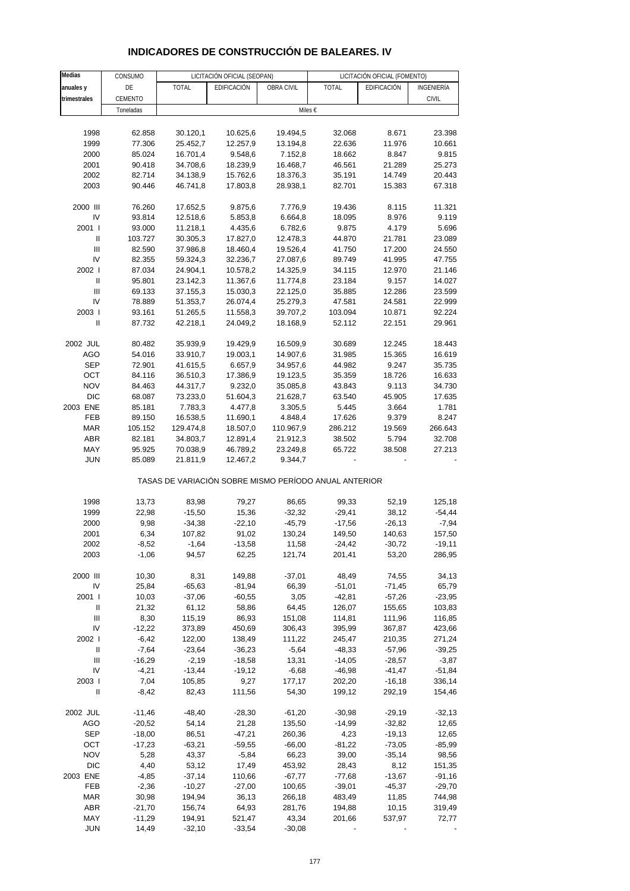# INDICADORES DE CONSTRUCCIÓN DE BALEARES. IV

| Medias anuales y trimestrales | CONSUMO DE CEMENTO | LICITACIÓN OFICIAL (SEOPAN) | | | LICITACIÓN OFICIAL (FOMENTO) | | |
|---|---|---|---|---|---|---|---|
| | | TOTAL | EDIFICACIÓN | OBRA CIVIL | TOTAL | EDIFICACIÓN | INGENIERÍA CIVIL |
| | Toneladas | Miles € | | | | | |
| 1998 | 62.858 | 30.120,1 | 10.625,6 | 19.494,5 | 32.068 | 8.671 | 23.398 |
| 1999 | 77.306 | 25.452,7 | 12.257,9 | 13.194,8 | 22.636 | 11.976 | 10.661 |
| 2000 | 85.024 | 16.701,4 | 9.548,6 | 7.152,8 | 18.662 | 8.847 | 9.815 |
| 2001 | 90.418 | 34.708,6 | 18.239,9 | 16.468,7 | 46.561 | 21.289 | 25.273 |
| 2002 | 82.714 | 34.138,9 | 15.762,6 | 18.376,3 | 35.191 | 14.749 | 20.443 |
| 2003 | 90.446 | 46.741,8 | 17.803,8 | 28.938,1 | 82.701 | 15.383 | 67.318 |
| 2000 III | 76.260 | 17.652,5 | 9.875,6 | 7.776,9 | 19.436 | 8.115 | 11.321 |
| IV | 93.814 | 12.518,6 | 5.853,8 | 6.664,8 | 18.095 | 8.976 | 9.119 |
| 2001 I | 93.000 | 11.218,1 | 4.435,6 | 6.782,6 | 9.875 | 4.179 | 5.696 |
| II | 103.727 | 30.305,3 | 17.827,0 | 12.478,3 | 44.870 | 21.781 | 23.089 |
| III | 82.590 | 37.986,8 | 18.460,4 | 19.526,4 | 41.750 | 17.200 | 24.550 |
| IV | 82.355 | 59.324,3 | 32.236,7 | 27.087,6 | 89.749 | 41.995 | 47.755 |
| 2002 I | 87.034 | 24.904,1 | 10.578,2 | 14.325,9 | 34.115 | 12.970 | 21.146 |
| II | 95.801 | 23.142,3 | 11.367,6 | 11.774,8 | 23.184 | 9.157 | 14.027 |
| III | 69.133 | 37.155,3 | 15.030,3 | 22.125,0 | 35.885 | 12.286 | 23.599 |
| IV | 78.889 | 51.353,7 | 26.074,4 | 25.279,3 | 47.581 | 24.581 | 22.999 |
| 2003 I | 93.161 | 51.265,5 | 11.558,3 | 39.707,2 | 103.094 | 10.871 | 92.224 |
| II | 87.732 | 42.218,1 | 24.049,2 | 18.168,9 | 52.112 | 22.151 | 29.961 |
| 2002 JUL | 80.482 | 35.939,9 | 19.429,9 | 16.509,9 | 30.689 | 12.245 | 18.443 |
| AGO | 54.016 | 33.910,7 | 19.003,1 | 14.907,6 | 31.985 | 15.365 | 16.619 |
| SEP | 72.901 | 41.615,5 | 6.657,9 | 34.957,6 | 44.982 | 9.247 | 35.735 |
| OCT | 84.116 | 36.510,3 | 17.386,9 | 19.123,5 | 35.359 | 18.726 | 16.633 |
| NOV | 84.463 | 44.317,7 | 9.232,0 | 35.085,8 | 43.843 | 9.113 | 34.730 |
| DIC | 68.087 | 73.233,0 | 51.604,3 | 21.628,7 | 63.540 | 45.905 | 17.635 |
| 2003 ENE | 85.181 | 7.783,3 | 4.477,8 | 3.305,5 | 5.445 | 3.664 | 1.781 |
| FEB | 89.150 | 16.538,5 | 11.690,1 | 4.848,4 | 17.626 | 9.379 | 8.247 |
| MAR | 105.152 | 129.474,8 | 18.507,0 | 110.967,9 | 286.212 | 19.569 | 266.643 |
| ABR | 82.181 | 34.803,7 | 12.891,4 | 21.912,3 | 38.502 | 5.794 | 32.708 |
| MAY | 95.925 | 70.038,9 | 46.789,2 | 23.249,8 | 65.722 | 38.508 | 27.213 |
| JUN | 85.089 | 21.811,9 | 12.467,2 | 9.344,7 | - | - | - |
| | TASAS DE VARIACIÓN SOBRE MISMO PERÍODO ANUAL ANTERIOR | | | | | | |
| 1998 | 13,73 | 83,98 | 79,27 | 86,65 | 99,33 | 52,19 | 125,18 |
| 1999 | 22,98 | -15,50 | 15,36 | -32,32 | -29,41 | 38,12 | -54,44 |
| 2000 | 9,98 | -34,38 | -22,10 | -45,79 | -17,56 | -26,13 | -7,94 |
| 2001 | 6,34 | 107,82 | 91,02 | 130,24 | 149,50 | 140,63 | 157,50 |
| 2002 | -8,52 | -1,64 | -13,58 | 11,58 | -24,42 | -30,72 | -19,11 |
| 2003 | -1,06 | 94,57 | 62,25 | 121,74 | 201,41 | 53,20 | 286,95 |
| 2000 III | 10,30 | 8,31 | 149,88 | -37,01 | 48,49 | 74,55 | 34,13 |
| IV | 25,84 | -65,63 | -81,94 | 66,39 | -51,01 | -71,45 | 65,79 |
| 2001 I | 10,03 | -37,06 | -60,55 | 3,05 | -42,81 | -57,26 | -23,95 |
| II | 21,32 | 61,12 | 58,86 | 64,45 | 126,07 | 155,65 | 103,83 |
| III | 8,30 | 115,19 | 86,93 | 151,08 | 114,81 | 111,96 | 116,85 |
| IV | -12,22 | 373,89 | 450,69 | 306,43 | 395,99 | 367,87 | 423,66 |
| 2002 I | -6,42 | 122,00 | 138,49 | 111,22 | 245,47 | 210,35 | 271,24 |
| II | -7,64 | -23,64 | -36,23 | -5,64 | -48,33 | -57,96 | -39,25 |
| III | -16,29 | -2,19 | -18,58 | 13,31 | -14,05 | -28,57 | -3,87 |
| IV | -4,21 | -13,44 | -19,12 | -6,68 | -46,98 | -41,47 | -51,84 |
| 2003 I | 7,04 | 105,85 | 9,27 | 177,17 | 202,20 | -16,18 | 336,14 |
| II | -8,42 | 82,43 | 111,56 | 54,30 | 199,12 | 292,19 | 154,46 |
| 2002 JUL | -11,46 | -48,40 | -28,30 | -61,20 | -30,98 | -29,19 | -32,13 |
| AGO | -20,52 | 54,14 | 21,28 | 135,50 | -14,99 | -32,82 | 12,65 |
| SEP | -18,00 | 86,51 | -47,21 | 260,36 | 4,23 | -19,13 | 12,65 |
| OCT | -17,23 | -63,21 | -59,55 | -66,00 | -81,22 | -73,05 | -85,99 |
| NOV | 5,28 | 43,37 | -5,84 | 66,23 | 39,00 | -35,14 | 98,56 |
| DIC | 4,40 | 53,12 | 17,49 | 453,92 | 28,43 | 8,12 | 151,35 |
| 2003 ENE | -4,85 | -37,14 | 110,66 | -67,77 | -77,68 | -13,67 | -91,16 |
| FEB | -2,36 | -10,27 | -27,00 | 100,65 | -39,01 | -45,37 | -29,70 |
| MAR | 30,98 | 194,94 | 36,13 | 266,18 | 483,49 | 11,85 | 744,98 |
| ABR | -21,70 | 156,74 | 64,93 | 281,76 | 194,88 | 10,15 | 319,49 |
| MAY | -11,29 | 194,91 | 521,47 | 43,34 | 201,66 | 537,97 | 72,77 |
| JUN | 14,49 | -32,10 | -33,54 | -30,08 | - | - | - |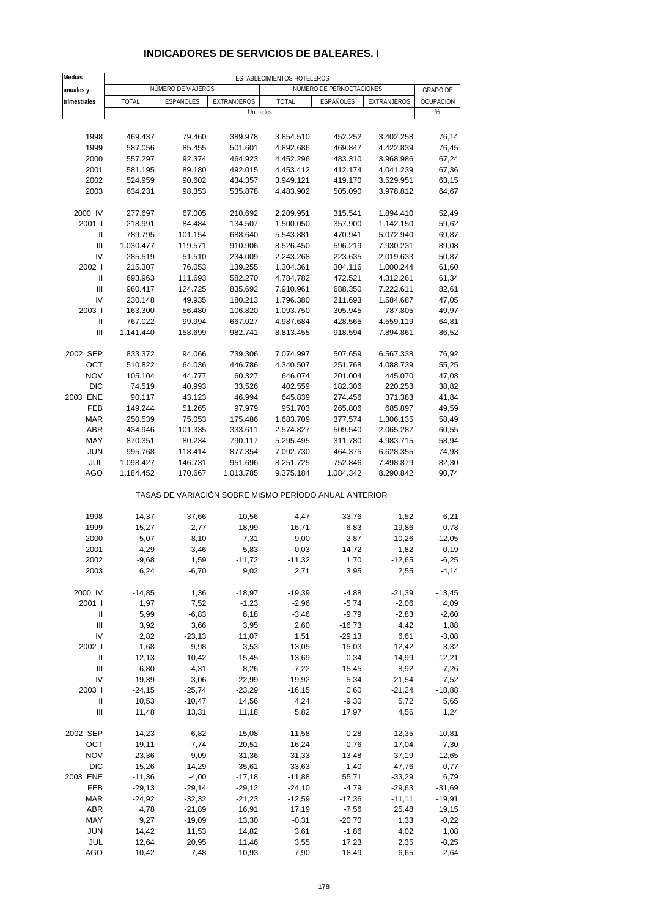# INDICADORES DE SERVICIOS DE BALEARES. I

| Medias anuales y trimestrales | ESTABLECIMIENTOS HOTELEROS | | | | | | |
|---|---|---|---|---|---|---|---|
| | NÚMERO DE VIAJEROS | | | NÚMERO DE PERNOCTACIONES | | | GRADO DE OCUPACIÓN |
| | TOTAL | ESPAÑOLES | EXTRANJEROS | TOTAL | ESPAÑOLES | EXTRANJEROS | |
| | Unidades | | | | | | % |
| 1998 | 469.437 | 79.460 | 389.978 | 3.854.510 | 452.252 | 3.402.258 | 76,14 |
| 1999 | 587.056 | 85.455 | 501.601 | 4.892.686 | 469.847 | 4.422.839 | 76,45 |
| 2000 | 557.297 | 92.374 | 464.923 | 4.452.296 | 483.310 | 3.968.986 | 67,24 |
| 2001 | 581.195 | 89.180 | 492.015 | 4.453.412 | 412.174 | 4.041.239 | 67,36 |
| 2002 | 524.959 | 90.602 | 434.357 | 3.949.121 | 419.170 | 3.529.951 | 63,15 |
| 2003 | 634.231 | 98.353 | 535.878 | 4.483.902 | 505.090 | 3.978.812 | 64,67 |
| 2000 IV | 277.697 | 67.005 | 210.692 | 2.209.951 | 315.541 | 1.894.410 | 52,49 |
| 2001 I | 218.991 | 84.484 | 134.507 | 1.500.050 | 357.900 | 1.142.150 | 59,62 |
| II | 789.795 | 101.154 | 688.640 | 5.543.881 | 470.941 | 5.072.940 | 69,87 |
| III | 1.030.477 | 119.571 | 910.906 | 8.526.450 | 596.219 | 7.930.231 | 89,08 |
| IV | 285.519 | 51.510 | 234.009 | 2.243.268 | 223.635 | 2.019.633 | 50,87 |
| 2002 I | 215.307 | 76.053 | 139.255 | 1.304.361 | 304.116 | 1.000.244 | 61,60 |
| II | 693.963 | 111.693 | 582.270 | 4.784.782 | 472.521 | 4.312.261 | 61,34 |
| III | 960.417 | 124.725 | 835.692 | 7.910.961 | 688.350 | 7.222.611 | 82,61 |
| IV | 230.148 | 49.935 | 180.213 | 1.796.380 | 211.693 | 1.584.687 | 47,05 |
| 2003 I | 163.300 | 56.480 | 106.820 | 1.093.750 | 305.945 | 787.805 | 49,97 |
| II | 767.022 | 99.994 | 667.027 | 4.987.684 | 428.565 | 4.559.119 | 64,81 |
| III | 1.141.440 | 158.699 | 982.741 | 8.813.455 | 918.594 | 7.894.861 | 86,52 |
| 2002 SEP | 833.372 | 94.066 | 739.306 | 7.074.997 | 507.659 | 6.567.338 | 76,92 |
| OCT | 510.822 | 64.036 | 446.786 | 4.340.507 | 251.768 | 4.088.739 | 55,25 |
| NOV | 105.104 | 44.777 | 60.327 | 646.074 | 201.004 | 445.070 | 47,08 |
| DIC | 74.519 | 40.993 | 33.526 | 402.559 | 182.306 | 220.253 | 38,82 |
| 2003 ENE | 90.117 | 43.123 | 46.994 | 645.839 | 274.456 | 371.383 | 41,84 |
| FEB | 149.244 | 51.265 | 97.979 | 951.703 | 265.806 | 685.897 | 49,59 |
| MAR | 250.539 | 75.053 | 175.486 | 1.683.709 | 377.574 | 1.306.135 | 58,49 |
| ABR | 434.946 | 101.335 | 333.611 | 2.574.827 | 509.540 | 2.065.287 | 60,55 |
| MAY | 870.351 | 80.234 | 790.117 | 5.295.495 | 311.780 | 4.983.715 | 58,94 |
| JUN | 995.768 | 118.414 | 877.354 | 7.092.730 | 464.375 | 6.628.355 | 74,93 |
| JUL | 1.098.427 | 146.731 | 951.696 | 8.251.725 | 752.846 | 7.498.879 | 82,30 |
| AGO | 1.184.452 | 170.667 | 1.013.785 | 9.375.184 | 1.084.342 | 8.290.842 | 90,74 |
| | TASAS DE VARIACIÓN SOBRE MISMO PERÍODO ANUAL ANTERIOR | | | | | | |
| 1998 | 14,37 | 37,66 | 10,56 | 4,47 | 33,76 | 1,52 | 6,21 |
| 1999 | 15,27 | -2,77 | 18,99 | 16,71 | -6,83 | 19,86 | 0,78 |
| 2000 | -5,07 | 8,10 | -7,31 | -9,00 | 2,87 | -10,26 | -12,05 |
| 2001 | 4,29 | -3,46 | 5,83 | 0,03 | -14,72 | 1,82 | 0,19 |
| 2002 | -9,68 | 1,59 | -11,72 | -11,32 | 1,70 | -12,65 | -6,25 |
| 2003 | 6,24 | -6,70 | 9,02 | 2,71 | 3,95 | 2,55 | -4,14 |
| 2000 IV | -14,85 | 1,36 | -18,97 | -19,39 | -4,88 | -21,39 | -13,45 |
| 2001 I | 1,97 | 7,52 | -1,23 | -2,96 | -5,74 | -2,06 | 4,09 |
| II | 5,99 | -6,83 | 8,18 | -3,46 | -9,79 | -2,83 | -2,60 |
| III | 3,92 | 3,66 | 3,95 | 2,60 | -16,73 | 4,42 | 1,88 |
| IV | 2,82 | -23,13 | 11,07 | 1,51 | -29,13 | 6,61 | -3,08 |
| 2002 I | -1,68 | -9,98 | 3,53 | -13,05 | -15,03 | -12,42 | 3,32 |
| II | -12,13 | 10,42 | -15,45 | -13,69 | 0,34 | -14,99 | -12,21 |
| III | -6,80 | 4,31 | -8,26 | -7,22 | 15,45 | -8,92 | -7,26 |
| IV | -19,39 | -3,06 | -22,99 | -19,92 | -5,34 | -21,54 | -7,52 |
| 2003 I | -24,15 | -25,74 | -23,29 | -16,15 | 0,60 | -21,24 | -18,88 |
| II | 10,53 | -10,47 | 14,56 | 4,24 | -9,30 | 5,72 | 5,65 |
| III | 11,48 | 13,31 | 11,18 | 5,82 | 17,97 | 4,56 | 1,24 |
| 2002 SEP | -14,23 | -6,82 | -15,08 | -11,58 | -0,28 | -12,35 | -10,81 |
| OCT | -19,11 | -7,74 | -20,51 | -16,24 | -0,76 | -17,04 | -7,30 |
| NOV | -23,36 | -9,09 | -31,36 | -31,33 | -13,48 | -37,19 | -12,65 |
| DIC | -15,26 | 14,29 | -35,61 | -33,63 | -1,40 | -47,76 | -0,77 |
| 2003 ENE | -11,36 | -4,00 | -17,18 | -11,88 | 55,71 | -33,29 | 6,79 |
| FEB | -29,13 | -29,14 | -29,12 | -24,10 | -4,79 | -29,63 | -31,69 |
| MAR | -24,92 | -32,32 | -21,23 | -12,59 | -17,36 | -11,11 | -19,91 |
| ABR | 4,78 | -21,89 | 16,91 | 17,19 | -7,56 | 25,48 | 19,15 |
| MAY | 9,27 | -19,09 | 13,30 | -0,31 | -20,70 | 1,33 | -0,22 |
| JUN | 14,42 | 11,53 | 14,82 | 3,61 | -1,86 | 4,02 | 1,08 |
| JUL | 12,64 | 20,95 | 11,46 | 3,55 | 17,23 | 2,35 | -0,25 |
| AGO | 10,42 | 7,48 | 10,93 | 7,90 | 18,49 | 6,65 | 2,64 |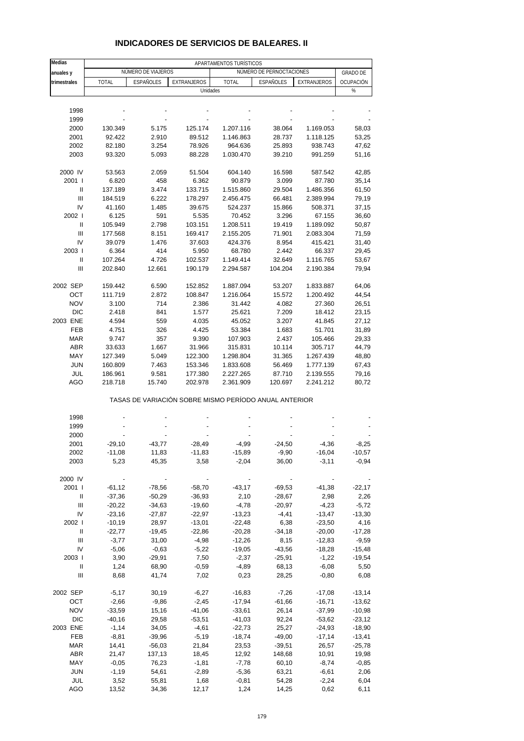# INDICADORES DE SERVICIOS DE BALEARES. II

| Medias anuales y trimestrales | APARTAMENTOS TURÍSTICOS | | | | | | |
|---|---|---|---|---|---|---|---|
| | NÚMERO DE VIAJEROS | | | NÚMERO DE PERNOCTACIONES | | | GRADO DE OCUPACIÓN |
| | TOTAL | ESPAÑOLES | EXTRANJEROS | TOTAL | ESPAÑOLES | EXTRANJEROS | |
| | Unidades | | | | | | % |
| 1998 | - | - | - | - | - | - | - |
| 1999 | - | - | - | - | - | - | - |
| 2000 | 130.349 | 5.175 | 125.174 | 1.207.116 | 38.064 | 1.169.053 | 58,03 |
| 2001 | 92.422 | 2.910 | 89.512 | 1.146.863 | 28.737 | 1.118.125 | 53,25 |
| 2002 | 82.180 | 3.254 | 78.926 | 964.636 | 25.893 | 938.743 | 47,62 |
| 2003 | 93.320 | 5.093 | 88.228 | 1.030.470 | 39.210 | 991.259 | 51,16 |
| 2000 IV | 53.563 | 2.059 | 51.504 | 604.140 | 16.598 | 587.542 | 42,85 |
| 2001 I | 6.820 | 458 | 6.362 | 90.879 | 3.099 | 87.780 | 35,14 |
| II | 137.189 | 3.474 | 133.715 | 1.515.860 | 29.504 | 1.486.356 | 61,50 |
| III | 184.519 | 6.222 | 178.297 | 2.456.475 | 66.481 | 2.389.994 | 79,19 |
| IV | 41.160 | 1.485 | 39.675 | 524.237 | 15.866 | 508.371 | 37,15 |
| 2002 I | 6.125 | 591 | 5.535 | 70.452 | 3.296 | 67.155 | 36,60 |
| II | 105.949 | 2.798 | 103.151 | 1.208.511 | 19.419 | 1.189.092 | 50,87 |
| III | 177.568 | 8.151 | 169.417 | 2.155.205 | 71.901 | 2.083.304 | 71,59 |
| IV | 39.079 | 1.476 | 37.603 | 424.376 | 8.954 | 415.421 | 31,40 |
| 2003 I | 6.364 | 414 | 5.950 | 68.780 | 2.442 | 66.337 | 29,45 |
| II | 107.264 | 4.726 | 102.537 | 1.149.414 | 32.649 | 1.116.765 | 53,67 |
| III | 202.840 | 12.661 | 190.179 | 2.294.587 | 104.204 | 2.190.384 | 79,94 |
| 2002 SEP | 159.442 | 6.590 | 152.852 | 1.887.094 | 53.207 | 1.833.887 | 64,06 |
| OCT | 111.719 | 2.872 | 108.847 | 1.216.064 | 15.572 | 1.200.492 | 44,54 |
| NOV | 3.100 | 714 | 2.386 | 31.442 | 4.082 | 27.360 | 26,51 |
| DIC | 2.418 | 841 | 1.577 | 25.621 | 7.209 | 18.412 | 23,15 |
| 2003 ENE | 4.594 | 559 | 4.035 | 45.052 | 3.207 | 41.845 | 27,12 |
| FEB | 4.751 | 326 | 4.425 | 53.384 | 1.683 | 51.701 | 31,89 |
| MAR | 9.747 | 357 | 9.390 | 107.903 | 2.437 | 105.466 | 29,33 |
| ABR | 33.633 | 1.667 | 31.966 | 315.831 | 10.114 | 305.717 | 44,79 |
| MAY | 127.349 | 5.049 | 122.300 | 1.298.804 | 31.365 | 1.267.439 | 48,80 |
| JUN | 160.809 | 7.463 | 153.346 | 1.833.608 | 56.469 | 1.777.139 | 67,43 |
| JUL | 186.961 | 9.581 | 177.380 | 2.227.265 | 87.710 | 2.139.555 | 79,16 |
| AGO | 218.718 | 15.740 | 202.978 | 2.361.909 | 120.697 | 2.241.212 | 80,72 |
| | TASAS DE VARIACIÓN SOBRE MISMO PERÍODO ANUAL ANTERIOR | | | | | | |
| 1998 | - | - | - | - | - | - | - |
| 1999 | - | - | - | - | - | - | - |
| 2000 | - | - | - | - | - | - | - |
| 2001 | -29,10 | -43,77 | -28,49 | -4,99 | -24,50 | -4,36 | -8,25 |
| 2002 | -11,08 | 11,83 | -11,83 | -15,89 | -9,90 | -16,04 | -10,57 |
| 2003 | 5,23 | 45,35 | 3,58 | -2,04 | 36,00 | -3,11 | -0,94 |
| 2000 IV | - | - | - | - | - | - | - |
| 2001 I | -61,12 | -78,56 | -58,70 | -43,17 | -69,53 | -41,38 | -22,17 |
| II | -37,36 | -50,29 | -36,93 | 2,10 | -28,67 | 2,98 | 2,26 |
| III | -20,22 | -34,63 | -19,60 | -4,78 | -20,97 | -4,23 | -5,72 |
| IV | -23,16 | -27,87 | -22,97 | -13,23 | -4,41 | -13,47 | -13,30 |
| 2002 I | -10,19 | 28,97 | -13,01 | -22,48 | 6,38 | -23,50 | 4,16 |
| II | -22,77 | -19,45 | -22,86 | -20,28 | -34,18 | -20,00 | -17,28 |
| III | -3,77 | 31,00 | -4,98 | -12,26 | 8,15 | -12,83 | -9,59 |
| IV | -5,06 | -0,63 | -5,22 | -19,05 | -43,56 | -18,28 | -15,48 |
| 2003 I | 3,90 | -29,91 | 7,50 | -2,37 | -25,91 | -1,22 | -19,54 |
| II | 1,24 | 68,90 | -0,59 | -4,89 | 68,13 | -6,08 | 5,50 |
| III | 8,68 | 41,74 | 7,02 | 0,23 | 28,25 | -0,80 | 6,08 |
| 2002 SEP | -5,17 | 30,19 | -6,27 | -16,83 | -7,26 | -17,08 | -13,14 |
| OCT | -2,66 | -9,86 | -2,45 | -17,94 | -61,66 | -16,71 | -13,62 |
| NOV | -33,59 | 15,16 | -41,06 | -33,61 | 26,14 | -37,99 | -10,98 |
| DIC | -40,16 | 29,58 | -53,51 | -41,03 | 92,24 | -53,62 | -23,12 |
| 2003 ENE | -1,14 | 34,05 | -4,61 | -22,73 | 25,27 | -24,93 | -18,90 |
| FEB | -8,81 | -39,96 | -5,19 | -18,74 | -49,00 | -17,14 | -13,41 |
| MAR | 14,41 | -56,03 | 21,84 | 23,53 | -39,51 | 26,57 | -25,78 |
| ABR | 21,47 | 137,13 | 18,45 | 12,92 | 148,68 | 10,91 | 19,98 |
| MAY | -0,05 | 76,23 | -1,81 | -7,78 | 60,10 | -8,74 | -0,85 |
| JUN | -1,19 | 54,61 | -2,89 | -5,36 | 63,21 | -6,61 | 2,06 |
| JUL | 3,52 | 55,81 | 1,68 | -0,81 | 54,28 | -2,24 | 6,04 |
| AGO | 13,52 | 34,36 | 12,17 | 1,24 | 14,25 | 0,62 | 6,11 |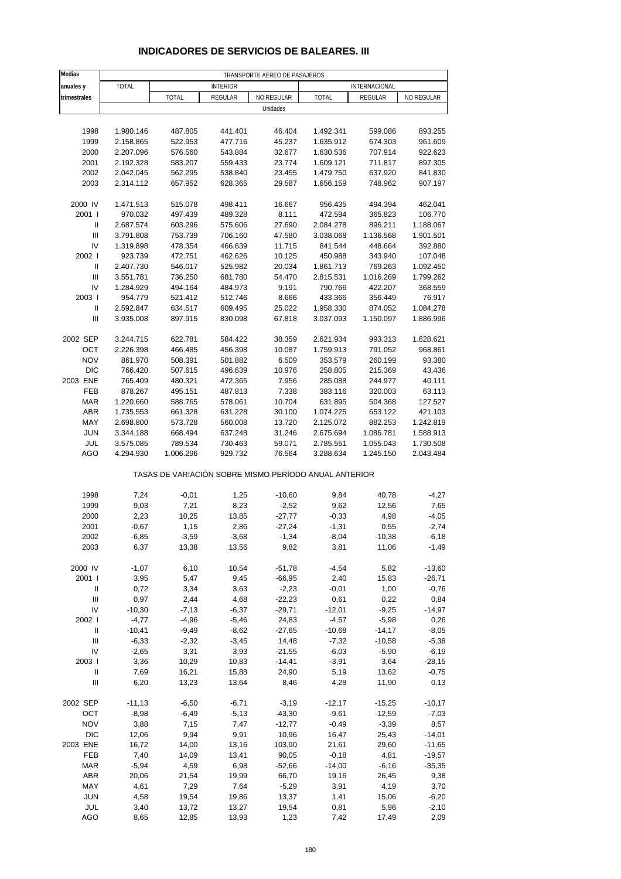# INDICADORES DE SERVICIOS DE BALEARES. III

| Medias anuales y trimestrales | TRANSPORTE AÉREO DE PASAJEROS | | | | | | |
|---|---|---|---|---|---|---|---|
| | TOTAL | INTERIOR | | | INTERNACIONAL | | |
| | | TOTAL | REGULAR | NO REGULAR | TOTAL | REGULAR | NO REGULAR |
| | Unidades | | | | | | |
| 1998 | 1.980.146 | 487.805 | 441.401 | 46.404 | 1.492.341 | 599.086 | 893.255 |
| 1999 | 2.158.865 | 522.953 | 477.716 | 45.237 | 1.635.912 | 674.303 | 961.609 |
| 2000 | 2.207.096 | 576.560 | 543.884 | 32.677 | 1.630.536 | 707.914 | 922.623 |
| 2001 | 2.192.328 | 583.207 | 559.433 | 23.774 | 1.609.121 | 711.817 | 897.305 |
| 2002 | 2.042.045 | 562.295 | 538.840 | 23.455 | 1.479.750 | 637.920 | 841.830 |
| 2003 | 2.314.112 | 657.952 | 628.365 | 29.587 | 1.656.159 | 748.962 | 907.197 |
| 2000 IV | 1.471.513 | 515.078 | 498.411 | 16.667 | 956.435 | 494.394 | 462.041 |
| 2001 I | 970.032 | 497.439 | 489.328 | 8.111 | 472.594 | 365.823 | 106.770 |
| II | 2.687.574 | 603.296 | 575.606 | 27.690 | 2.084.278 | 896.211 | 1.188.067 |
| III | 3.791.808 | 753.739 | 706.160 | 47.580 | 3.038.068 | 1.136.568 | 1.901.501 |
| IV | 1.319.898 | 478.354 | 466.639 | 11.715 | 841.544 | 448.664 | 392.880 |
| 2002 I | 923.739 | 472.751 | 462.626 | 10.125 | 450.988 | 343.940 | 107.048 |
| II | 2.407.730 | 546.017 | 525.982 | 20.034 | 1.861.713 | 769.263 | 1.092.450 |
| III | 3.551.781 | 736.250 | 681.780 | 54.470 | 2.815.531 | 1.016.269 | 1.799.262 |
| IV | 1.284.929 | 494.164 | 484.973 | 9.191 | 790.766 | 422.207 | 368.559 |
| 2003 I | 954.779 | 521.412 | 512.746 | 8.666 | 433.366 | 356.449 | 76.917 |
| II | 2.592.847 | 634.517 | 609.495 | 25.022 | 1.958.330 | 874.052 | 1.084.278 |
| III | 3.935.008 | 897.915 | 830.098 | 67.818 | 3.037.093 | 1.150.097 | 1.886.996 |
| 2002 SEP | 3.244.715 | 622.781 | 584.422 | 38.359 | 2.621.934 | 993.313 | 1.628.621 |
| OCT | 2.226.398 | 466.485 | 456.398 | 10.087 | 1.759.913 | 791.052 | 968.861 |
| NOV | 861.970 | 508.391 | 501.882 | 6.509 | 353.579 | 260.199 | 93.380 |
| DIC | 766.420 | 507.615 | 496.639 | 10.976 | 258.805 | 215.369 | 43.436 |
| 2003 ENE | 765.409 | 480.321 | 472.365 | 7.956 | 285.088 | 244.977 | 40.111 |
| FEB | 878.267 | 495.151 | 487.813 | 7.338 | 383.116 | 320.003 | 63.113 |
| MAR | 1.220.660 | 588.765 | 578.061 | 10.704 | 631.895 | 504.368 | 127.527 |
| ABR | 1.735.553 | 661.328 | 631.228 | 30.100 | 1.074.225 | 653.122 | 421.103 |
| MAY | 2.698.800 | 573.728 | 560.008 | 13.720 | 2.125.072 | 882.253 | 1.242.819 |
| JUN | 3.344.188 | 668.494 | 637.248 | 31.246 | 2.675.694 | 1.086.781 | 1.588.913 |
| JUL | 3.575.085 | 789.534 | 730.463 | 59.071 | 2.785.551 | 1.055.043 | 1.730.508 |
| AGO | 4.294.930 | 1.006.296 | 929.732 | 76.564 | 3.288.634 | 1.245.150 | 2.043.484 |
| | TASAS DE VARIACIÓN SOBRE MISMO PERÍODO ANUAL ANTERIOR | | | | | | |
| 1998 | 7,24 | -0,01 | 1,25 | -10,60 | 9,84 | 40,78 | -4,27 |
| 1999 | 9,03 | 7,21 | 8,23 | -2,52 | 9,62 | 12,56 | 7,65 |
| 2000 | 2,23 | 10,25 | 13,85 | -27,77 | -0,33 | 4,98 | -4,05 |
| 2001 | -0,67 | 1,15 | 2,86 | -27,24 | -1,31 | 0,55 | -2,74 |
| 2002 | -6,85 | -3,59 | -3,68 | -1,34 | -8,04 | -10,38 | -6,18 |
| 2003 | 6,37 | 13,38 | 13,56 | 9,82 | 3,81 | 11,06 | -1,49 |
| 2000 IV | -1,07 | 6,10 | 10,54 | -51,78 | -4,54 | 5,82 | -13,60 |
| 2001 I | 3,95 | 5,47 | 9,45 | -66,95 | 2,40 | 15,83 | -26,71 |
| II | 0,72 | 3,34 | 3,63 | -2,23 | -0,01 | 1,00 | -0,76 |
| III | 0,97 | 2,44 | 4,68 | -22,23 | 0,61 | 0,22 | 0,84 |
| IV | -10,30 | -7,13 | -6,37 | -29,71 | -12,01 | -9,25 | -14,97 |
| 2002 I | -4,77 | -4,96 | -5,46 | 24,83 | -4,57 | -5,98 | 0,26 |
| II | -10,41 | -9,49 | -8,62 | -27,65 | -10,68 | -14,17 | -8,05 |
| III | -6,33 | -2,32 | -3,45 | 14,48 | -7,32 | -10,58 | -5,38 |
| IV | -2,65 | 3,31 | 3,93 | -21,55 | -6,03 | -5,90 | -6,19 |
| 2003 I | 3,36 | 10,29 | 10,83 | -14,41 | -3,91 | 3,64 | -28,15 |
| II | 7,69 | 16,21 | 15,88 | 24,90 | 5,19 | 13,62 | -0,75 |
| III | 6,20 | 13,23 | 13,64 | 8,46 | 4,28 | 11,90 | 0,13 |
| 2002 SEP | -11,13 | -6,50 | -6,71 | -3,19 | -12,17 | -15,25 | -10,17 |
| OCT | -8,98 | -6,49 | -5,13 | -43,30 | -9,61 | -12,59 | -7,03 |
| NOV | 3,88 | 7,15 | 7,47 | -12,77 | -0,49 | -3,39 | 8,57 |
| DIC | 12,06 | 9,94 | 9,91 | 10,96 | 16,47 | 25,43 | -14,01 |
| 2003 ENE | 16,72 | 14,00 | 13,16 | 103,90 | 21,61 | 29,60 | -11,65 |
| FEB | 7,40 | 14,09 | 13,41 | 90,05 | -0,18 | 4,81 | -19,57 |
| MAR | -5,94 | 4,59 | 6,98 | -52,66 | -14,00 | -6,16 | -35,35 |
| ABR | 20,06 | 21,54 | 19,99 | 66,70 | 19,16 | 26,45 | 9,38 |
| MAY | 4,61 | 7,29 | 7,64 | -5,29 | 3,91 | 4,19 | 3,70 |
| JUN | 4,58 | 19,54 | 19,86 | 13,37 | 1,41 | 15,06 | -6,20 |
| JUL | 3,40 | 13,72 | 13,27 | 19,54 | 0,81 | 5,96 | -2,10 |
| AGO | 8,65 | 12,85 | 13,93 | 1,23 | 7,42 | 17,49 | 2,09 |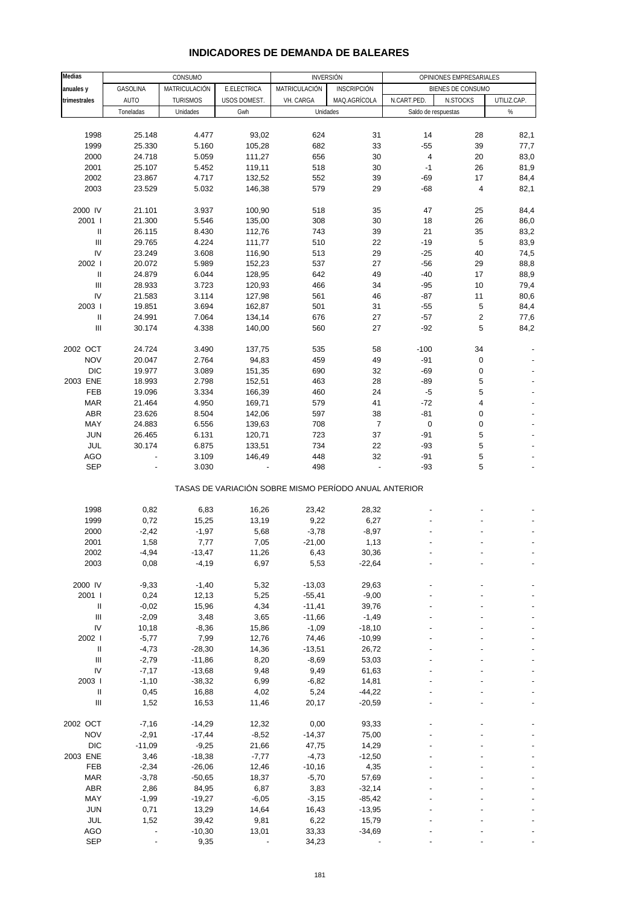# INDICADORES DE DEMANDA DE BALEARES

| Medias anuales y trimestrales | CONSUMO | | | INVERSIÓN | | OPINIONES EMPRESARIALES | | |
|---|---|---|---|---|---|---|---|---|
| | | | | | | BIENES DE CONSUMO | | |
| | GASOLINA AUTO | MATRICULACIÓN TURISMOS | E.ELECTRICA USOS DOMEST. | MATRICULACIÓN VH. CARGA | INSCRIPCIÓN MAQ.AGRÍCOLA | N.CART.PED. | N.STOCKS | UTILIZ.CAP. |
| | Toneladas | Unidades | Gwh | Unidades | | Saldo de respuestas | | % |
| 1998 | 25.148 | 4.477 | 93,02 | 624 | 31 | 14 | 28 | 82,1 |
| 1999 | 25.330 | 5.160 | 105,28 | 682 | 33 | -55 | 39 | 77,7 |
| 2000 | 24.718 | 5.059 | 111,27 | 656 | 30 | 4 | 20 | 83,0 |
| 2001 | 25.107 | 5.452 | 119,11 | 518 | 30 | -1 | 26 | 81,9 |
| 2002 | 23.867 | 4.717 | 132,52 | 552 | 39 | -69 | 17 | 84,4 |
| 2003 | 23.529 | 5.032 | 146,38 | 579 | 29 | -68 | 4 | 82,1 |
| 2000 IV | 21.101 | 3.937 | 100,90 | 518 | 35 | 47 | 25 | 84,4 |
| 2001 I | 21.300 | 5.546 | 135,00 | 308 | 30 | 18 | 26 | 86,0 |
| II | 26.115 | 8.430 | 112,76 | 743 | 39 | 21 | 35 | 83,2 |
| III | 29.765 | 4.224 | 111,77 | 510 | 22 | -19 | 5 | 83,9 |
| IV | 23.249 | 3.608 | 116,90 | 513 | 29 | -25 | 40 | 74,5 |
| 2002 I | 20.072 | 5.989 | 152,23 | 537 | 27 | -56 | 29 | 88,8 |
| II | 24.879 | 6.044 | 128,95 | 642 | 49 | -40 | 17 | 88,9 |
| III | 28.933 | 3.723 | 120,93 | 466 | 34 | -95 | 10 | 79,4 |
| IV | 21.583 | 3.114 | 127,98 | 561 | 46 | -87 | 11 | 80,6 |
| 2003 I | 19.851 | 3.694 | 162,87 | 501 | 31 | -55 | 5 | 84,4 |
| II | 24.991 | 7.064 | 134,14 | 676 | 27 | -57 | 2 | 77,6 |
| III | 30.174 | 4.338 | 140,00 | 560 | 27 | -92 | 5 | 84,2 |
| 2002 OCT | 24.724 | 3.490 | 137,75 | 535 | 58 | -100 | 34 | - |
| NOV | 20.047 | 2.764 | 94,83 | 459 | 49 | -91 | 0 | - |
| DIC | 19.977 | 3.089 | 151,35 | 690 | 32 | -69 | 0 | - |
| 2003 ENE | 18.993 | 2.798 | 152,51 | 463 | 28 | -89 | 5 | - |
| FEB | 19.096 | 3.334 | 166,39 | 460 | 24 | -5 | 5 | - |
| MAR | 21.464 | 4.950 | 169,71 | 579 | 41 | -72 | 4 | - |
| ABR | 23.626 | 8.504 | 142,06 | 597 | 38 | -81 | 0 | - |
| MAY | 24.883 | 6.556 | 139,63 | 708 | 7 | 0 | 0 | - |
| JUN | 26.465 | 6.131 | 120,71 | 723 | 37 | -91 | 5 | - |
| JUL | 30.174 | 6.875 | 133,51 | 734 | 22 | -93 | 5 | - |
| AGO | - | 3.109 | 146,49 | 448 | 32 | -91 | 5 | - |
| SEP | - | 3.030 | - | 498 | - | -93 | 5 | - |

TASAS DE VARIACIÓN SOBRE MISMO PERÍODO ANUAL ANTERIOR

| | GASOLINA AUTO | MATRICULACIÓN TURISMOS | E.ELECTRICA USOS DOMEST. | MATRICULACIÓN VH. CARGA | INSCRIPCIÓN MAQ.AGRÍCOLA | N.CART.PED. | N.STOCKS | UTILIZ.CAP. |
|---|---|---|---|---|---|---|---|---|
| 1998 | 0,82 | 6,83 | 16,26 | 23,42 | 28,32 | - | - | - |
| 1999 | 0,72 | 15,25 | 13,19 | 9,22 | 6,27 | - | - | - |
| 2000 | -2,42 | -1,97 | 5,68 | -3,78 | -8,97 | - | - | - |
| 2001 | 1,58 | 7,77 | 7,05 | -21,00 | 1,13 | - | - | - |
| 2002 | -4,94 | -13,47 | 11,26 | 6,43 | 30,36 | - | - | - |
| 2003 | 0,08 | -4,19 | 6,97 | 5,53 | -22,64 | - | - | - |
| 2000 IV | -9,33 | -1,40 | 5,32 | -13,03 | 29,63 | - | - | - |
| 2001 I | 0,24 | 12,13 | 5,25 | -55,41 | -9,00 | - | - | - |
| II | -0,02 | 15,96 | 4,34 | -11,41 | 39,76 | - | - | - |
| III | -2,09 | 3,48 | 3,65 | -11,66 | -1,49 | - | - | - |
| IV | 10,18 | -8,36 | 15,86 | -1,09 | -18,10 | - | - | - |
| 2002 I | -5,77 | 7,99 | 12,76 | 74,46 | -10,99 | - | - | - |
| II | -4,73 | -28,30 | 14,36 | -13,51 | 26,72 | - | - | - |
| III | -2,79 | -11,86 | 8,20 | -8,69 | 53,03 | - | - | - |
| IV | -7,17 | -13,68 | 9,48 | 9,49 | 61,63 | - | - | - |
| 2003 I | -1,10 | -38,32 | 6,99 | -6,82 | 14,81 | - | - | - |
| II | 0,45 | 16,88 | 4,02 | 5,24 | -44,22 | - | - | - |
| III | 1,52 | 16,53 | 11,46 | 20,17 | -20,59 | - | - | - |
| 2002 OCT | -7,16 | -14,29 | 12,32 | 0,00 | 93,33 | - | - | - |
| NOV | -2,91 | -17,44 | -8,52 | -14,37 | 75,00 | - | - | - |
| DIC | -11,09 | -9,25 | 21,66 | 47,75 | 14,29 | - | - | - |
| 2003 ENE | 3,46 | -18,38 | -7,77 | -4,73 | -12,50 | - | - | - |
| FEB | -2,34 | -26,06 | 12,46 | -10,16 | 4,35 | - | - | - |
| MAR | -3,78 | -50,65 | 18,37 | -5,70 | 57,69 | - | - | - |
| ABR | 2,86 | 84,95 | 6,87 | 3,83 | -32,14 | - | - | - |
| MAY | -1,99 | -19,27 | -6,05 | -3,15 | -85,42 | - | - | - |
| JUN | 0,71 | 13,29 | 14,64 | 16,43 | -13,95 | - | - | - |
| JUL | 1,52 | 39,42 | 9,81 | 6,22 | 15,79 | - | - | - |
| AGO | - | -10,30 | 13,01 | 33,33 | -34,69 | - | - | - |
| SEP | - | 9,35 | - | 34,23 | - | - | - | - |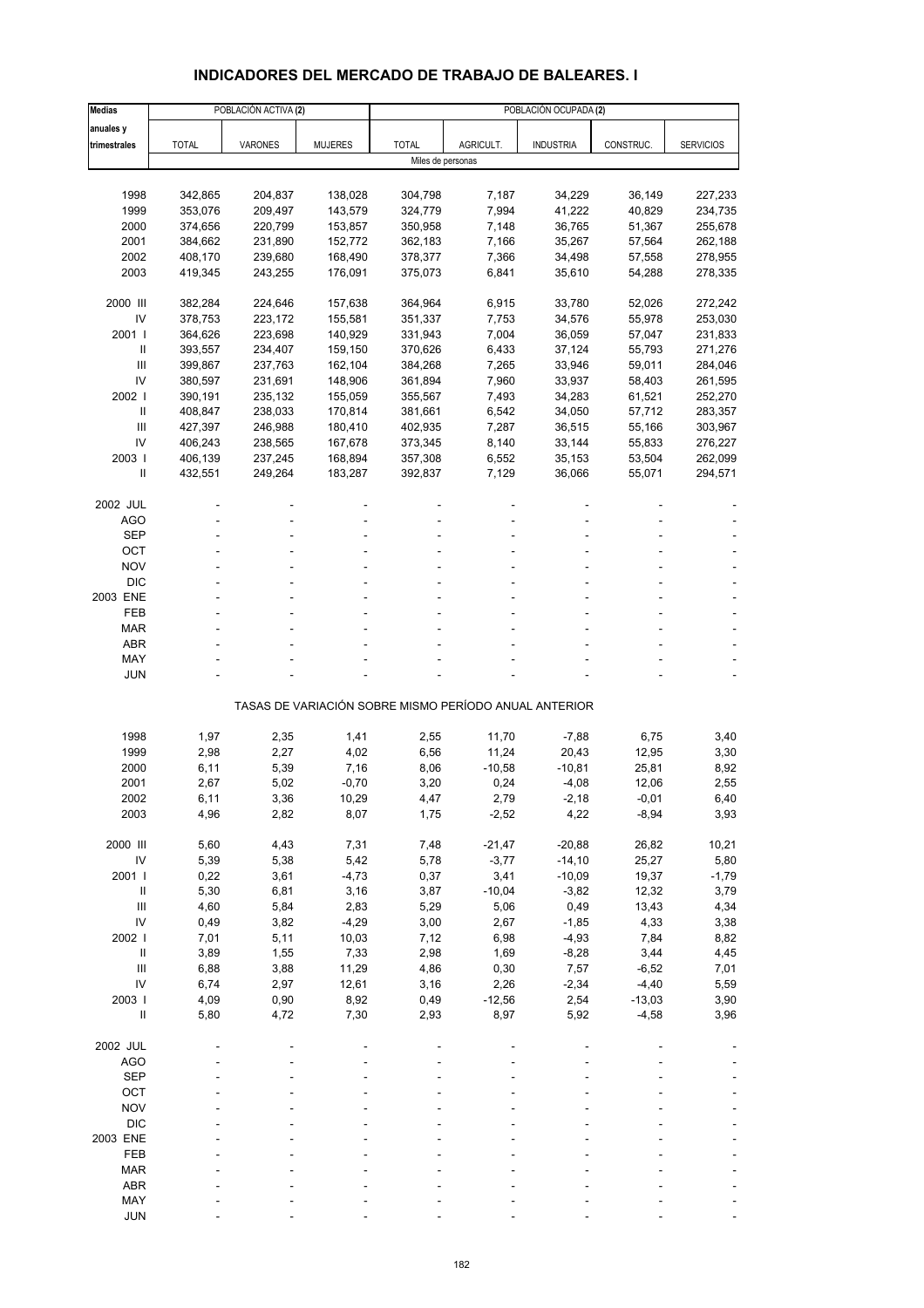## INDICADORES DEL MERCADO DE TRABAJO DE BALEARES. I

| Medias anuales y trimestrales | POBLACIÓN ACTIVA (2) | | | POBLACIÓN OCUPADA (2) | | | | |
|---|---|---|---|---|---|---|---|---|
| | TOTAL | VARONES | MUJERES | TOTAL | AGRICULT. | INDUSTRIA | CONSTRUC. | SERVICIOS |
| | Miles de personas | | | | | | | |
| 1998 | 342,865 | 204,837 | 138,028 | 304,798 | 7,187 | 34,229 | 36,149 | 227,233 |
| 1999 | 353,076 | 209,497 | 143,579 | 324,779 | 7,994 | 41,222 | 40,829 | 234,735 |
| 2000 | 374,656 | 220,799 | 153,857 | 350,958 | 7,148 | 36,765 | 51,367 | 255,678 |
| 2001 | 384,662 | 231,890 | 152,772 | 362,183 | 7,166 | 35,267 | 57,564 | 262,188 |
| 2002 | 408,170 | 239,680 | 168,490 | 378,377 | 7,366 | 34,498 | 57,558 | 278,955 |
| 2003 | 419,345 | 243,255 | 176,091 | 375,073 | 6,841 | 35,610 | 54,288 | 278,335 |
| 2000 III | 382,284 | 224,646 | 157,638 | 364,964 | 6,915 | 33,780 | 52,026 | 272,242 |
| IV | 378,753 | 223,172 | 155,581 | 351,337 | 7,753 | 34,576 | 55,978 | 253,030 |
| 2001 I | 364,626 | 223,698 | 140,929 | 331,943 | 7,004 | 36,059 | 57,047 | 231,833 |
| II | 393,557 | 234,407 | 159,150 | 370,626 | 6,433 | 37,124 | 55,793 | 271,276 |
| III | 399,867 | 237,763 | 162,104 | 384,268 | 7,265 | 33,946 | 59,011 | 284,046 |
| IV | 380,597 | 231,691 | 148,906 | 361,894 | 7,960 | 33,937 | 58,403 | 261,595 |
| 2002 I | 390,191 | 235,132 | 155,059 | 355,567 | 7,493 | 34,283 | 61,521 | 252,270 |
| II | 408,847 | 238,033 | 170,814 | 381,661 | 6,542 | 34,050 | 57,712 | 283,357 |
| III | 427,397 | 246,988 | 180,410 | 402,935 | 7,287 | 36,515 | 55,166 | 303,967 |
| IV | 406,243 | 238,565 | 167,678 | 373,345 | 8,140 | 33,144 | 55,833 | 276,227 |
| 2003 I | 406,139 | 237,245 | 168,894 | 357,308 | 6,552 | 35,153 | 53,504 | 262,099 |
| II | 432,551 | 249,264 | 183,287 | 392,837 | 7,129 | 36,066 | 55,071 | 294,571 |
| 2002 JUL | - | - | - | - | - | - | - | - |
| AGO | - | - | - | - | - | - | - | - |
| SEP | - | - | - | - | - | - | - | - |
| OCT | - | - | - | - | - | - | - | - |
| NOV | - | - | - | - | - | - | - | - |
| DIC | - | - | - | - | - | - | - | - |
| 2003 ENE | - | - | - | - | - | - | - | - |
| FEB | - | - | - | - | - | - | - | - |
| MAR | - | - | - | - | - | - | - | - |
| ABR | - | - | - | - | - | - | - | - |
| MAY | - | - | - | - | - | - | - | - |
| JUN | - | - | - | - | - | - | - | - |
| | TASAS DE VARIACIÓN SOBRE MISMO PERÍODO ANUAL ANTERIOR | | | | | | | |
| 1998 | 1,97 | 2,35 | 1,41 | 2,55 | 11,70 | -7,88 | 6,75 | 3,40 |
| 1999 | 2,98 | 2,27 | 4,02 | 6,56 | 11,24 | 20,43 | 12,95 | 3,30 |
| 2000 | 6,11 | 5,39 | 7,16 | 8,06 | -10,58 | -10,81 | 25,81 | 8,92 |
| 2001 | 2,67 | 5,02 | -0,70 | 3,20 | 0,24 | -4,08 | 12,06 | 2,55 |
| 2002 | 6,11 | 3,36 | 10,29 | 4,47 | 2,79 | -2,18 | -0,01 | 6,40 |
| 2003 | 4,96 | 2,82 | 8,07 | 1,75 | -2,52 | 4,22 | -8,94 | 3,93 |
| 2000 III | 5,60 | 4,43 | 7,31 | 7,48 | -21,47 | -20,88 | 26,82 | 10,21 |
| IV | 5,39 | 5,38 | 5,42 | 5,78 | -3,77 | -14,10 | 25,27 | 5,80 |
| 2001 I | 0,22 | 3,61 | -4,73 | 0,37 | 3,41 | -10,09 | 19,37 | -1,79 |
| II | 5,30 | 6,81 | 3,16 | 3,87 | -10,04 | -3,82 | 12,32 | 3,79 |
| III | 4,60 | 5,84 | 2,83 | 5,29 | 5,06 | 0,49 | 13,43 | 4,34 |
| IV | 0,49 | 3,82 | -4,29 | 3,00 | 2,67 | -1,85 | 4,33 | 3,38 |
| 2002 I | 7,01 | 5,11 | 10,03 | 7,12 | 6,98 | -4,93 | 7,84 | 8,82 |
| II | 3,89 | 1,55 | 7,33 | 2,98 | 1,69 | -8,28 | 3,44 | 4,45 |
| III | 6,88 | 3,88 | 11,29 | 4,86 | 0,30 | 7,57 | -6,52 | 7,01 |
| IV | 6,74 | 2,97 | 12,61 | 3,16 | 2,26 | -2,34 | -4,40 | 5,59 |
| 2003 I | 4,09 | 0,90 | 8,92 | 0,49 | -12,56 | 2,54 | -13,03 | 3,90 |
| II | 5,80 | 4,72 | 7,30 | 2,93 | 8,97 | 5,92 | -4,58 | 3,96 |
| 2002 JUL | - | - | - | - | - | - | - | - |
| AGO | - | - | - | - | - | - | - | - |
| SEP | - | - | - | - | - | - | - | - |
| OCT | - | - | - | - | - | - | - | - |
| NOV | - | - | - | - | - | - | - | - |
| DIC | - | - | - | - | - | - | - | - |
| 2003 ENE | - | - | - | - | - | - | - | - |
| FEB | - | - | - | - | - | - | - | - |
| MAR | - | - | - | - | - | - | - | - |
| ABR | - | - | - | - | - | - | - | - |
| MAY | - | - | - | - | - | - | - | - |
| JUN | - | - | - | - | - | - | - | - |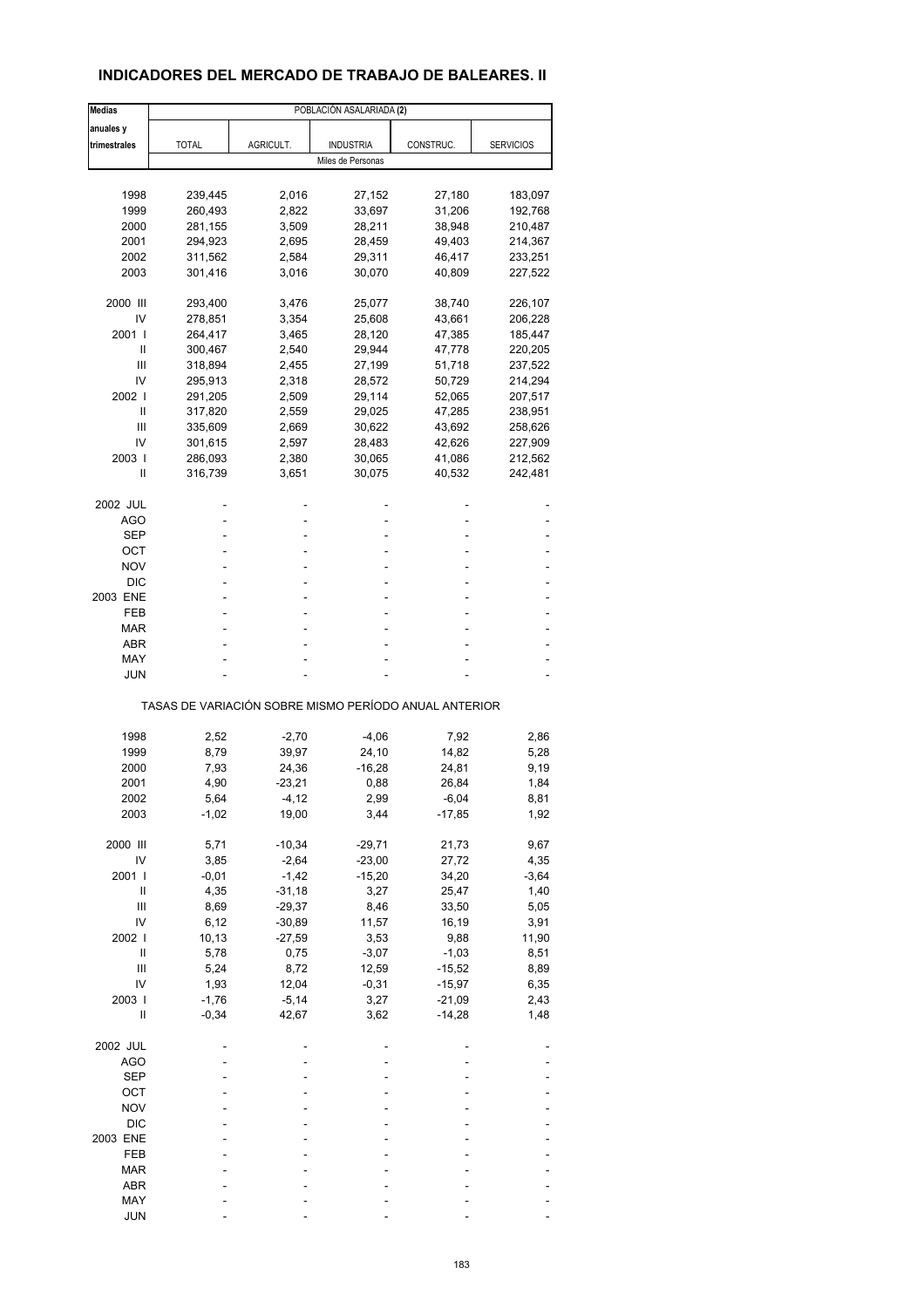## INDICADORES DEL MERCADO DE TRABAJO DE BALEARES. II

| Medias anuales y trimestrales | POBLACIÓN ASALARIADA (2) | | | | |
|---|---|---|---|---|---|
| | TOTAL | AGRICULT. | INDUSTRIA | CONSTRUC. | SERVICIOS |
| | Miles de Personas | | | | |
| 1998 | 239,445 | 2,016 | 27,152 | 27,180 | 183,097 |
| 1999 | 260,493 | 2,822 | 33,697 | 31,206 | 192,768 |
| 2000 | 281,155 | 3,509 | 28,211 | 38,948 | 210,487 |
| 2001 | 294,923 | 2,695 | 28,459 | 49,403 | 214,367 |
| 2002 | 311,562 | 2,584 | 29,311 | 46,417 | 233,251 |
| 2003 | 301,416 | 3,016 | 30,070 | 40,809 | 227,522 |
| 2000 III | 293,400 | 3,476 | 25,077 | 38,740 | 226,107 |
| IV | 278,851 | 3,354 | 25,608 | 43,661 | 206,228 |
| 2001 I | 264,417 | 3,465 | 28,120 | 47,385 | 185,447 |
| II | 300,467 | 2,540 | 29,944 | 47,778 | 220,205 |
| III | 318,894 | 2,455 | 27,199 | 51,718 | 237,522 |
| IV | 295,913 | 2,318 | 28,572 | 50,729 | 214,294 |
| 2002 I | 291,205 | 2,509 | 29,114 | 52,065 | 207,517 |
| II | 317,820 | 2,559 | 29,025 | 47,285 | 238,951 |
| III | 335,609 | 2,669 | 30,622 | 43,692 | 258,626 |
| IV | 301,615 | 2,597 | 28,483 | 42,626 | 227,909 |
| 2003 I | 286,093 | 2,380 | 30,065 | 41,086 | 212,562 |
| II | 316,739 | 3,651 | 30,075 | 40,532 | 242,481 |
| 2002 JUL | - | - | - | - | - |
| AGO | - | - | - | - | - |
| SEP | - | - | - | - | - |
| OCT | - | - | - | - | - |
| NOV | - | - | - | - | - |
| DIC | - | - | - | - | - |
| 2003 ENE | - | - | - | - | - |
| FEB | - | - | - | - | - |
| MAR | - | - | - | - | - |
| ABR | - | - | - | - | - |
| MAY | - | - | - | - | - |
| JUN | - | - | - | - | - |
| | TASAS DE VARIACIÓN SOBRE MISMO PERÍODO ANUAL ANTERIOR | | | | |
| 1998 | 2,52 | -2,70 | -4,06 | 7,92 | 2,86 |
| 1999 | 8,79 | 39,97 | 24,10 | 14,82 | 5,28 |
| 2000 | 7,93 | 24,36 | -16,28 | 24,81 | 9,19 |
| 2001 | 4,90 | -23,21 | 0,88 | 26,84 | 1,84 |
| 2002 | 5,64 | -4,12 | 2,99 | -6,04 | 8,81 |
| 2003 | -1,02 | 19,00 | 3,44 | -17,85 | 1,92 |
| 2000 III | 5,71 | -10,34 | -29,71 | 21,73 | 9,67 |
| IV | 3,85 | -2,64 | -23,00 | 27,72 | 4,35 |
| 2001 I | -0,01 | -1,42 | -15,20 | 34,20 | -3,64 |
| II | 4,35 | -31,18 | 3,27 | 25,47 | 1,40 |
| III | 8,69 | -29,37 | 8,46 | 33,50 | 5,05 |
| IV | 6,12 | -30,89 | 11,57 | 16,19 | 3,91 |
| 2002 I | 10,13 | -27,59 | 3,53 | 9,88 | 11,90 |
| II | 5,78 | 0,75 | -3,07 | -1,03 | 8,51 |
| III | 5,24 | 8,72 | 12,59 | -15,52 | 8,89 |
| IV | 1,93 | 12,04 | -0,31 | -15,97 | 6,35 |
| 2003 I | -1,76 | -5,14 | 3,27 | -21,09 | 2,43 |
| II | -0,34 | 42,67 | 3,62 | -14,28 | 1,48 |
| 2002 JUL | - | - | - | - | - |
| AGO | - | - | - | - | - |
| SEP | - | - | - | - | - |
| OCT | - | - | - | - | - |
| NOV | - | - | - | - | - |
| DIC | - | - | - | - | - |
| 2003 ENE | - | - | - | - | - |
| FEB | - | - | - | - | - |
| MAR | - | - | - | - | - |
| ABR | - | - | - | - | - |
| MAY | - | - | - | - | - |
| JUN | - | - | - | - | - |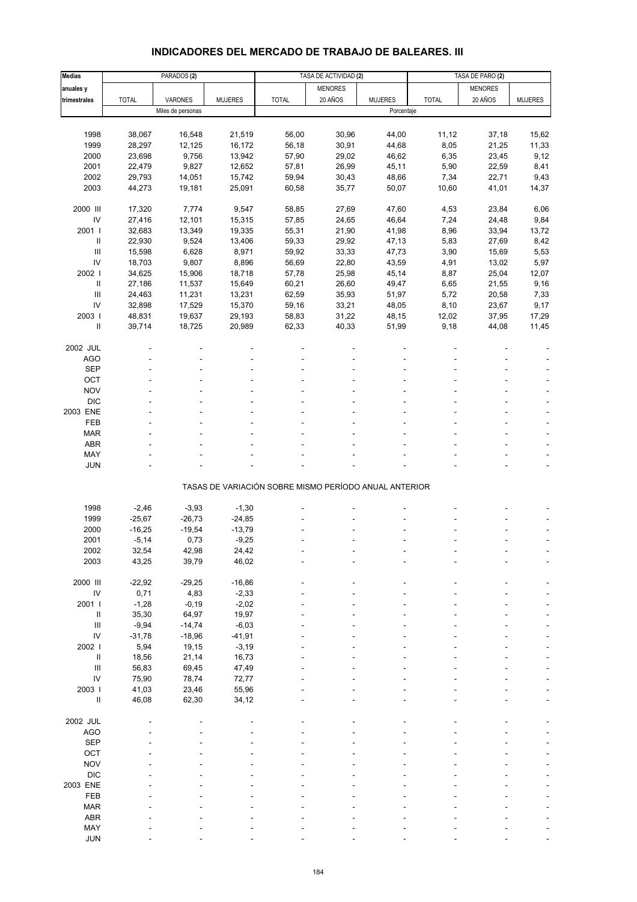# INDICADORES DEL MERCADO DE TRABAJO DE BALEARES. III

| Medias anuales y trimestrales | PARADOS (2) | | | TASA DE ACTIVIDAD (2) | | | TASA DE PARO (2) | | |
|---|---|---|---|---|---|---|---|---|---|
| | TOTAL | VARONES | MUJERES | TOTAL | MENORES 20 AÑOS | MUJERES | TOTAL | MENORES 20 AÑOS | MUJERES |
| | Miles de personas | | | Porcentaje | | | | | |
| 1998 | 38,067 | 16,548 | 21,519 | 56,00 | 30,96 | 44,00 | 11,12 | 37,18 | 15,62 |
| 1999 | 28,297 | 12,125 | 16,172 | 56,18 | 30,91 | 44,68 | 8,05 | 21,25 | 11,33 |
| 2000 | 23,698 | 9,756 | 13,942 | 57,90 | 29,02 | 46,62 | 6,35 | 23,45 | 9,12 |
| 2001 | 22,479 | 9,827 | 12,652 | 57,81 | 26,99 | 45,11 | 5,90 | 22,59 | 8,41 |
| 2002 | 29,793 | 14,051 | 15,742 | 59,94 | 30,43 | 48,66 | 7,34 | 22,71 | 9,43 |
| 2003 | 44,273 | 19,181 | 25,091 | 60,58 | 35,77 | 50,07 | 10,60 | 41,01 | 14,37 |
| 2000 III | 17,320 | 7,774 | 9,547 | 58,85 | 27,69 | 47,60 | 4,53 | 23,84 | 6,06 |
| IV | 27,416 | 12,101 | 15,315 | 57,85 | 24,65 | 46,64 | 7,24 | 24,48 | 9,84 |
| 2001 I | 32,683 | 13,349 | 19,335 | 55,31 | 21,90 | 41,98 | 8,96 | 33,94 | 13,72 |
| II | 22,930 | 9,524 | 13,406 | 59,33 | 29,92 | 47,13 | 5,83 | 27,69 | 8,42 |
| III | 15,598 | 6,628 | 8,971 | 59,92 | 33,33 | 47,73 | 3,90 | 15,69 | 5,53 |
| IV | 18,703 | 9,807 | 8,896 | 56,69 | 22,80 | 43,59 | 4,91 | 13,02 | 5,97 |
| 2002 I | 34,625 | 15,906 | 18,718 | 57,78 | 25,98 | 45,14 | 8,87 | 25,04 | 12,07 |
| II | 27,186 | 11,537 | 15,649 | 60,21 | 26,60 | 49,47 | 6,65 | 21,55 | 9,16 |
| III | 24,463 | 11,231 | 13,231 | 62,59 | 35,93 | 51,97 | 5,72 | 20,58 | 7,33 |
| IV | 32,898 | 17,529 | 15,370 | 59,16 | 33,21 | 48,05 | 8,10 | 23,67 | 9,17 |
| 2003 I | 48,831 | 19,637 | 29,193 | 58,83 | 31,22 | 48,15 | 12,02 | 37,95 | 17,29 |
| II | 39,714 | 18,725 | 20,989 | 62,33 | 40,33 | 51,99 | 9,18 | 44,08 | 11,45 |
| 2002 JUL | - | - | - | - | - | - | - | - | - |
| AGO | - | - | - | - | - | - | - | - | - |
| SEP | - | - | - | - | - | - | - | - | - |
| OCT | - | - | - | - | - | - | - | - | - |
| NOV | - | - | - | - | - | - | - | - | - |
| DIC | - | - | - | - | - | - | - | - | - |
| 2003 ENE | - | - | - | - | - | - | - | - | - |
| FEB | - | - | - | - | - | - | - | - | - |
| MAR | - | - | - | - | - | - | - | - | - |
| ABR | - | - | - | - | - | - | - | - | - |
| MAY | - | - | - | - | - | - | - | - | - |
| JUN | - | - | - | - | - | - | - | - | - |
| TASAS DE VARIACIÓN SOBRE MISMO PERÍODO ANUAL ANTERIOR | | | | | | | | | |
| 1998 | -2,46 | -3,93 | -1,30 | - | - | - | - | - | - |
| 1999 | -25,67 | -26,73 | -24,85 | - | - | - | - | - | - |
| 2000 | -16,25 | -19,54 | -13,79 | - | - | - | - | - | - |
| 2001 | -5,14 | 0,73 | -9,25 | - | - | - | - | - | - |
| 2002 | 32,54 | 42,98 | 24,42 | - | - | - | - | - | - |
| 2003 | 43,25 | 39,79 | 46,02 | - | - | - | - | - | - |
| 2000 III | -22,92 | -29,25 | -16,86 | - | - | - | - | - | - |
| IV | 0,71 | 4,83 | -2,33 | - | - | - | - | - | - |
| 2001 I | -1,28 | -0,19 | -2,02 | - | - | - | - | - | - |
| II | 35,30 | 64,97 | 19,97 | - | - | - | - | - | - |
| III | -9,94 | -14,74 | -6,03 | - | - | - | - | - | - |
| IV | -31,78 | -18,96 | -41,91 | - | - | - | - | - | - |
| 2002 I | 5,94 | 19,15 | -3,19 | - | - | - | - | - | - |
| II | 18,56 | 21,14 | 16,73 | - | - | - | - | - | - |
| III | 56,83 | 69,45 | 47,49 | - | - | - | - | - | - |
| IV | 75,90 | 78,74 | 72,77 | - | - | - | - | - | - |
| 2003 I | 41,03 | 23,46 | 55,96 | - | - | - | - | - | - |
| II | 46,08 | 62,30 | 34,12 | - | - | - | - | - | - |
| 2002 JUL | - | - | - | - | - | - | - | - | - |
| AGO | - | - | - | - | - | - | - | - | - |
| SEP | - | - | - | - | - | - | - | - | - |
| OCT | - | - | - | - | - | - | - | - | - |
| NOV | - | - | - | - | - | - | - | - | - |
| DIC | - | - | - | - | - | - | - | - | - |
| 2003 ENE | - | - | - | - | - | - | - | - | - |
| FEB | - | - | - | - | - | - | - | - | - |
| MAR | - | - | - | - | - | - | - | - | - |
| ABR | - | - | - | - | - | - | - | - | - |
| MAY | - | - | - | - | - | - | - | - | - |
| JUN | - | - | - | - | - | - | - | - | - |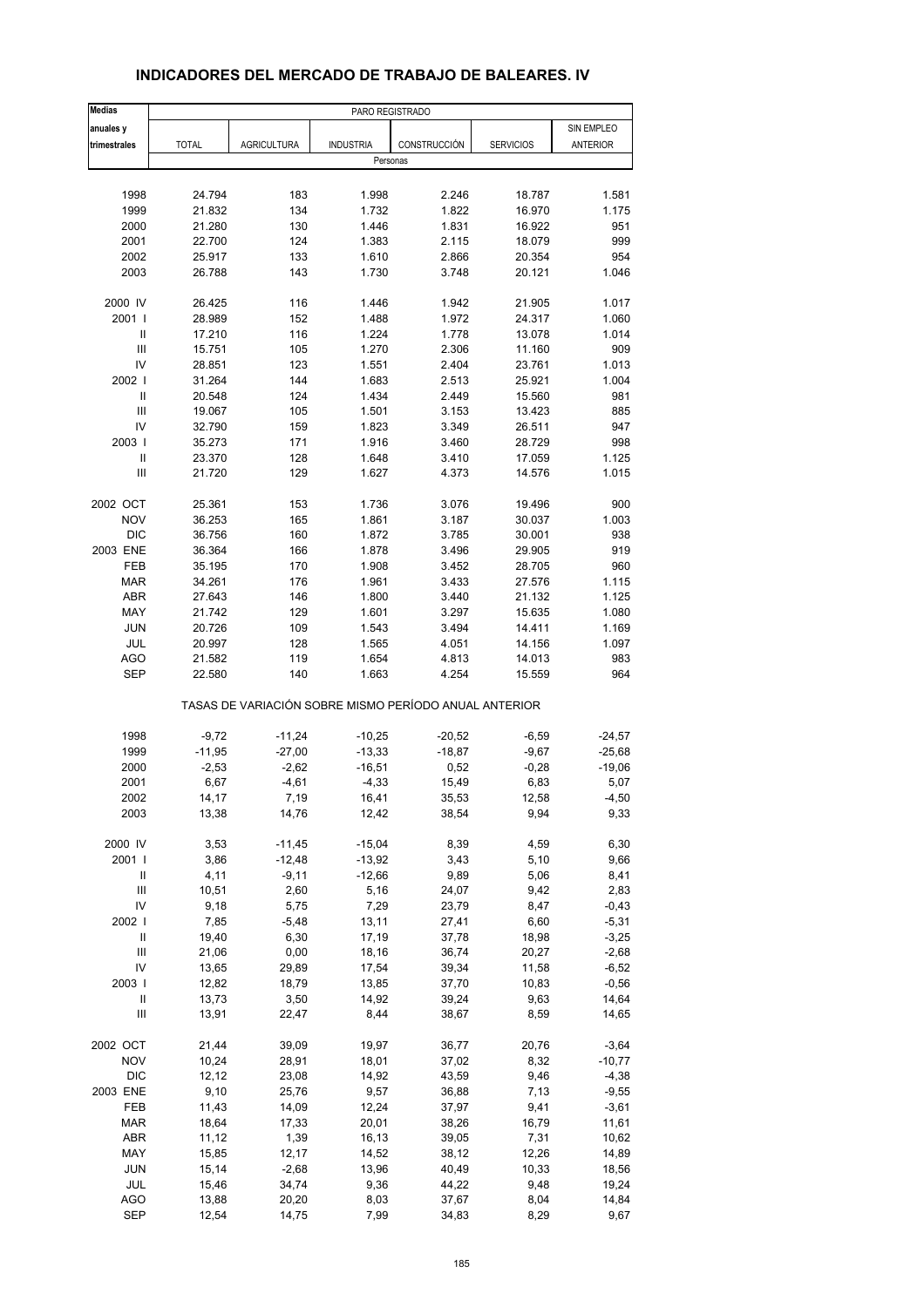# INDICADORES DEL MERCADO DE TRABAJO DE BALEARES. IV

| Medias anuales y trimestrales | PARO REGISTRADO | | | | | |
|---|---|---|---|---|---|---|
| | TOTAL | AGRICULTURA | INDUSTRIA | CONSTRUCCIÓN | SERVICIOS | SIN EMPLEO ANTERIOR |
| | Personas | | | | | |
| 1998 | 24.794 | 183 | 1.998 | 2.246 | 18.787 | 1.581 |
| 1999 | 21.832 | 134 | 1.732 | 1.822 | 16.970 | 1.175 |
| 2000 | 21.280 | 130 | 1.446 | 1.831 | 16.922 | 951 |
| 2001 | 22.700 | 124 | 1.383 | 2.115 | 18.079 | 999 |
| 2002 | 25.917 | 133 | 1.610 | 2.866 | 20.354 | 954 |
| 2003 | 26.788 | 143 | 1.730 | 3.748 | 20.121 | 1.046 |
| 2000 IV | 26.425 | 116 | 1.446 | 1.942 | 21.905 | 1.017 |
| 2001 I | 28.989 | 152 | 1.488 | 1.972 | 24.317 | 1.060 |
| II | 17.210 | 116 | 1.224 | 1.778 | 13.078 | 1.014 |
| III | 15.751 | 105 | 1.270 | 2.306 | 11.160 | 909 |
| IV | 28.851 | 123 | 1.551 | 2.404 | 23.761 | 1.013 |
| 2002 I | 31.264 | 144 | 1.683 | 2.513 | 25.921 | 1.004 |
| II | 20.548 | 124 | 1.434 | 2.449 | 15.560 | 981 |
| III | 19.067 | 105 | 1.501 | 3.153 | 13.423 | 885 |
| IV | 32.790 | 159 | 1.823 | 3.349 | 26.511 | 947 |
| 2003 I | 35.273 | 171 | 1.916 | 3.460 | 28.729 | 998 |
| II | 23.370 | 128 | 1.648 | 3.410 | 17.059 | 1.125 |
| III | 21.720 | 129 | 1.627 | 4.373 | 14.576 | 1.015 |
| 2002 OCT | 25.361 | 153 | 1.736 | 3.076 | 19.496 | 900 |
| NOV | 36.253 | 165 | 1.861 | 3.187 | 30.037 | 1.003 |
| DIC | 36.756 | 160 | 1.872 | 3.785 | 30.001 | 938 |
| 2003 ENE | 36.364 | 166 | 1.878 | 3.496 | 29.905 | 919 |
| FEB | 35.195 | 170 | 1.908 | 3.452 | 28.705 | 960 |
| MAR | 34.261 | 176 | 1.961 | 3.433 | 27.576 | 1.115 |
| ABR | 27.643 | 146 | 1.800 | 3.440 | 21.132 | 1.125 |
| MAY | 21.742 | 129 | 1.601 | 3.297 | 15.635 | 1.080 |
| JUN | 20.726 | 109 | 1.543 | 3.494 | 14.411 | 1.169 |
| JUL | 20.997 | 128 | 1.565 | 4.051 | 14.156 | 1.097 |
| AGO | 21.582 | 119 | 1.654 | 4.813 | 14.013 | 983 |
| SEP | 22.580 | 140 | 1.663 | 4.254 | 15.559 | 964 |
| | TASAS DE VARIACIÓN SOBRE MISMO PERÍODO ANUAL ANTERIOR | | | | | |
| 1998 | -9,72 | -11,24 | -10,25 | -20,52 | -6,59 | -24,57 |
| 1999 | -11,95 | -27,00 | -13,33 | -18,87 | -9,67 | -25,68 |
| 2000 | -2,53 | -2,62 | -16,51 | 0,52 | -0,28 | -19,06 |
| 2001 | 6,67 | -4,61 | -4,33 | 15,49 | 6,83 | 5,07 |
| 2002 | 14,17 | 7,19 | 16,41 | 35,53 | 12,58 | -4,50 |
| 2003 | 13,38 | 14,76 | 12,42 | 38,54 | 9,94 | 9,33 |
| 2000 IV | 3,53 | -11,45 | -15,04 | 8,39 | 4,59 | 6,30 |
| 2001 I | 3,86 | -12,48 | -13,92 | 3,43 | 5,10 | 9,66 |
| II | 4,11 | -9,11 | -12,66 | 9,89 | 5,06 | 8,41 |
| III | 10,51 | 2,60 | 5,16 | 24,07 | 9,42 | 2,83 |
| IV | 9,18 | 5,75 | 7,29 | 23,79 | 8,47 | -0,43 |
| 2002 I | 7,85 | -5,48 | 13,11 | 27,41 | 6,60 | -5,31 |
| II | 19,40 | 6,30 | 17,19 | 37,78 | 18,98 | -3,25 |
| III | 21,06 | 0,00 | 18,16 | 36,74 | 20,27 | -2,68 |
| IV | 13,65 | 29,89 | 17,54 | 39,34 | 11,58 | -6,52 |
| 2003 I | 12,82 | 18,79 | 13,85 | 37,70 | 10,83 | -0,56 |
| II | 13,73 | 3,50 | 14,92 | 39,24 | 9,63 | 14,64 |
| III | 13,91 | 22,47 | 8,44 | 38,67 | 8,59 | 14,65 |
| 2002 OCT | 21,44 | 39,09 | 19,97 | 36,77 | 20,76 | -3,64 |
| NOV | 10,24 | 28,91 | 18,01 | 37,02 | 8,32 | -10,77 |
| DIC | 12,12 | 23,08 | 14,92 | 43,59 | 9,46 | -4,38 |
| 2003 ENE | 9,10 | 25,76 | 9,57 | 36,88 | 7,13 | -9,55 |
| FEB | 11,43 | 14,09 | 12,24 | 37,97 | 9,41 | -3,61 |
| MAR | 18,64 | 17,33 | 20,01 | 38,26 | 16,79 | 11,61 |
| ABR | 11,12 | 1,39 | 16,13 | 39,05 | 7,31 | 10,62 |
| MAY | 15,85 | 12,17 | 14,52 | 38,12 | 12,26 | 14,89 |
| JUN | 15,14 | -2,68 | 13,96 | 40,49 | 10,33 | 18,56 |
| JUL | 15,46 | 34,74 | 9,36 | 44,22 | 9,48 | 19,24 |
| AGO | 13,88 | 20,20 | 8,03 | 37,67 | 8,04 | 14,84 |
| SEP | 12,54 | 14,75 | 7,99 | 34,83 | 8,29 | 9,67 |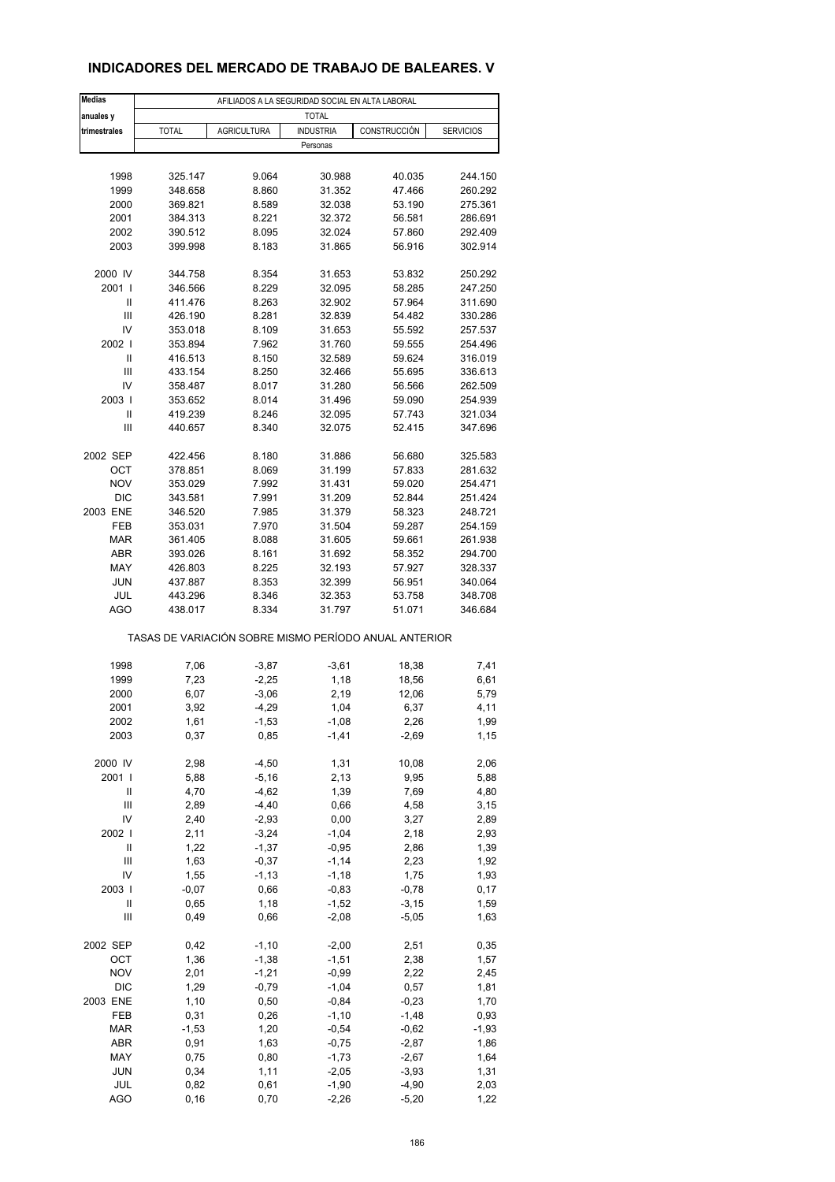## INDICADORES DEL MERCADO DE TRABAJO DE BALEARES. V

| Medias anuales y trimestrales | AFILIADOS A LA SEGURIDAD SOCIAL EN ALTA LABORAL | | | | |
|---|---|---|---|---|---|
| | TOTAL | | | | |
| | TOTAL | AGRICULTURA | INDUSTRIA | CONSTRUCCIÓN | SERVICIOS |
| | Personas | | | | |
| 1998 | 325.147 | 9.064 | 30.988 | 40.035 | 244.150 |
| 1999 | 348.658 | 8.860 | 31.352 | 47.466 | 260.292 |
| 2000 | 369.821 | 8.589 | 32.038 | 53.190 | 275.361 |
| 2001 | 384.313 | 8.221 | 32.372 | 56.581 | 286.691 |
| 2002 | 390.512 | 8.095 | 32.024 | 57.860 | 292.409 |
| 2003 | 399.998 | 8.183 | 31.865 | 56.916 | 302.914 |
| 2000 IV | 344.758 | 8.354 | 31.653 | 53.832 | 250.292 |
| 2001 I | 346.566 | 8.229 | 32.095 | 58.285 | 247.250 |
| II | 411.476 | 8.263 | 32.902 | 57.964 | 311.690 |
| III | 426.190 | 8.281 | 32.839 | 54.482 | 330.286 |
| IV | 353.018 | 8.109 | 31.653 | 55.592 | 257.537 |
| 2002 I | 353.894 | 7.962 | 31.760 | 59.555 | 254.496 |
| II | 416.513 | 8.150 | 32.589 | 59.624 | 316.019 |
| III | 433.154 | 8.250 | 32.466 | 55.695 | 336.613 |
| IV | 358.487 | 8.017 | 31.280 | 56.566 | 262.509 |
| 2003 I | 353.652 | 8.014 | 31.496 | 59.090 | 254.939 |
| II | 419.239 | 8.246 | 32.095 | 57.743 | 321.034 |
| III | 440.657 | 8.340 | 32.075 | 52.415 | 347.696 |
| 2002 SEP | 422.456 | 8.180 | 31.886 | 56.680 | 325.583 |
| OCT | 378.851 | 8.069 | 31.199 | 57.833 | 281.632 |
| NOV | 353.029 | 7.992 | 31.431 | 59.020 | 254.471 |
| DIC | 343.581 | 7.991 | 31.209 | 52.844 | 251.424 |
| 2003 ENE | 346.520 | 7.985 | 31.379 | 58.323 | 248.721 |
| FEB | 353.031 | 7.970 | 31.504 | 59.287 | 254.159 |
| MAR | 361.405 | 8.088 | 31.605 | 59.661 | 261.938 |
| ABR | 393.026 | 8.161 | 31.692 | 58.352 | 294.700 |
| MAY | 426.803 | 8.225 | 32.193 | 57.927 | 328.337 |
| JUN | 437.887 | 8.353 | 32.399 | 56.951 | 340.064 |
| JUL | 443.296 | 8.346 | 32.353 | 53.758 | 348.708 |
| AGO | 438.017 | 8.334 | 31.797 | 51.071 | 346.684 |
| | TASAS DE VARIACIÓN SOBRE MISMO PERÍODO ANUAL ANTERIOR | | | | |
| 1998 | 7,06 | -3,87 | -3,61 | 18,38 | 7,41 |
| 1999 | 7,23 | -2,25 | 1,18 | 18,56 | 6,61 |
| 2000 | 6,07 | -3,06 | 2,19 | 12,06 | 5,79 |
| 2001 | 3,92 | -4,29 | 1,04 | 6,37 | 4,11 |
| 2002 | 1,61 | -1,53 | -1,08 | 2,26 | 1,99 |
| 2003 | 0,37 | 0,85 | -1,41 | -2,69 | 1,15 |
| 2000 IV | 2,98 | -4,50 | 1,31 | 10,08 | 2,06 |
| 2001 I | 5,88 | -5,16 | 2,13 | 9,95 | 5,88 |
| II | 4,70 | -4,62 | 1,39 | 7,69 | 4,80 |
| III | 2,89 | -4,40 | 0,66 | 4,58 | 3,15 |
| IV | 2,40 | -2,93 | 0,00 | 3,27 | 2,89 |
| 2002 I | 2,11 | -3,24 | -1,04 | 2,18 | 2,93 |
| II | 1,22 | -1,37 | -0,95 | 2,86 | 1,39 |
| III | 1,63 | -0,37 | -1,14 | 2,23 | 1,92 |
| IV | 1,55 | -1,13 | -1,18 | 1,75 | 1,93 |
| 2003 I | -0,07 | 0,66 | -0,83 | -0,78 | 0,17 |
| II | 0,65 | 1,18 | -1,52 | -3,15 | 1,59 |
| III | 0,49 | 0,66 | -2,08 | -5,05 | 1,63 |
| 2002 SEP | 0,42 | -1,10 | -2,00 | 2,51 | 0,35 |
| OCT | 1,36 | -1,38 | -1,51 | 2,38 | 1,57 |
| NOV | 2,01 | -1,21 | -0,99 | 2,22 | 2,45 |
| DIC | 1,29 | -0,79 | -1,04 | 0,57 | 1,81 |
| 2003 ENE | 1,10 | 0,50 | -0,84 | -0,23 | 1,70 |
| FEB | 0,31 | 0,26 | -1,10 | -1,48 | 0,93 |
| MAR | -1,53 | 1,20 | -0,54 | -0,62 | -1,93 |
| ABR | 0,91 | 1,63 | -0,75 | -2,87 | 1,86 |
| MAY | 0,75 | 0,80 | -1,73 | -2,67 | 1,64 |
| JUN | 0,34 | 1,11 | -2,05 | -3,93 | 1,31 |
| JUL | 0,82 | 0,61 | -1,90 | -4,90 | 2,03 |
| AGO | 0,16 | 0,70 | -2,26 | -5,20 | 1,22 |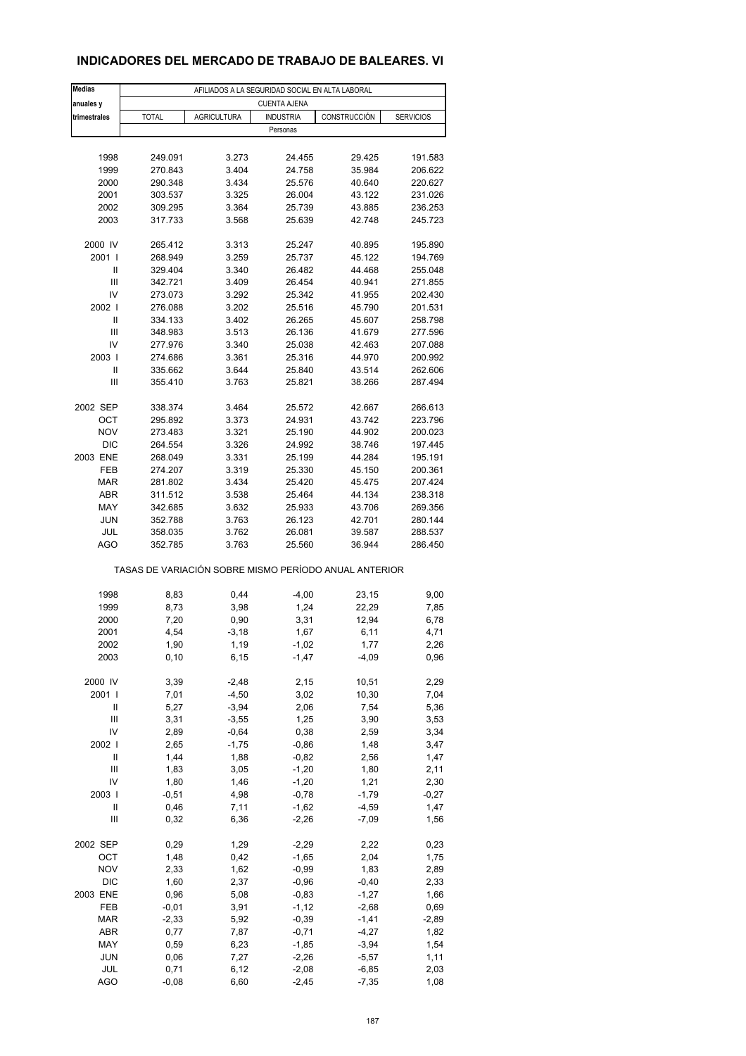## INDICADORES DEL MERCADO DE TRABAJO DE BALEARES. VI

| Medias anuales y trimestrales | AFILIADOS A LA SEGURIDAD SOCIAL EN ALTA LABORAL | | | | |
|---|---|---|---|---|---|
| | CUENTA AJENA | | | | |
| | TOTAL | AGRICULTURA | INDUSTRIA | CONSTRUCCIÓN | SERVICIOS |
| | Personas | | | | |
| 1998 | 249.091 | 3.273 | 24.455 | 29.425 | 191.583 |
| 1999 | 270.843 | 3.404 | 24.758 | 35.984 | 206.622 |
| 2000 | 290.348 | 3.434 | 25.576 | 40.640 | 220.627 |
| 2001 | 303.537 | 3.325 | 26.004 | 43.122 | 231.026 |
| 2002 | 309.295 | 3.364 | 25.739 | 43.885 | 236.253 |
| 2003 | 317.733 | 3.568 | 25.639 | 42.748 | 245.723 |
| 2000 IV | 265.412 | 3.313 | 25.247 | 40.895 | 195.890 |
| 2001 I | 268.949 | 3.259 | 25.737 | 45.122 | 194.769 |
| II | 329.404 | 3.340 | 26.482 | 44.468 | 255.048 |
| III | 342.721 | 3.409 | 26.454 | 40.941 | 271.855 |
| IV | 273.073 | 3.292 | 25.342 | 41.955 | 202.430 |
| 2002 I | 276.088 | 3.202 | 25.516 | 45.790 | 201.531 |
| II | 334.133 | 3.402 | 26.265 | 45.607 | 258.798 |
| III | 348.983 | 3.513 | 26.136 | 41.679 | 277.596 |
| IV | 277.976 | 3.340 | 25.038 | 42.463 | 207.088 |
| 2003 I | 274.686 | 3.361 | 25.316 | 44.970 | 200.992 |
| II | 335.662 | 3.644 | 25.840 | 43.514 | 262.606 |
| III | 355.410 | 3.763 | 25.821 | 38.266 | 287.494 |
| 2002 SEP | 338.374 | 3.464 | 25.572 | 42.667 | 266.613 |
| OCT | 295.892 | 3.373 | 24.931 | 43.742 | 223.796 |
| NOV | 273.483 | 3.321 | 25.190 | 44.902 | 200.023 |
| DIC | 264.554 | 3.326 | 24.992 | 38.746 | 197.445 |
| 2003 ENE | 268.049 | 3.331 | 25.199 | 44.284 | 195.191 |
| FEB | 274.207 | 3.319 | 25.330 | 45.150 | 200.361 |
| MAR | 281.802 | 3.434 | 25.420 | 45.475 | 207.424 |
| ABR | 311.512 | 3.538 | 25.464 | 44.134 | 238.318 |
| MAY | 342.685 | 3.632 | 25.933 | 43.706 | 269.356 |
| JUN | 352.788 | 3.763 | 26.123 | 42.701 | 280.144 |
| JUL | 358.035 | 3.762 | 26.081 | 39.587 | 288.537 |
| AGO | 352.785 | 3.763 | 25.560 | 36.944 | 286.450 |
| | TASAS DE VARIACIÓN SOBRE MISMO PERÍODO ANUAL ANTERIOR | | | | |
| 1998 | 8,83 | 0,44 | -4,00 | 23,15 | 9,00 |
| 1999 | 8,73 | 3,98 | 1,24 | 22,29 | 7,85 |
| 2000 | 7,20 | 0,90 | 3,31 | 12,94 | 6,78 |
| 2001 | 4,54 | -3,18 | 1,67 | 6,11 | 4,71 |
| 2002 | 1,90 | 1,19 | -1,02 | 1,77 | 2,26 |
| 2003 | 0,10 | 6,15 | -1,47 | -4,09 | 0,96 |
| 2000 IV | 3,39 | -2,48 | 2,15 | 10,51 | 2,29 |
| 2001 I | 7,01 | -4,50 | 3,02 | 10,30 | 7,04 |
| II | 5,27 | -3,94 | 2,06 | 7,54 | 5,36 |
| III | 3,31 | -3,55 | 1,25 | 3,90 | 3,53 |
| IV | 2,89 | -0,64 | 0,38 | 2,59 | 3,34 |
| 2002 I | 2,65 | -1,75 | -0,86 | 1,48 | 3,47 |
| II | 1,44 | 1,88 | -0,82 | 2,56 | 1,47 |
| III | 1,83 | 3,05 | -1,20 | 1,80 | 2,11 |
| IV | 1,80 | 1,46 | -1,20 | 1,21 | 2,30 |
| 2003 I | -0,51 | 4,98 | -0,78 | -1,79 | -0,27 |
| II | 0,46 | 7,11 | -1,62 | -4,59 | 1,47 |
| III | 0,32 | 6,36 | -2,26 | -7,09 | 1,56 |
| 2002 SEP | 0,29 | 1,29 | -2,29 | 2,22 | 0,23 |
| OCT | 1,48 | 0,42 | -1,65 | 2,04 | 1,75 |
| NOV | 2,33 | 1,62 | -0,99 | 1,83 | 2,89 |
| DIC | 1,60 | 2,37 | -0,96 | -0,40 | 2,33 |
| 2003 ENE | 0,96 | 5,08 | -0,83 | -1,27 | 1,66 |
| FEB | -0,01 | 3,91 | -1,12 | -2,68 | 0,69 |
| MAR | -2,33 | 5,92 | -0,39 | -1,41 | -2,89 |
| ABR | 0,77 | 7,87 | -0,71 | -4,27 | 1,82 |
| MAY | 0,59 | 6,23 | -1,85 | -3,94 | 1,54 |
| JUN | 0,06 | 7,27 | -2,26 | -5,57 | 1,11 |
| JUL | 0,71 | 6,12 | -2,08 | -6,85 | 2,03 |
| AGO | -0,08 | 6,60 | -2,45 | -7,35 | 1,08 |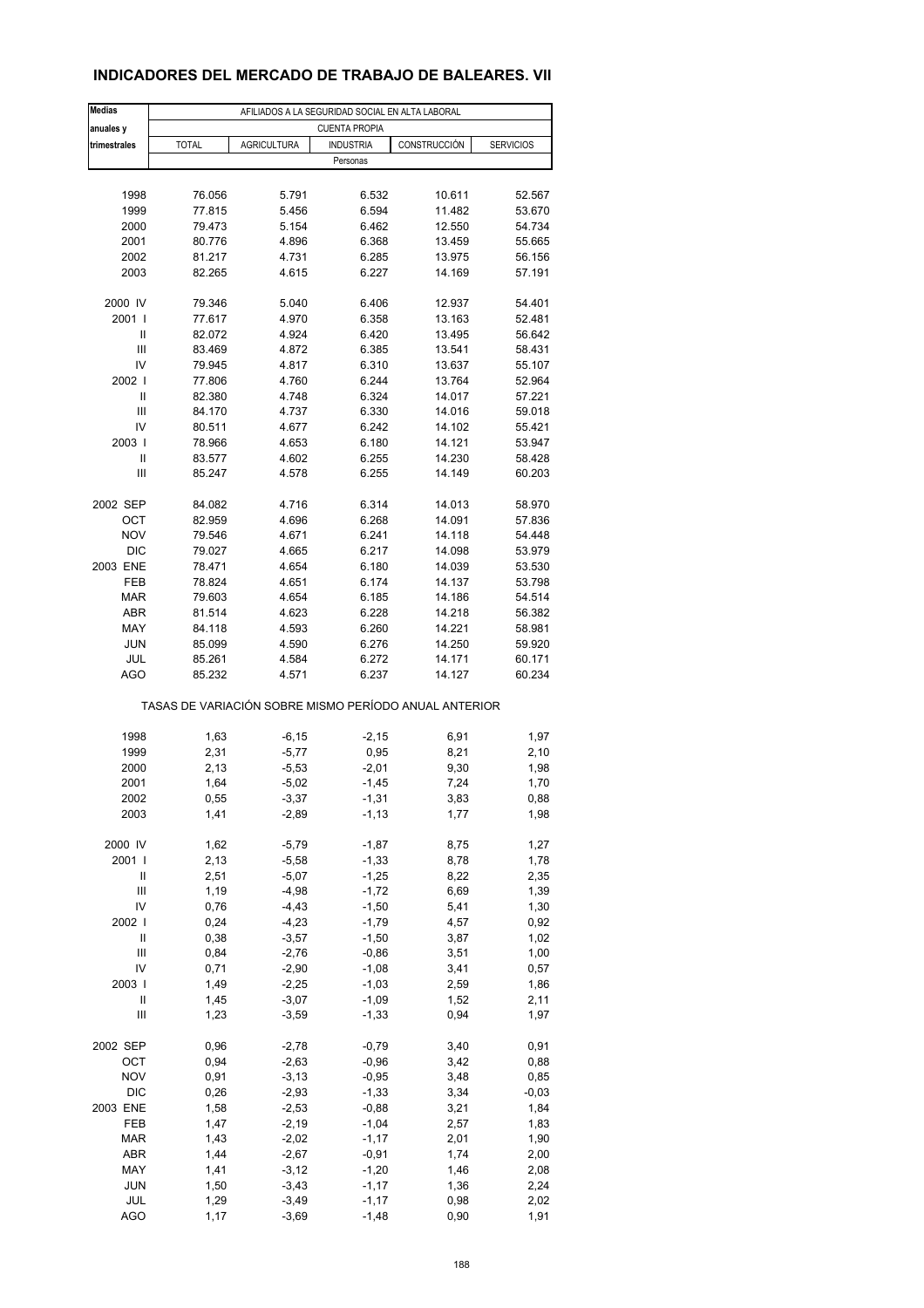# INDICADORES DEL MERCADO DE TRABAJO DE BALEARES. VII

| Medias anuales y trimestrales | AFILIADOS A LA SEGURIDAD SOCIAL EN ALTA LABORAL | | | | |
|---|---|---|---|---|---|
| | CUENTA PROPIA | | | | |
| | TOTAL | AGRICULTURA | INDUSTRIA | CONSTRUCCIÓN | SERVICIOS |
| | Personas | | | | |
| 1998 | 76.056 | 5.791 | 6.532 | 10.611 | 52.567 |
| 1999 | 77.815 | 5.456 | 6.594 | 11.482 | 53.670 |
| 2000 | 79.473 | 5.154 | 6.462 | 12.550 | 54.734 |
| 2001 | 80.776 | 4.896 | 6.368 | 13.459 | 55.665 |
| 2002 | 81.217 | 4.731 | 6.285 | 13.975 | 56.156 |
| 2003 | 82.265 | 4.615 | 6.227 | 14.169 | 57.191 |
| 2000 IV | 79.346 | 5.040 | 6.406 | 12.937 | 54.401 |
| 2001 I | 77.617 | 4.970 | 6.358 | 13.163 | 52.481 |
| II | 82.072 | 4.924 | 6.420 | 13.495 | 56.642 |
| III | 83.469 | 4.872 | 6.385 | 13.541 | 58.431 |
| IV | 79.945 | 4.817 | 6.310 | 13.637 | 55.107 |
| 2002 I | 77.806 | 4.760 | 6.244 | 13.764 | 52.964 |
| II | 82.380 | 4.748 | 6.324 | 14.017 | 57.221 |
| III | 84.170 | 4.737 | 6.330 | 14.016 | 59.018 |
| IV | 80.511 | 4.677 | 6.242 | 14.102 | 55.421 |
| 2003 I | 78.966 | 4.653 | 6.180 | 14.121 | 53.947 |
| II | 83.577 | 4.602 | 6.255 | 14.230 | 58.428 |
| III | 85.247 | 4.578 | 6.255 | 14.149 | 60.203 |
| 2002 SEP | 84.082 | 4.716 | 6.314 | 14.013 | 58.970 |
| OCT | 82.959 | 4.696 | 6.268 | 14.091 | 57.836 |
| NOV | 79.546 | 4.671 | 6.241 | 14.118 | 54.448 |
| DIC | 79.027 | 4.665 | 6.217 | 14.098 | 53.979 |
| 2003 ENE | 78.471 | 4.654 | 6.180 | 14.039 | 53.530 |
| FEB | 78.824 | 4.651 | 6.174 | 14.137 | 53.798 |
| MAR | 79.603 | 4.654 | 6.185 | 14.186 | 54.514 |
| ABR | 81.514 | 4.623 | 6.228 | 14.218 | 56.382 |
| MAY | 84.118 | 4.593 | 6.260 | 14.221 | 58.981 |
| JUN | 85.099 | 4.590 | 6.276 | 14.250 | 59.920 |
| JUL | 85.261 | 4.584 | 6.272 | 14.171 | 60.171 |
| AGO | 85.232 | 4.571 | 6.237 | 14.127 | 60.234 |
| | TASAS DE VARIACIÓN SOBRE MISMO PERÍODO ANUAL ANTERIOR | | | | |
| 1998 | 1,63 | -6,15 | -2,15 | 6,91 | 1,97 |
| 1999 | 2,31 | -5,77 | 0,95 | 8,21 | 2,10 |
| 2000 | 2,13 | -5,53 | -2,01 | 9,30 | 1,98 |
| 2001 | 1,64 | -5,02 | -1,45 | 7,24 | 1,70 |
| 2002 | 0,55 | -3,37 | -1,31 | 3,83 | 0,88 |
| 2003 | 1,41 | -2,89 | -1,13 | 1,77 | 1,98 |
| 2000 IV | 1,62 | -5,79 | -1,87 | 8,75 | 1,27 |
| 2001 I | 2,13 | -5,58 | -1,33 | 8,78 | 1,78 |
| II | 2,51 | -5,07 | -1,25 | 8,22 | 2,35 |
| III | 1,19 | -4,98 | -1,72 | 6,69 | 1,39 |
| IV | 0,76 | -4,43 | -1,50 | 5,41 | 1,30 |
| 2002 I | 0,24 | -4,23 | -1,79 | 4,57 | 0,92 |
| II | 0,38 | -3,57 | -1,50 | 3,87 | 1,02 |
| III | 0,84 | -2,76 | -0,86 | 3,51 | 1,00 |
| IV | 0,71 | -2,90 | -1,08 | 3,41 | 0,57 |
| 2003 I | 1,49 | -2,25 | -1,03 | 2,59 | 1,86 |
| II | 1,45 | -3,07 | -1,09 | 1,52 | 2,11 |
| III | 1,23 | -3,59 | -1,33 | 0,94 | 1,97 |
| 2002 SEP | 0,96 | -2,78 | -0,79 | 3,40 | 0,91 |
| OCT | 0,94 | -2,63 | -0,96 | 3,42 | 0,88 |
| NOV | 0,91 | -3,13 | -0,95 | 3,48 | 0,85 |
| DIC | 0,26 | -2,93 | -1,33 | 3,34 | -0,03 |
| 2003 ENE | 1,58 | -2,53 | -0,88 | 3,21 | 1,84 |
| FEB | 1,47 | -2,19 | -1,04 | 2,57 | 1,83 |
| MAR | 1,43 | -2,02 | -1,17 | 2,01 | 1,90 |
| ABR | 1,44 | -2,67 | -0,91 | 1,74 | 2,00 |
| MAY | 1,41 | -3,12 | -1,20 | 1,46 | 2,08 |
| JUN | 1,50 | -3,43 | -1,17 | 1,36 | 2,24 |
| JUL | 1,29 | -3,49 | -1,17 | 0,98 | 2,02 |
| AGO | 1,17 | -3,69 | -1,48 | 0,90 | 1,91 |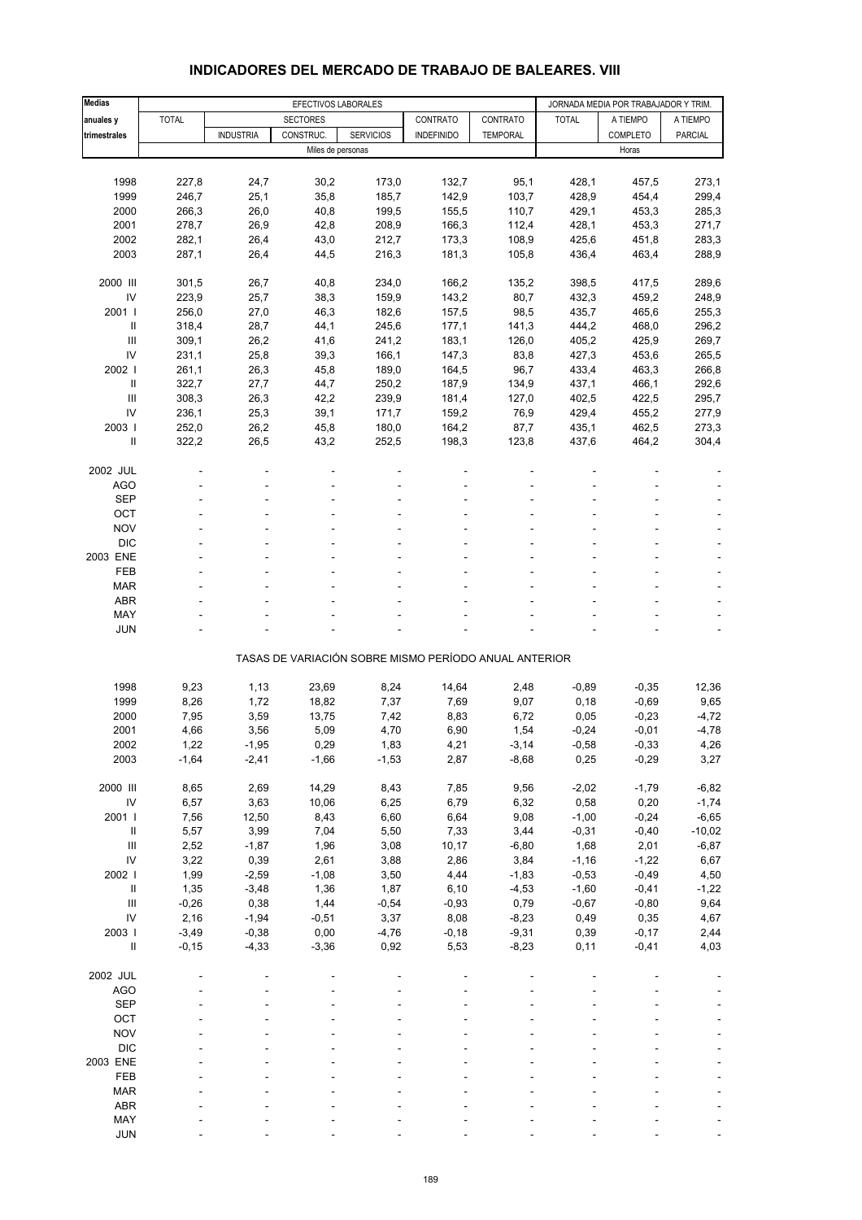## INDICADORES DEL MERCADO DE TRABAJO DE BALEARES. VIII

| Medias anuales y trimestrales | EFECTIVOS LABORALES | | | | | | JORNADA MEDIA POR TRABAJADOR Y TRIM. | | |
|---|---|---|---|---|---|---|---|---|---|
| | TOTAL | SECTORES | | | CONTRATO | CONTRATO | TOTAL | A TIEMPO | A TIEMPO |
| | | INDUSTRIA | CONSTRUC. | SERVICIOS | INDEFINIDO | TEMPORAL | | COMPLETO | PARCIAL |
| | Miles de personas | | | | | | Horas | | |
| 1998 | 227,8 | 24,7 | 30,2 | 173,0 | 132,7 | 95,1 | 428,1 | 457,5 | 273,1 |
| 1999 | 246,7 | 25,1 | 35,8 | 185,7 | 142,9 | 103,7 | 428,9 | 454,4 | 299,4 |
| 2000 | 266,3 | 26,0 | 40,8 | 199,5 | 155,5 | 110,7 | 429,1 | 453,3 | 285,3 |
| 2001 | 278,7 | 26,9 | 42,8 | 208,9 | 166,3 | 112,4 | 428,1 | 453,3 | 271,7 |
| 2002 | 282,1 | 26,4 | 43,0 | 212,7 | 173,3 | 108,9 | 425,6 | 451,8 | 283,3 |
| 2003 | 287,1 | 26,4 | 44,5 | 216,3 | 181,3 | 105,8 | 436,4 | 463,4 | 288,9 |
| 2000 III | 301,5 | 26,7 | 40,8 | 234,0 | 166,2 | 135,2 | 398,5 | 417,5 | 289,6 |
| IV | 223,9 | 25,7 | 38,3 | 159,9 | 143,2 | 80,7 | 432,3 | 459,2 | 248,9 |
| 2001 I | 256,0 | 27,0 | 46,3 | 182,6 | 157,5 | 98,5 | 435,7 | 465,6 | 255,3 |
| II | 318,4 | 28,7 | 44,1 | 245,6 | 177,1 | 141,3 | 444,2 | 468,0 | 296,2 |
| III | 309,1 | 26,2 | 41,6 | 241,2 | 183,1 | 126,0 | 405,2 | 425,9 | 269,7 |
| IV | 231,1 | 25,8 | 39,3 | 166,1 | 147,3 | 83,8 | 427,3 | 453,6 | 265,5 |
| 2002 I | 261,1 | 26,3 | 45,8 | 189,0 | 164,5 | 96,7 | 433,4 | 463,3 | 266,8 |
| II | 322,7 | 27,7 | 44,7 | 250,2 | 187,9 | 134,9 | 437,1 | 466,1 | 292,6 |
| III | 308,3 | 26,3 | 42,2 | 239,9 | 181,4 | 127,0 | 402,5 | 422,5 | 295,7 |
| IV | 236,1 | 25,3 | 39,1 | 171,7 | 159,2 | 76,9 | 429,4 | 455,2 | 277,9 |
| 2003 I | 252,0 | 26,2 | 45,8 | 180,0 | 164,2 | 87,7 | 435,1 | 462,5 | 273,3 |
| II | 322,2 | 26,5 | 43,2 | 252,5 | 198,3 | 123,8 | 437,6 | 464,2 | 304,4 |
| 2002 JUL | - | - | - | - | - | - | - | - | - |
| AGO | - | - | - | - | - | - | - | - | - |
| SEP | - | - | - | - | - | - | - | - | - |
| OCT | - | - | - | - | - | - | - | - | - |
| NOV | - | - | - | - | - | - | - | - | - |
| DIC | - | - | - | - | - | - | - | - | - |
| 2003 ENE | - | - | - | - | - | - | - | - | - |
| FEB | - | - | - | - | - | - | - | - | - |
| MAR | - | - | - | - | - | - | - | - | - |
| ABR | - | - | - | - | - | - | - | - | - |
| MAY | - | - | - | - | - | - | - | - | - |
| JUN | - | - | - | - | - | - | - | - | - |
| | TASAS DE VARIACIÓN SOBRE MISMO PERÍODO ANUAL ANTERIOR | | | | | | | | |
| 1998 | 9,23 | 1,13 | 23,69 | 8,24 | 14,64 | 2,48 | -0,89 | -0,35 | 12,36 |
| 1999 | 8,26 | 1,72 | 18,82 | 7,37 | 7,69 | 9,07 | 0,18 | -0,69 | 9,65 |
| 2000 | 7,95 | 3,59 | 13,75 | 7,42 | 8,83 | 6,72 | 0,05 | -0,23 | -4,72 |
| 2001 | 4,66 | 3,56 | 5,09 | 4,70 | 6,90 | 1,54 | -0,24 | -0,01 | -4,78 |
| 2002 | 1,22 | -1,95 | 0,29 | 1,83 | 4,21 | -3,14 | -0,58 | -0,33 | 4,26 |
| 2003 | -1,64 | -2,41 | -1,66 | -1,53 | 2,87 | -8,68 | 0,25 | -0,29 | 3,27 |
| 2000 III | 8,65 | 2,69 | 14,29 | 8,43 | 7,85 | 9,56 | -2,02 | -1,79 | -6,82 |
| IV | 6,57 | 3,63 | 10,06 | 6,25 | 6,79 | 6,32 | 0,58 | 0,20 | -1,74 |
| 2001 I | 7,56 | 12,50 | 8,43 | 6,60 | 6,64 | 9,08 | -1,00 | -0,24 | -6,65 |
| II | 5,57 | 3,99 | 7,04 | 5,50 | 7,33 | 3,44 | -0,31 | -0,40 | -10,02 |
| III | 2,52 | -1,87 | 1,96 | 3,08 | 10,17 | -6,80 | 1,68 | 2,01 | -6,87 |
| IV | 3,22 | 0,39 | 2,61 | 3,88 | 2,86 | 3,84 | -1,16 | -1,22 | 6,67 |
| 2002 I | 1,99 | -2,59 | -1,08 | 3,50 | 4,44 | -1,83 | -0,53 | -0,49 | 4,50 |
| II | 1,35 | -3,48 | 1,36 | 1,87 | 6,10 | -4,53 | -1,60 | -0,41 | -1,22 |
| III | -0,26 | 0,38 | 1,44 | -0,54 | -0,93 | 0,79 | -0,67 | -0,80 | 9,64 |
| IV | 2,16 | -1,94 | -0,51 | 3,37 | 8,08 | -8,23 | 0,49 | 0,35 | 4,67 |
| 2003 I | -3,49 | -0,38 | 0,00 | -4,76 | -0,18 | -9,31 | 0,39 | -0,17 | 2,44 |
| II | -0,15 | -4,33 | -3,36 | 0,92 | 5,53 | -8,23 | 0,11 | -0,41 | 4,03 |
| 2002 JUL | - | - | - | - | - | - | - | - | - |
| AGO | - | - | - | - | - | - | - | - | - |
| SEP | - | - | - | - | - | - | - | - | - |
| OCT | - | - | - | - | - | - | - | - | - |
| NOV | - | - | - | - | - | - | - | - | - |
| DIC | - | - | - | - | - | - | - | - | - |
| 2003 ENE | - | - | - | - | - | - | - | - | - |
| FEB | - | - | - | - | - | - | - | - | - |
| MAR | - | - | - | - | - | - | - | - | - |
| ABR | - | - | - | - | - | - | - | - | - |
| MAY | - | - | - | - | - | - | - | - | - |
| JUN | - | - | - | - | - | - | - | - | - |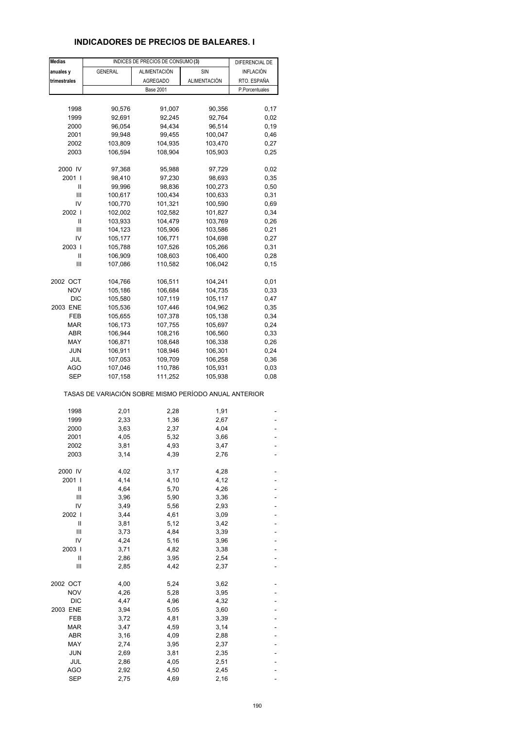## INDICADORES DE PRECIOS DE BALEARES. I

| Medias anuales y trimestrales | INDICES DE PRECIOS DE CONSUMO (3) | | | DIFERENCIAL DE INFLACIÓN RTO. ESPAÑA |
|---|---|---|---|---|
| | GENERAL | ALIMENTACIÓN AGREGADO | SIN ALIMENTACIÓN | |
| | Base 2001 | | | P.Porcentuales |
| 1998 | 90,576 | 91,007 | 90,356 | 0,17 |
| 1999 | 92,691 | 92,245 | 92,764 | 0,02 |
| 2000 | 96,054 | 94,434 | 96,514 | 0,19 |
| 2001 | 99,948 | 99,455 | 100,047 | 0,46 |
| 2002 | 103,809 | 104,935 | 103,470 | 0,27 |
| 2003 | 106,594 | 108,904 | 105,903 | 0,25 |
| 2000 IV | 97,368 | 95,988 | 97,729 | 0,02 |
| 2001 I | 98,410 | 97,230 | 98,693 | 0,35 |
| II | 99,996 | 98,836 | 100,273 | 0,50 |
| III | 100,617 | 100,434 | 100,633 | 0,31 |
| IV | 100,770 | 101,321 | 100,590 | 0,69 |
| 2002 I | 102,002 | 102,582 | 101,827 | 0,34 |
| II | 103,933 | 104,479 | 103,769 | 0,26 |
| III | 104,123 | 105,906 | 103,586 | 0,21 |
| IV | 105,177 | 106,771 | 104,698 | 0,27 |
| 2003 I | 105,788 | 107,526 | 105,266 | 0,31 |
| II | 106,909 | 108,603 | 106,400 | 0,28 |
| III | 107,086 | 110,582 | 106,042 | 0,15 |
| 2002 OCT | 104,766 | 106,511 | 104,241 | 0,01 |
| NOV | 105,186 | 106,684 | 104,735 | 0,33 |
| DIC | 105,580 | 107,119 | 105,117 | 0,47 |
| 2003 ENE | 105,536 | 107,446 | 104,962 | 0,35 |
| FEB | 105,655 | 107,378 | 105,138 | 0,34 |
| MAR | 106,173 | 107,755 | 105,697 | 0,24 |
| ABR | 106,944 | 108,216 | 106,560 | 0,33 |
| MAY | 106,871 | 108,648 | 106,338 | 0,26 |
| JUN | 106,911 | 108,946 | 106,301 | 0,24 |
| JUL | 107,053 | 109,709 | 106,258 | 0,36 |
| AGO | 107,046 | 110,786 | 105,931 | 0,03 |
| SEP | 107,158 | 111,252 | 105,938 | 0,08 |
| TASAS DE VARIACIÓN SOBRE MISMO PERÍODO ANUAL ANTERIOR | | | | |
| 1998 | 2,01 | 2,28 | 1,91 | - |
| 1999 | 2,33 | 1,36 | 2,67 | - |
| 2000 | 3,63 | 2,37 | 4,04 | - |
| 2001 | 4,05 | 5,32 | 3,66 | - |
| 2002 | 3,81 | 4,93 | 3,47 | - |
| 2003 | 3,14 | 4,39 | 2,76 | - |
| 2000 IV | 4,02 | 3,17 | 4,28 | - |
| 2001 I | 4,14 | 4,10 | 4,12 | - |
| II | 4,64 | 5,70 | 4,26 | - |
| III | 3,96 | 5,90 | 3,36 | - |
| IV | 3,49 | 5,56 | 2,93 | - |
| 2002 I | 3,44 | 4,61 | 3,09 | - |
| II | 3,81 | 5,12 | 3,42 | - |
| III | 3,73 | 4,84 | 3,39 | - |
| IV | 4,24 | 5,16 | 3,96 | - |
| 2003 I | 3,71 | 4,82 | 3,38 | - |
| II | 2,86 | 3,95 | 2,54 | - |
| III | 2,85 | 4,42 | 2,37 | - |
| 2002 OCT | 4,00 | 5,24 | 3,62 | - |
| NOV | 4,26 | 5,28 | 3,95 | - |
| DIC | 4,47 | 4,96 | 4,32 | - |
| 2003 ENE | 3,94 | 5,05 | 3,60 | - |
| FEB | 3,72 | 4,81 | 3,39 | - |
| MAR | 3,47 | 4,59 | 3,14 | - |
| ABR | 3,16 | 4,09 | 2,88 | - |
| MAY | 2,74 | 3,95 | 2,37 | - |
| JUN | 2,69 | 3,81 | 2,35 | - |
| JUL | 2,86 | 4,05 | 2,51 | - |
| AGO | 2,92 | 4,50 | 2,45 | - |
| SEP | 2,75 | 4,69 | 2,16 | - |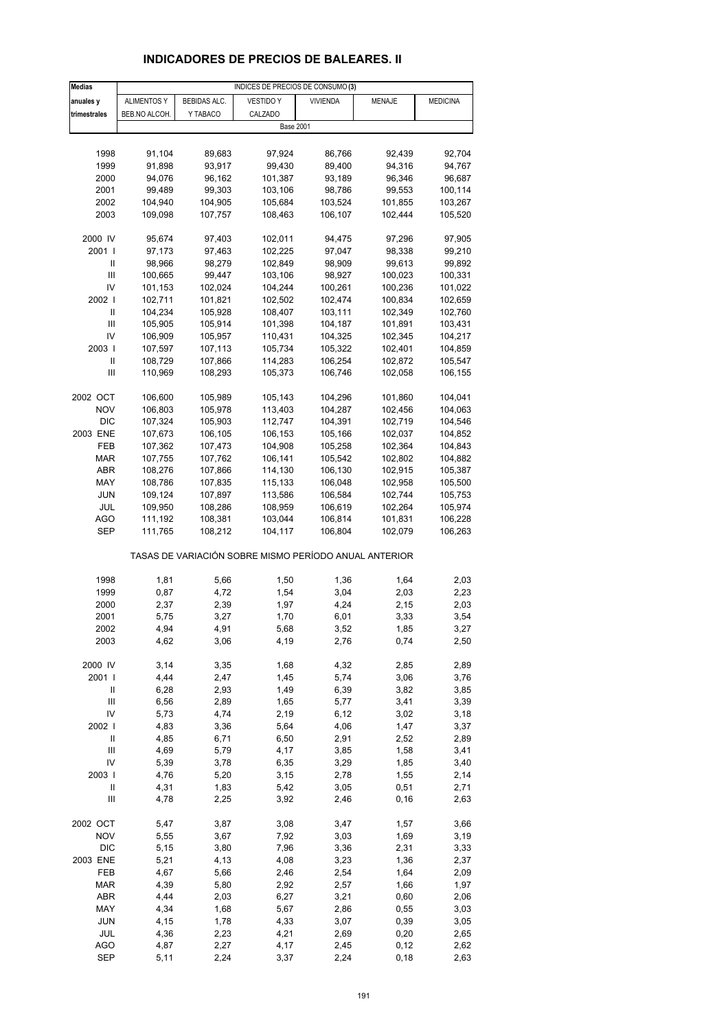## INDICADORES DE PRECIOS DE BALEARES. II

| Medias anuales y trimestrales | INDICES DE PRECIOS DE CONSUMO (3) | | | | | |
|---|---|---|---|---|---|---|
| | ALIMENTOS Y BEB.NO ALCOH. | BEBIDAS ALC. Y TABACO | VESTIDO Y CALZADO | VIVIENDA | MENAJE | MEDICINA |
| | Base 2001 | | | | | |
| 1998 | 91,104 | 89,683 | 97,924 | 86,766 | 92,439 | 92,704 |
| 1999 | 91,898 | 93,917 | 99,430 | 89,400 | 94,316 | 94,767 |
| 2000 | 94,076 | 96,162 | 101,387 | 93,189 | 96,346 | 96,687 |
| 2001 | 99,489 | 99,303 | 103,106 | 98,786 | 99,553 | 100,114 |
| 2002 | 104,940 | 104,905 | 105,684 | 103,524 | 101,855 | 103,267 |
| 2003 | 109,098 | 107,757 | 108,463 | 106,107 | 102,444 | 105,520 |
| 2000 IV | 95,674 | 97,403 | 102,011 | 94,475 | 97,296 | 97,905 |
| 2001 I | 97,173 | 97,463 | 102,225 | 97,047 | 98,338 | 99,210 |
| II | 98,966 | 98,279 | 102,849 | 98,909 | 99,613 | 99,892 |
| III | 100,665 | 99,447 | 103,106 | 98,927 | 100,023 | 100,331 |
| IV | 101,153 | 102,024 | 104,244 | 100,261 | 100,236 | 101,022 |
| 2002 I | 102,711 | 101,821 | 102,502 | 102,474 | 100,834 | 102,659 |
| II | 104,234 | 105,928 | 108,407 | 103,111 | 102,349 | 102,760 |
| III | 105,905 | 105,914 | 101,398 | 104,187 | 101,891 | 103,431 |
| IV | 106,909 | 105,957 | 110,431 | 104,325 | 102,345 | 104,217 |
| 2003 I | 107,597 | 107,113 | 105,734 | 105,322 | 102,401 | 104,859 |
| II | 108,729 | 107,866 | 114,283 | 106,254 | 102,872 | 105,547 |
| III | 110,969 | 108,293 | 105,373 | 106,746 | 102,058 | 106,155 |
| 2002 OCT | 106,600 | 105,989 | 105,143 | 104,296 | 101,860 | 104,041 |
| NOV | 106,803 | 105,978 | 113,403 | 104,287 | 102,456 | 104,063 |
| DIC | 107,324 | 105,903 | 112,747 | 104,391 | 102,719 | 104,546 |
| 2003 ENE | 107,673 | 106,105 | 106,153 | 105,166 | 102,037 | 104,852 |
| FEB | 107,362 | 107,473 | 104,908 | 105,258 | 102,364 | 104,843 |
| MAR | 107,755 | 107,762 | 106,141 | 105,542 | 102,802 | 104,882 |
| ABR | 108,276 | 107,866 | 114,130 | 106,130 | 102,915 | 105,387 |
| MAY | 108,786 | 107,835 | 115,133 | 106,048 | 102,958 | 105,500 |
| JUN | 109,124 | 107,897 | 113,586 | 106,584 | 102,744 | 105,753 |
| JUL | 109,950 | 108,286 | 108,959 | 106,619 | 102,264 | 105,974 |
| AGO | 111,192 | 108,381 | 103,044 | 106,814 | 101,831 | 106,228 |
| SEP | 111,765 | 108,212 | 104,117 | 106,804 | 102,079 | 106,263 |
| | TASAS DE VARIACIÓN SOBRE MISMO PERÍODO ANUAL ANTERIOR | | | | | |
| 1998 | 1,81 | 5,66 | 1,50 | 1,36 | 1,64 | 2,03 |
| 1999 | 0,87 | 4,72 | 1,54 | 3,04 | 2,03 | 2,23 |
| 2000 | 2,37 | 2,39 | 1,97 | 4,24 | 2,15 | 2,03 |
| 2001 | 5,75 | 3,27 | 1,70 | 6,01 | 3,33 | 3,54 |
| 2002 | 4,94 | 4,91 | 5,68 | 3,52 | 1,85 | 3,27 |
| 2003 | 4,62 | 3,06 | 4,19 | 2,76 | 0,74 | 2,50 |
| 2000 IV | 3,14 | 3,35 | 1,68 | 4,32 | 2,85 | 2,89 |
| 2001 I | 4,44 | 2,47 | 1,45 | 5,74 | 3,06 | 3,76 |
| II | 6,28 | 2,93 | 1,49 | 6,39 | 3,82 | 3,85 |
| III | 6,56 | 2,89 | 1,65 | 5,77 | 3,41 | 3,39 |
| IV | 5,73 | 4,74 | 2,19 | 6,12 | 3,02 | 3,18 |
| 2002 I | 4,83 | 3,36 | 5,64 | 4,06 | 1,47 | 3,37 |
| II | 4,85 | 6,71 | 6,50 | 2,91 | 2,52 | 2,89 |
| III | 4,69 | 5,79 | 4,17 | 3,85 | 1,58 | 3,41 |
| IV | 5,39 | 3,78 | 6,35 | 3,29 | 1,85 | 3,40 |
| 2003 I | 4,76 | 5,20 | 3,15 | 2,78 | 1,55 | 2,14 |
| II | 4,31 | 1,83 | 5,42 | 3,05 | 0,51 | 2,71 |
| III | 4,78 | 2,25 | 3,92 | 2,46 | 0,16 | 2,63 |
| 2002 OCT | 5,47 | 3,87 | 3,08 | 3,47 | 1,57 | 3,66 |
| NOV | 5,55 | 3,67 | 7,92 | 3,03 | 1,69 | 3,19 |
| DIC | 5,15 | 3,80 | 7,96 | 3,36 | 2,31 | 3,33 |
| 2003 ENE | 5,21 | 4,13 | 4,08 | 3,23 | 1,36 | 2,37 |
| FEB | 4,67 | 5,66 | 2,46 | 2,54 | 1,64 | 2,09 |
| MAR | 4,39 | 5,80 | 2,92 | 2,57 | 1,66 | 1,97 |
| ABR | 4,44 | 2,03 | 6,27 | 3,21 | 0,60 | 2,06 |
| MAY | 4,34 | 1,68 | 5,67 | 2,86 | 0,55 | 3,03 |
| JUN | 4,15 | 1,78 | 4,33 | 3,07 | 0,39 | 3,05 |
| JUL | 4,36 | 2,23 | 4,21 | 2,69 | 0,20 | 2,65 |
| AGO | 4,87 | 2,27 | 4,17 | 2,45 | 0,12 | 2,62 |
| SEP | 5,11 | 2,24 | 3,37 | 2,24 | 0,18 | 2,63 |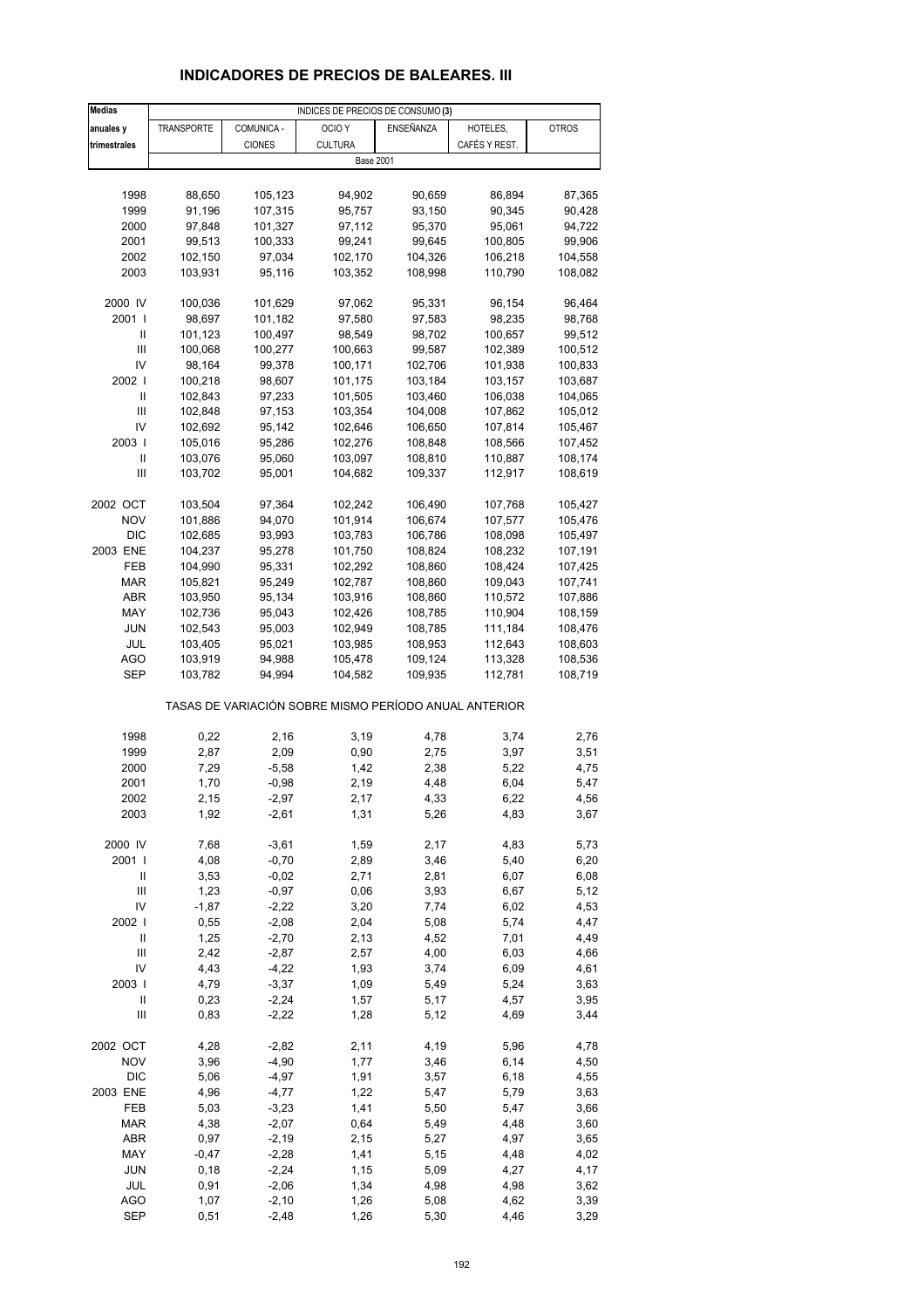# INDICADORES DE PRECIOS DE BALEARES. III

| Medias anuales y trimestrales | INDICES DE PRECIOS DE CONSUMO (3) | | | | | |
|---|---|---|---|---|---|---|
| | TRANSPORTE | COMUNICA - CIONES | OCIO Y CULTURA | ENSEÑANZA | HOTELES, CAFÉS Y REST. | OTROS |
| | Base 2001 | | | | | |
| 1998 | 88,650 | 105,123 | 94,902 | 90,659 | 86,894 | 87,365 |
| 1999 | 91,196 | 107,315 | 95,757 | 93,150 | 90,345 | 90,428 |
| 2000 | 97,848 | 101,327 | 97,112 | 95,370 | 95,061 | 94,722 |
| 2001 | 99,513 | 100,333 | 99,241 | 99,645 | 100,805 | 99,906 |
| 2002 | 102,150 | 97,034 | 102,170 | 104,326 | 106,218 | 104,558 |
| 2003 | 103,931 | 95,116 | 103,352 | 108,998 | 110,790 | 108,082 |
| 2000 IV | 100,036 | 101,629 | 97,062 | 95,331 | 96,154 | 96,464 |
| 2001 I | 98,697 | 101,182 | 97,580 | 97,583 | 98,235 | 98,768 |
| II | 101,123 | 100,497 | 98,549 | 98,702 | 100,657 | 99,512 |
| III | 100,068 | 100,277 | 100,663 | 99,587 | 102,389 | 100,512 |
| IV | 98,164 | 99,378 | 100,171 | 102,706 | 101,938 | 100,833 |
| 2002 I | 100,218 | 98,607 | 101,175 | 103,184 | 103,157 | 103,687 |
| II | 102,843 | 97,233 | 101,505 | 103,460 | 106,038 | 104,065 |
| III | 102,848 | 97,153 | 103,354 | 104,008 | 107,862 | 105,012 |
| IV | 102,692 | 95,142 | 102,646 | 106,650 | 107,814 | 105,467 |
| 2003 I | 105,016 | 95,286 | 102,276 | 108,848 | 108,566 | 107,452 |
| II | 103,076 | 95,060 | 103,097 | 108,810 | 110,887 | 108,174 |
| III | 103,702 | 95,001 | 104,682 | 109,337 | 112,917 | 108,619 |
| 2002 OCT | 103,504 | 97,364 | 102,242 | 106,490 | 107,768 | 105,427 |
| NOV | 101,886 | 94,070 | 101,914 | 106,674 | 107,577 | 105,476 |
| DIC | 102,685 | 93,993 | 103,783 | 106,786 | 108,098 | 105,497 |
| 2003 ENE | 104,237 | 95,278 | 101,750 | 108,824 | 108,232 | 107,191 |
| FEB | 104,990 | 95,331 | 102,292 | 108,860 | 108,424 | 107,425 |
| MAR | 105,821 | 95,249 | 102,787 | 108,860 | 109,043 | 107,741 |
| ABR | 103,950 | 95,134 | 103,916 | 108,860 | 110,572 | 107,886 |
| MAY | 102,736 | 95,043 | 102,426 | 108,785 | 110,904 | 108,159 |
| JUN | 102,543 | 95,003 | 102,949 | 108,785 | 111,184 | 108,476 |
| JUL | 103,405 | 95,021 | 103,985 | 108,953 | 112,643 | 108,603 |
| AGO | 103,919 | 94,988 | 105,478 | 109,124 | 113,328 | 108,536 |
| SEP | 103,782 | 94,994 | 104,582 | 109,935 | 112,781 | 108,719 |
| | TASAS DE VARIACIÓN SOBRE MISMO PERÍODO ANUAL ANTERIOR | | | | | |
| 1998 | 0,22 | 2,16 | 3,19 | 4,78 | 3,74 | 2,76 |
| 1999 | 2,87 | 2,09 | 0,90 | 2,75 | 3,97 | 3,51 |
| 2000 | 7,29 | -5,58 | 1,42 | 2,38 | 5,22 | 4,75 |
| 2001 | 1,70 | -0,98 | 2,19 | 4,48 | 6,04 | 5,47 |
| 2002 | 2,15 | -2,97 | 2,17 | 4,33 | 6,22 | 4,56 |
| 2003 | 1,92 | -2,61 | 1,31 | 5,26 | 4,83 | 3,67 |
| 2000 IV | 7,68 | -3,61 | 1,59 | 2,17 | 4,83 | 5,73 |
| 2001 I | 4,08 | -0,70 | 2,89 | 3,46 | 5,40 | 6,20 |
| II | 3,53 | -0,02 | 2,71 | 2,81 | 6,07 | 6,08 |
| III | 1,23 | -0,97 | 0,06 | 3,93 | 6,67 | 5,12 |
| IV | -1,87 | -2,22 | 3,20 | 7,74 | 6,02 | 4,53 |
| 2002 I | 0,55 | -2,08 | 2,04 | 5,08 | 5,74 | 4,47 |
| II | 1,25 | -2,70 | 2,13 | 4,52 | 7,01 | 4,49 |
| III | 2,42 | -2,87 | 2,57 | 4,00 | 6,03 | 4,66 |
| IV | 4,43 | -4,22 | 1,93 | 3,74 | 6,09 | 4,61 |
| 2003 I | 4,79 | -3,37 | 1,09 | 5,49 | 5,24 | 3,63 |
| II | 0,23 | -2,24 | 1,57 | 5,17 | 4,57 | 3,95 |
| III | 0,83 | -2,22 | 1,28 | 5,12 | 4,69 | 3,44 |
| 2002 OCT | 4,28 | -2,82 | 2,11 | 4,19 | 5,96 | 4,78 |
| NOV | 3,96 | -4,90 | 1,77 | 3,46 | 6,14 | 4,50 |
| DIC | 5,06 | -4,97 | 1,91 | 3,57 | 6,18 | 4,55 |
| 2003 ENE | 4,96 | -4,77 | 1,22 | 5,47 | 5,79 | 3,63 |
| FEB | 5,03 | -3,23 | 1,41 | 5,50 | 5,47 | 3,66 |
| MAR | 4,38 | -2,07 | 0,64 | 5,49 | 4,48 | 3,60 |
| ABR | 0,97 | -2,19 | 2,15 | 5,27 | 4,97 | 3,65 |
| MAY | -0,47 | -2,28 | 1,41 | 5,15 | 4,48 | 4,02 |
| JUN | 0,18 | -2,24 | 1,15 | 5,09 | 4,27 | 4,17 |
| JUL | 0,91 | -2,06 | 1,34 | 4,98 | 4,98 | 3,62 |
| AGO | 1,07 | -2,10 | 1,26 | 5,08 | 4,62 | 3,39 |
| SEP | 0,51 | -2,48 | 1,26 | 5,30 | 4,46 | 3,29 |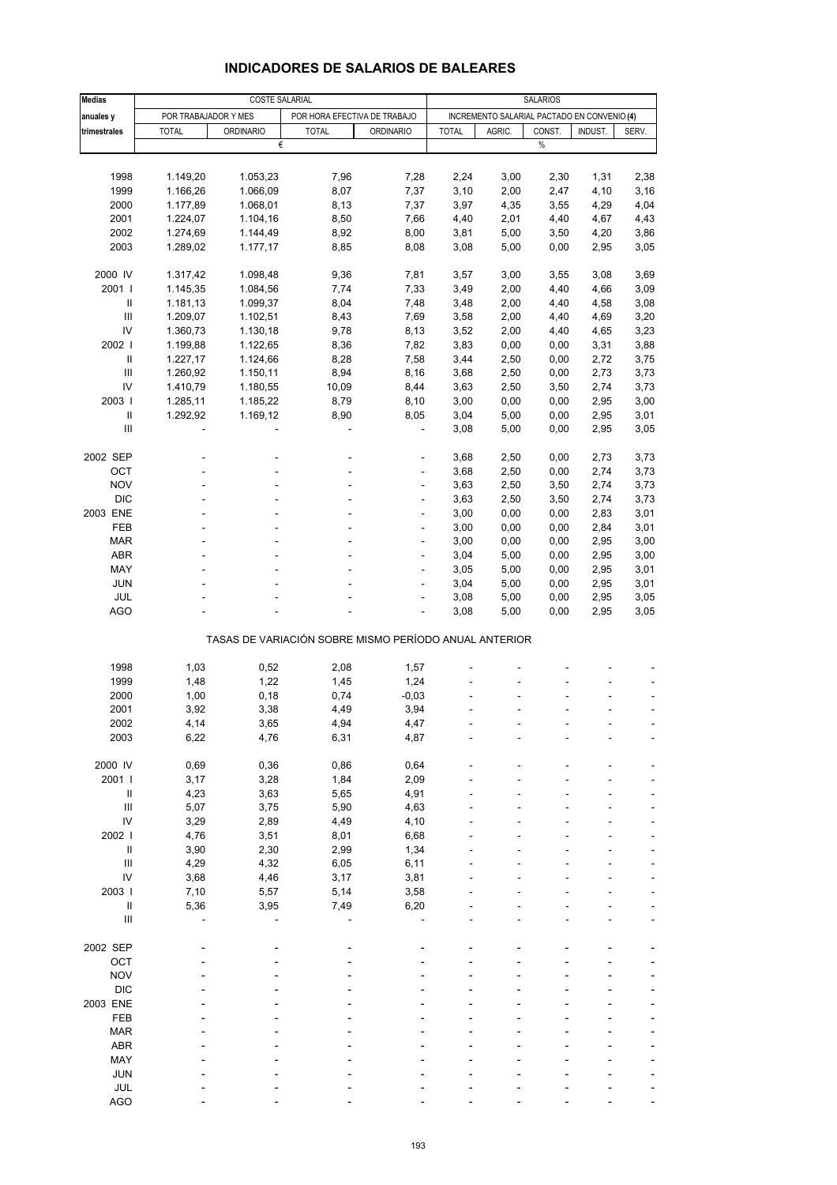## INDICADORES DE SALARIOS DE BALEARES

| Medias anuales y trimestrales | COSTE SALARIAL | | | | SALARIOS | | | | |
|---|---|---|---|---|---|---|---|---|---|
| | POR TRABAJADOR Y MES | | POR HORA EFECTIVA DE TRABAJO | | INCREMENTO SALARIAL PACTADO EN CONVENIO (4) | | | | |
| | TOTAL | ORDINARIO | TOTAL | ORDINARIO | TOTAL | AGRIC. | CONST. | INDUST. | SERV. |
| | € | | | | % | | | | |
| 1998 | 1.149,20 | 1.053,23 | 7,96 | 7,28 | 2,24 | 3,00 | 2,30 | 1,31 | 2,38 |
| 1999 | 1.166,26 | 1.066,09 | 8,07 | 7,37 | 3,10 | 2,00 | 2,47 | 4,10 | 3,16 |
| 2000 | 1.177,89 | 1.068,01 | 8,13 | 7,37 | 3,97 | 4,35 | 3,55 | 4,29 | 4,04 |
| 2001 | 1.224,07 | 1.104,16 | 8,50 | 7,66 | 4,40 | 2,01 | 4,40 | 4,67 | 4,43 |
| 2002 | 1.274,69 | 1.144,49 | 8,92 | 8,00 | 3,81 | 5,00 | 3,50 | 4,20 | 3,86 |
| 2003 | 1.289,02 | 1.177,17 | 8,85 | 8,08 | 3,08 | 5,00 | 0,00 | 2,95 | 3,05 |
| 2000 IV | 1.317,42 | 1.098,48 | 9,36 | 7,81 | 3,57 | 3,00 | 3,55 | 3,08 | 3,69 |
| 2001 I | 1.145,35 | 1.084,56 | 7,74 | 7,33 | 3,49 | 2,00 | 4,40 | 4,66 | 3,09 |
| II | 1.181,13 | 1.099,37 | 8,04 | 7,48 | 3,48 | 2,00 | 4,40 | 4,58 | 3,08 |
| III | 1.209,07 | 1.102,51 | 8,43 | 7,69 | 3,58 | 2,00 | 4,40 | 4,69 | 3,20 |
| IV | 1.360,73 | 1.130,18 | 9,78 | 8,13 | 3,52 | 2,00 | 4,40 | 4,65 | 3,23 |
| 2002 I | 1.199,88 | 1.122,65 | 8,36 | 7,82 | 3,83 | 0,00 | 0,00 | 3,31 | 3,88 |
| II | 1.227,17 | 1.124,66 | 8,28 | 7,58 | 3,44 | 2,50 | 0,00 | 2,72 | 3,75 |
| III | 1.260,92 | 1.150,11 | 8,94 | 8,16 | 3,68 | 2,50 | 0,00 | 2,73 | 3,73 |
| IV | 1.410,79 | 1.180,55 | 10,09 | 8,44 | 3,63 | 2,50 | 3,50 | 2,74 | 3,73 |
| 2003 I | 1.285,11 | 1.185,22 | 8,79 | 8,10 | 3,00 | 0,00 | 0,00 | 2,95 | 3,00 |
| II | 1.292,92 | 1.169,12 | 8,90 | 8,05 | 3,04 | 5,00 | 0,00 | 2,95 | 3,01 |
| III | - | - | - | - | 3,08 | 5,00 | 0,00 | 2,95 | 3,05 |
| 2002 SEP | - | - | - | - | 3,68 | 2,50 | 0,00 | 2,73 | 3,73 |
| OCT | - | - | - | - | 3,68 | 2,50 | 0,00 | 2,74 | 3,73 |
| NOV | - | - | - | - | 3,63 | 2,50 | 3,50 | 2,74 | 3,73 |
| DIC | - | - | - | - | 3,63 | 2,50 | 3,50 | 2,74 | 3,73 |
| 2003 ENE | - | - | - | - | 3,00 | 0,00 | 0,00 | 2,83 | 3,01 |
| FEB | - | - | - | - | 3,00 | 0,00 | 0,00 | 2,84 | 3,01 |
| MAR | - | - | - | - | 3,00 | 0,00 | 0,00 | 2,95 | 3,00 |
| ABR | - | - | - | - | 3,04 | 5,00 | 0,00 | 2,95 | 3,00 |
| MAY | - | - | - | - | 3,05 | 5,00 | 0,00 | 2,95 | 3,01 |
| JUN | - | - | - | - | 3,04 | 5,00 | 0,00 | 2,95 | 3,01 |
| JUL | - | - | - | - | 3,08 | 5,00 | 0,00 | 2,95 | 3,05 |
| AGO | - | - | - | - | 3,08 | 5,00 | 0,00 | 2,95 | 3,05 |
| TASAS DE VARIACIÓN SOBRE MISMO PERÍODO ANUAL ANTERIOR | | | | | | | | | |
| 1998 | 1,03 | 0,52 | 2,08 | 1,57 | - | - | - | - | - |
| 1999 | 1,48 | 1,22 | 1,45 | 1,24 | - | - | - | - | - |
| 2000 | 1,00 | 0,18 | 0,74 | -0,03 | - | - | - | - | - |
| 2001 | 3,92 | 3,38 | 4,49 | 3,94 | - | - | - | - | - |
| 2002 | 4,14 | 3,65 | 4,94 | 4,47 | - | - | - | - | - |
| 2003 | 6,22 | 4,76 | 6,31 | 4,87 | - | - | - | - | - |
| 2000 IV | 0,69 | 0,36 | 0,86 | 0,64 | - | - | - | - | - |
| 2001 I | 3,17 | 3,28 | 1,84 | 2,09 | - | - | - | - | - |
| II | 4,23 | 3,63 | 5,65 | 4,91 | - | - | - | - | - |
| III | 5,07 | 3,75 | 5,90 | 4,63 | - | - | - | - | - |
| IV | 3,29 | 2,89 | 4,49 | 4,10 | - | - | - | - | - |
| 2002 I | 4,76 | 3,51 | 8,01 | 6,68 | - | - | - | - | - |
| II | 3,90 | 2,30 | 2,99 | 1,34 | - | - | - | - | - |
| III | 4,29 | 4,32 | 6,05 | 6,11 | - | - | - | - | - |
| IV | 3,68 | 4,46 | 3,17 | 3,81 | - | - | - | - | - |
| 2003 I | 7,10 | 5,57 | 5,14 | 3,58 | - | - | - | - | - |
| II | 5,36 | 3,95 | 7,49 | 6,20 | - | - | - | - | - |
| III | - | - | - | - | - | - | - | - | - |
| 2002 SEP | - | - | - | - | - | - | - | - | - |
| OCT | - | - | - | - | - | - | - | - | - |
| NOV | - | - | - | - | - | - | - | - | - |
| DIC | - | - | - | - | - | - | - | - | - |
| 2003 ENE | - | - | - | - | - | - | - | - | - |
| FEB | - | - | - | - | - | - | - | - | - |
| MAR | - | - | - | - | - | - | - | - | - |
| ABR | - | - | - | - | - | - | - | - | - |
| MAY | - | - | - | - | - | - | - | - | - |
| JUN | - | - | - | - | - | - | - | - | - |
| JUL | - | - | - | - | - | - | - | - | - |
| AGO | - | - | - | - | - | - | - | - | - |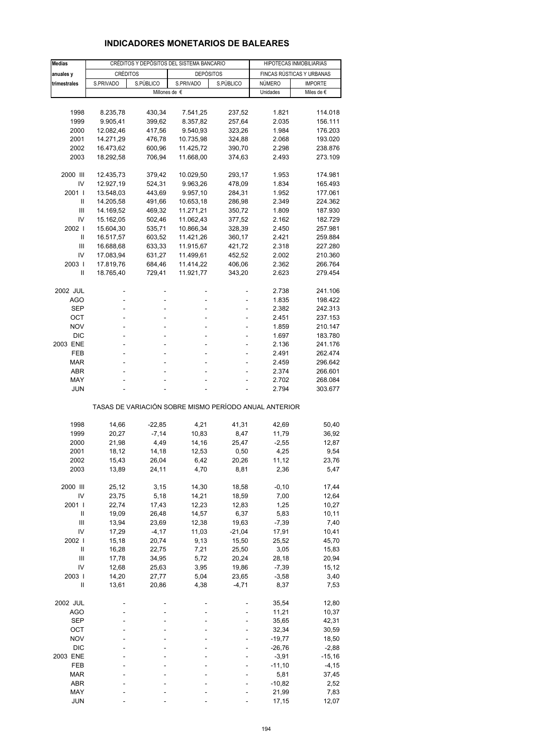# INDICADORES MONETARIOS DE BALEARES

| Medias anuales y trimestrales | CRÉDITOS Y DEPÓSITOS DEL SISTEMA BANCARIO | | | | HIPOTECAS INMOBILIARIAS | |
|---|---|---|---|---|---|---|
| | CRÉDITOS | | DEPÓSITOS | | FINCAS RÚSTICAS Y URBANAS | |
| | S.PRIVADO | S.PÚBLICO | S.PRIVADO | S.PÚBLICO | NÚMERO | IMPORTE |
| | Millones de € | | | | Unidades | Miles de € |
| 1998 | 8.235,78 | 430,34 | 7.541,25 | 237,52 | 1.821 | 114.018 |
| 1999 | 9.905,41 | 399,62 | 8.357,82 | 257,64 | 2.035 | 156.111 |
| 2000 | 12.082,46 | 417,56 | 9.540,93 | 323,26 | 1.984 | 176.203 |
| 2001 | 14.271,29 | 476,78 | 10.735,98 | 324,88 | 2.068 | 193.020 |
| 2002 | 16.473,62 | 600,96 | 11.425,72 | 390,70 | 2.298 | 238.876 |
| 2003 | 18.292,58 | 706,94 | 11.668,00 | 374,63 | 2.493 | 273.109 |
| 2000 III | 12.435,73 | 379,42 | 10.029,50 | 293,17 | 1.953 | 174.981 |
| IV | 12.927,19 | 524,31 | 9.963,26 | 478,09 | 1.834 | 165.493 |
| 2001 I | 13.548,03 | 443,69 | 9.957,10 | 284,31 | 1.952 | 177.061 |
| II | 14.205,58 | 491,66 | 10.653,18 | 286,98 | 2.349 | 224.362 |
| III | 14.169,52 | 469,32 | 11.271,21 | 350,72 | 1.809 | 187.930 |
| IV | 15.162,05 | 502,46 | 11.062,43 | 377,52 | 2.162 | 182.729 |
| 2002 I | 15.604,30 | 535,71 | 10.866,34 | 328,39 | 2.450 | 257.981 |
| II | 16.517,57 | 603,52 | 11.421,26 | 360,17 | 2.421 | 259.884 |
| III | 16.688,68 | 633,33 | 11.915,67 | 421,72 | 2.318 | 227.280 |
| IV | 17.083,94 | 631,27 | 11.499,61 | 452,52 | 2.002 | 210.360 |
| 2003 I | 17.819,76 | 684,46 | 11.414,22 | 406,06 | 2.362 | 266.764 |
| II | 18.765,40 | 729,41 | 11.921,77 | 343,20 | 2.623 | 279.454 |
| 2002 JUL | - | - | - | - | 2.738 | 241.106 |
| AGO | - | - | - | - | 1.835 | 198.422 |
| SEP | - | - | - | - | 2.382 | 242.313 |
| OCT | - | - | - | - | 2.451 | 237.153 |
| NOV | - | - | - | - | 1.859 | 210.147 |
| DIC | - | - | - | - | 1.697 | 183.780 |
| 2003 ENE | - | - | - | - | 2.136 | 241.176 |
| FEB | - | - | - | - | 2.491 | 262.474 |
| MAR | - | - | - | - | 2.459 | 296.642 |
| ABR | - | - | - | - | 2.374 | 266.601 |
| MAY | - | - | - | - | 2.702 | 268.084 |
| JUN | - | - | - | - | 2.794 | 303.677 |
| TASAS DE VARIACIÓN SOBRE MISMO PERÍODO ANUAL ANTERIOR | | | | | | |
| 1998 | 14,66 | -22,85 | 4,21 | 41,31 | 42,69 | 50,40 |
| 1999 | 20,27 | -7,14 | 10,83 | 8,47 | 11,79 | 36,92 |
| 2000 | 21,98 | 4,49 | 14,16 | 25,47 | -2,55 | 12,87 |
| 2001 | 18,12 | 14,18 | 12,53 | 0,50 | 4,25 | 9,54 |
| 2002 | 15,43 | 26,04 | 6,42 | 20,26 | 11,12 | 23,76 |
| 2003 | 13,89 | 24,11 | 4,70 | 8,81 | 2,36 | 5,47 |
| 2000 III | 25,12 | 3,15 | 14,30 | 18,58 | -0,10 | 17,44 |
| IV | 23,75 | 5,18 | 14,21 | 18,59 | 7,00 | 12,64 |
| 2001 I | 22,74 | 17,43 | 12,23 | 12,83 | 1,25 | 10,27 |
| II | 19,09 | 26,48 | 14,57 | 6,37 | 5,83 | 10,11 |
| III | 13,94 | 23,69 | 12,38 | 19,63 | -7,39 | 7,40 |
| IV | 17,29 | -4,17 | 11,03 | -21,04 | 17,91 | 10,41 |
| 2002 I | 15,18 | 20,74 | 9,13 | 15,50 | 25,52 | 45,70 |
| II | 16,28 | 22,75 | 7,21 | 25,50 | 3,05 | 15,83 |
| III | 17,78 | 34,95 | 5,72 | 20,24 | 28,18 | 20,94 |
| IV | 12,68 | 25,63 | 3,95 | 19,86 | -7,39 | 15,12 |
| 2003 I | 14,20 | 27,77 | 5,04 | 23,65 | -3,58 | 3,40 |
| II | 13,61 | 20,86 | 4,38 | -4,71 | 8,37 | 7,53 |
| 2002 JUL | - | - | - | - | 35,54 | 12,80 |
| AGO | - | - | - | - | 11,21 | 10,37 |
| SEP | - | - | - | - | 35,65 | 42,31 |
| OCT | - | - | - | - | 32,34 | 30,59 |
| NOV | - | - | - | - | -19,77 | 18,50 |
| DIC | - | - | - | - | -26,76 | -2,88 |
| 2003 ENE | - | - | - | - | -3,91 | -15,16 |
| FEB | - | - | - | - | -11,10 | -4,15 |
| MAR | - | - | - | - | 5,81 | 37,45 |
| ABR | - | - | - | - | -10,82 | 2,52 |
| MAY | - | - | - | - | 21,99 | 7,83 |
| JUN | - | - | - | - | 17,15 | 12,07 |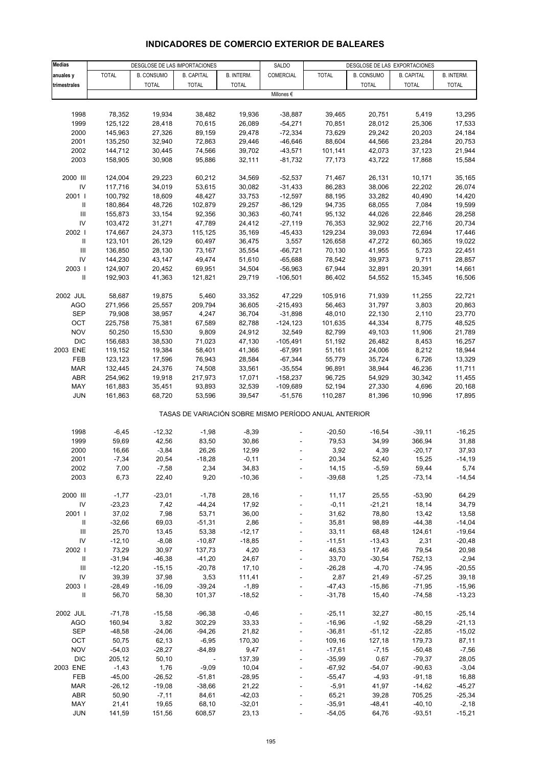# INDICADORES DE COMERCIO EXTERIOR DE BALEARES

| Medias anuales y trimestrales | DESGLOSE DE LAS IMPORTACIONES | | | | SALDO | DESGLOSE DE LAS EXPORTACIONES | | | |
|---|---|---|---|---|---|---|---|---|---|
| | TOTAL | B. CONSUMO TOTAL | B. CAPITAL TOTAL | B. INTERM. TOTAL | COMERCIAL | TOTAL | B. CONSUMO TOTAL | B. CAPITAL TOTAL | B. INTERM. TOTAL |
| | | | | | Millones € | | | | |
| 1998 | 78,352 | 19,934 | 38,482 | 19,936 | -38,887 | 39,465 | 20,751 | 5,419 | 13,295 |
| 1999 | 125,122 | 28,418 | 70,615 | 26,089 | -54,271 | 70,851 | 28,012 | 25,306 | 17,533 |
| 2000 | 145,963 | 27,326 | 89,159 | 29,478 | -72,334 | 73,629 | 29,242 | 20,203 | 24,184 |
| 2001 | 135,250 | 32,940 | 72,863 | 29,446 | -46,646 | 88,604 | 44,566 | 23,284 | 20,753 |
| 2002 | 144,712 | 30,445 | 74,566 | 39,702 | -43,571 | 101,141 | 42,073 | 37,123 | 21,944 |
| 2003 | 158,905 | 30,908 | 95,886 | 32,111 | -81,732 | 77,173 | 43,722 | 17,868 | 15,584 |
| 2000 III | 124,004 | 29,223 | 60,212 | 34,569 | -52,537 | 71,467 | 26,131 | 10,171 | 35,165 |
| IV | 117,716 | 34,019 | 53,615 | 30,082 | -31,433 | 86,283 | 38,006 | 22,202 | 26,074 |
| 2001 I | 100,792 | 18,609 | 48,427 | 33,753 | -12,597 | 88,195 | 33,282 | 40,490 | 14,420 |
| II | 180,864 | 48,726 | 102,879 | 29,257 | -86,129 | 94,735 | 68,055 | 7,084 | 19,599 |
| III | 155,873 | 33,154 | 92,356 | 30,363 | -60,741 | 95,132 | 44,026 | 22,846 | 28,258 |
| IV | 103,472 | 31,271 | 47,789 | 24,412 | -27,119 | 76,353 | 32,902 | 22,716 | 20,734 |
| 2002 I | 174,667 | 24,373 | 115,125 | 35,169 | -45,433 | 129,234 | 39,093 | 72,694 | 17,446 |
| II | 123,101 | 26,129 | 60,497 | 36,475 | 3,557 | 126,658 | 47,272 | 60,365 | 19,022 |
| III | 136,850 | 28,130 | 73,167 | 35,554 | -66,721 | 70,130 | 41,955 | 5,723 | 22,451 |
| IV | 144,230 | 43,147 | 49,474 | 51,610 | -65,688 | 78,542 | 39,973 | 9,711 | 28,857 |
| 2003 I | 124,907 | 20,452 | 69,951 | 34,504 | -56,963 | 67,944 | 32,891 | 20,391 | 14,661 |
| II | 192,903 | 41,363 | 121,821 | 29,719 | -106,501 | 86,402 | 54,552 | 15,345 | 16,506 |
| 2002 JUL | 58,687 | 19,875 | 5,460 | 33,352 | 47,229 | 105,916 | 71,939 | 11,255 | 22,721 |
| AGO | 271,956 | 25,557 | 209,794 | 36,605 | -215,493 | 56,463 | 31,797 | 3,803 | 20,863 |
| SEP | 79,908 | 38,957 | 4,247 | 36,704 | -31,898 | 48,010 | 22,130 | 2,110 | 23,770 |
| OCT | 225,758 | 75,381 | 67,589 | 82,788 | -124,123 | 101,635 | 44,334 | 8,775 | 48,525 |
| NOV | 50,250 | 15,530 | 9,809 | 24,912 | 32,549 | 82,799 | 49,103 | 11,906 | 21,789 |
| DIC | 156,683 | 38,530 | 71,023 | 47,130 | -105,491 | 51,192 | 26,482 | 8,453 | 16,257 |
| 2003 ENE | 119,152 | 19,384 | 58,401 | 41,366 | -67,991 | 51,161 | 24,006 | 8,212 | 18,944 |
| FEB | 123,123 | 17,596 | 76,943 | 28,584 | -67,344 | 55,779 | 35,724 | 6,726 | 13,329 |
| MAR | 132,445 | 24,376 | 74,508 | 33,561 | -35,554 | 96,891 | 38,944 | 46,236 | 11,711 |
| ABR | 254,962 | 19,918 | 217,973 | 17,071 | -158,237 | 96,725 | 54,929 | 30,342 | 11,455 |
| MAY | 161,883 | 35,451 | 93,893 | 32,539 | -109,689 | 52,194 | 27,330 | 4,696 | 20,168 |
| JUN | 161,863 | 68,720 | 53,596 | 39,547 | -51,576 | 110,287 | 81,396 | 10,996 | 17,895 |
| | TASAS DE VARIACIÓN SOBRE MISMO PERÍODO ANUAL ANTERIOR | | | | | | | | |
| 1998 | -6,45 | -12,32 | -1,98 | -8,39 | - | -20,50 | -16,54 | -39,11 | -16,25 |
| 1999 | 59,69 | 42,56 | 83,50 | 30,86 | - | 79,53 | 34,99 | 366,94 | 31,88 |
| 2000 | 16,66 | -3,84 | 26,26 | 12,99 | - | 3,92 | 4,39 | -20,17 | 37,93 |
| 2001 | -7,34 | 20,54 | -18,28 | -0,11 | - | 20,34 | 52,40 | 15,25 | -14,19 |
| 2002 | 7,00 | -7,58 | 2,34 | 34,83 | - | 14,15 | -5,59 | 59,44 | 5,74 |
| 2003 | 6,73 | 22,40 | 9,20 | -10,36 | - | -39,68 | 1,25 | -73,14 | -14,54 |
| 2000 III | -1,77 | -23,01 | -1,78 | 28,16 | - | 11,17 | 25,55 | -53,90 | 64,29 |
| IV | -23,23 | 7,42 | -44,24 | 17,92 | - | -0,11 | -21,21 | 18,14 | 34,79 |
| 2001 I | 37,02 | 7,98 | 53,71 | 36,00 | - | 31,62 | 78,80 | 13,42 | 13,58 |
| II | -32,66 | 69,03 | -51,31 | 2,86 | - | 35,81 | 98,89 | -44,38 | -14,04 |
| III | 25,70 | 13,45 | 53,38 | -12,17 | - | 33,11 | 68,48 | 124,61 | -19,64 |
| IV | -12,10 | -8,08 | -10,87 | -18,85 | - | -11,51 | -13,43 | 2,31 | -20,48 |
| 2002 I | 73,29 | 30,97 | 137,73 | 4,20 | - | 46,53 | 17,46 | 79,54 | 20,98 |
| II | -31,94 | -46,38 | -41,20 | 24,67 | - | 33,70 | -30,54 | 752,13 | -2,94 |
| III | -12,20 | -15,15 | -20,78 | 17,10 | - | -26,28 | -4,70 | -74,95 | -20,55 |
| IV | 39,39 | 37,98 | 3,53 | 111,41 | - | 2,87 | 21,49 | -57,25 | 39,18 |
| 2003 I | -28,49 | -16,09 | -39,24 | -1,89 | - | -47,43 | -15,86 | -71,95 | -15,96 |
| II | 56,70 | 58,30 | 101,37 | -18,52 | - | -31,78 | 15,40 | -74,58 | -13,23 |
| 2002 JUL | -71,78 | -15,58 | -96,38 | -0,46 | - | -25,11 | 32,27 | -80,15 | -25,14 |
| AGO | 160,94 | 3,82 | 302,29 | 33,33 | - | -16,96 | -1,92 | -58,29 | -21,13 |
| SEP | -48,58 | -24,06 | -94,26 | 21,82 | - | -36,81 | -51,12 | -22,85 | -15,02 |
| OCT | 50,75 | 62,13 | -6,95 | 170,30 | - | 109,16 | 127,18 | 179,73 | 87,11 |
| NOV | -54,03 | -28,27 | -84,89 | 9,47 | - | -17,61 | -7,15 | -50,48 | -7,56 |
| DIC | 205,12 | 50,10 | - | 137,39 | - | -35,99 | 0,67 | -79,37 | 28,05 |
| 2003 ENE | -1,43 | 1,76 | -9,09 | 10,04 | - | -67,92 | -54,07 | -90,63 | -3,04 |
| FEB | -45,00 | -26,52 | -51,81 | -28,95 | - | -55,47 | -4,93 | -91,18 | 16,88 |
| MAR | -26,12 | -19,08 | -38,66 | 21,22 | - | -5,91 | 41,97 | -14,62 | -45,27 |
| ABR | 50,90 | -7,11 | 84,61 | -42,03 | - | 65,21 | 39,28 | 705,25 | -25,34 |
| MAY | 21,41 | 19,65 | 68,10 | -32,01 | - | -35,91 | -48,41 | -40,10 | -2,18 |
| JUN | 141,59 | 151,56 | 608,57 | 23,13 | - | -54,05 | 64,76 | -93,51 | -15,21 |